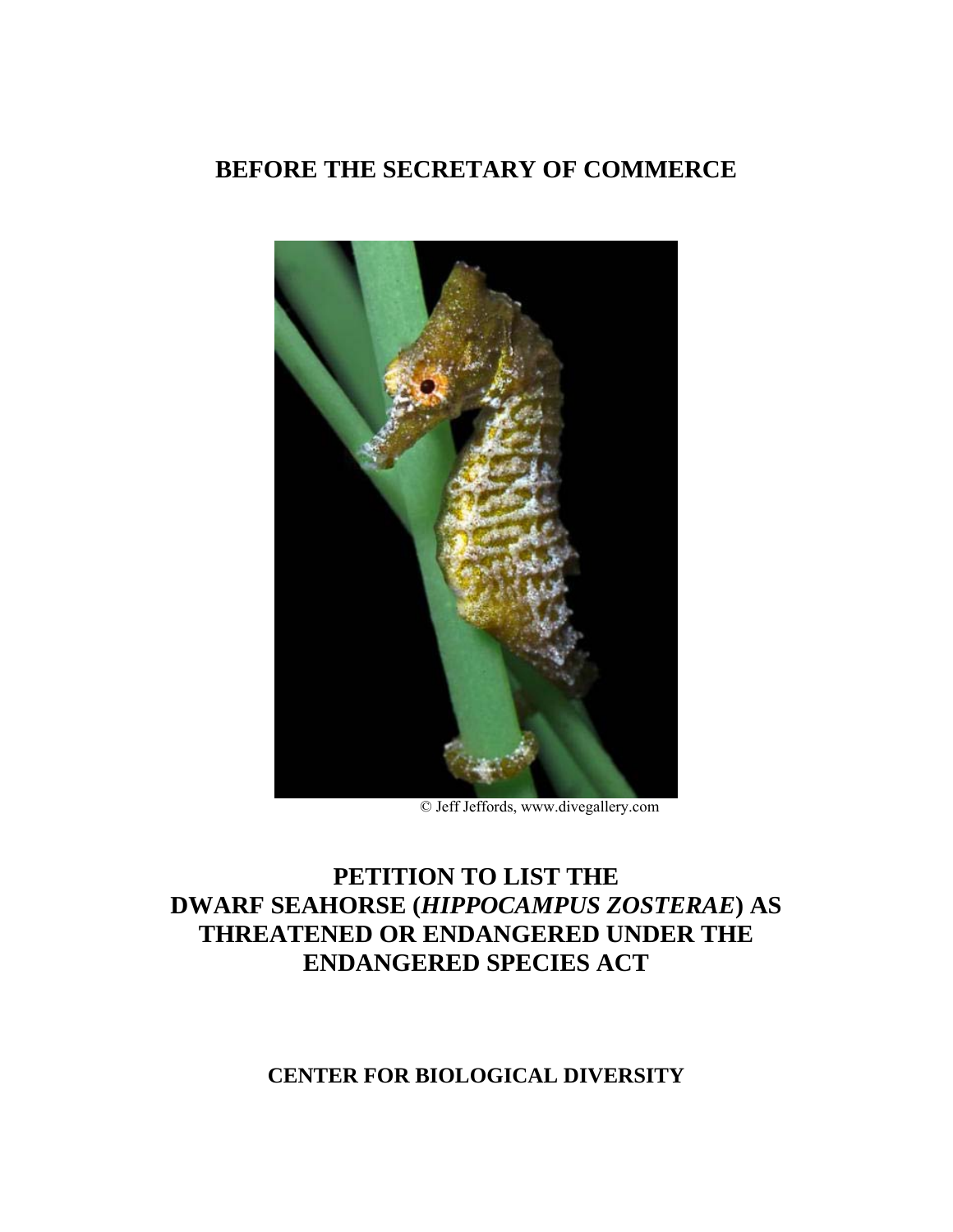# BEFORE THE SECRETARY OF COMMERCE

© Jeff Jeffords, www.divegallery.com

# PETITION TO LIST THE DWARF SEAHORSE (*HIPPOCAMPUS ZOSTERAE*) AS THREATENED OR ENDANGERED UNDER THE ENDANGERED SPECIES ACT

**CENTER FOR BIOLOGICAL DIVERSITY**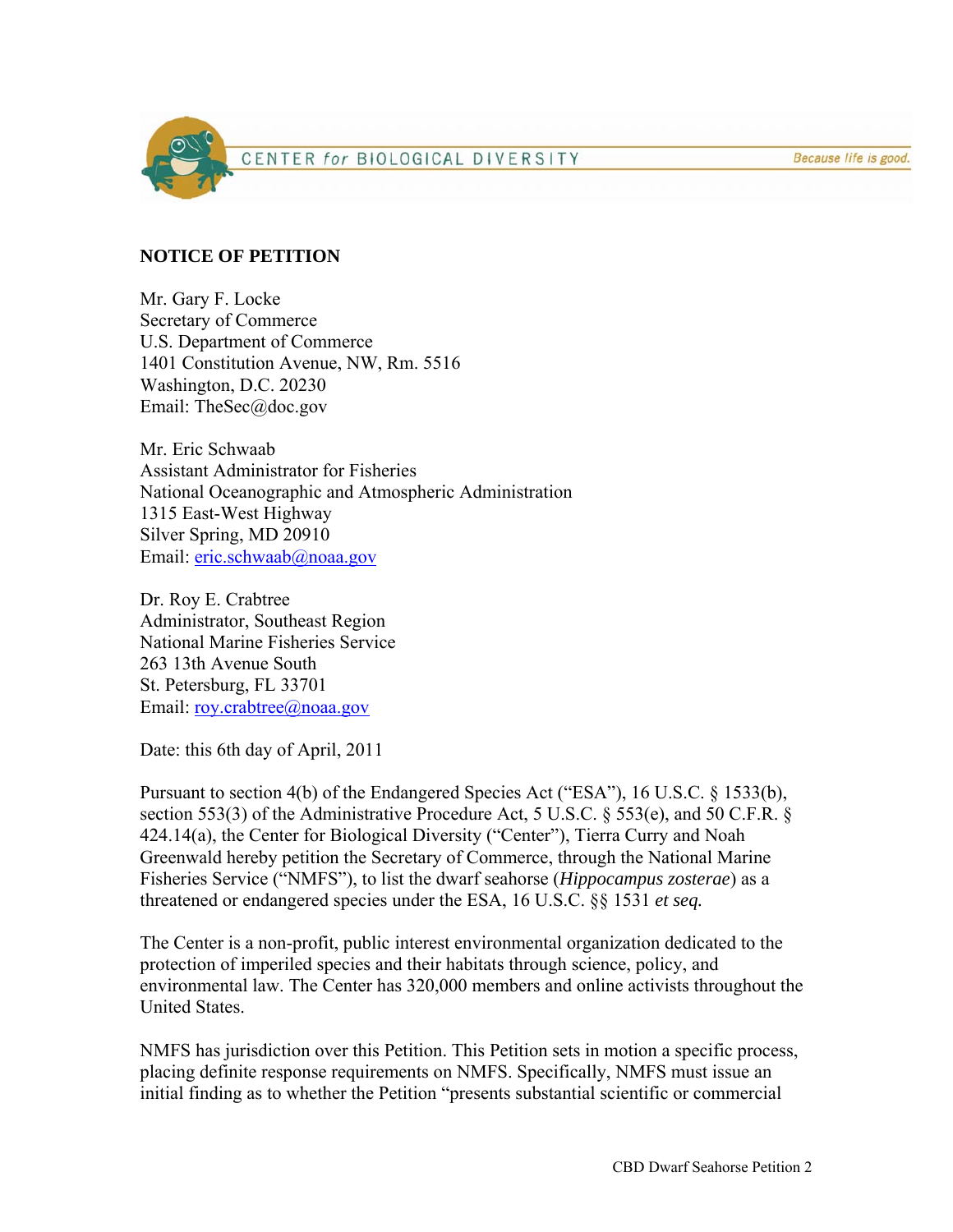CENTER for BIOLOGICAL DIVERSITY Because life is good.

**NOTICE OF PETITION**

Mr. Gary F. Locke
Secretary of Commerce
U.S. Department of Commerce
1401 Constitution Avenue, NW, Rm. 5516
Washington, D.C. 20230
Email: TheSec@doc.gov

Mr. Eric Schwaab
Assistant Administrator for Fisheries
National Oceanographic and Atmospheric Administration
1315 East-West Highway
Silver Spring, MD 20910
Email: eric.schwaab@noaa.gov

Dr. Roy E. Crabtree
Administrator, Southeast Region
National Marine Fisheries Service
263 13th Avenue South
St. Petersburg, FL 33701
Email: roy.crabtree@noaa.gov

Date: this 6th day of April, 2011

Pursuant to section 4(b) of the Endangered Species Act ("ESA"), 16 U.S.C. § 1533(b), section 553(3) of the Administrative Procedure Act, 5 U.S.C. § 553(e), and 50 C.F.R. § 424.14(a), the Center for Biological Diversity ("Center"), Tierra Curry and Noah Greenwald hereby petition the Secretary of Commerce, through the National Marine Fisheries Service ("NMFS"), to list the dwarf seahorse (*Hippocampus zosterae*) as a threatened or endangered species under the ESA, 16 U.S.C. §§ 1531 *et seq.*

The Center is a non-profit, public interest environmental organization dedicated to the protection of imperiled species and their habitats through science, policy, and environmental law. The Center has 320,000 members and online activists throughout the United States.

NMFS has jurisdiction over this Petition. This Petition sets in motion a specific process, placing definite response requirements on NMFS. Specifically, NMFS must issue an initial finding as to whether the Petition "presents substantial scientific or commercial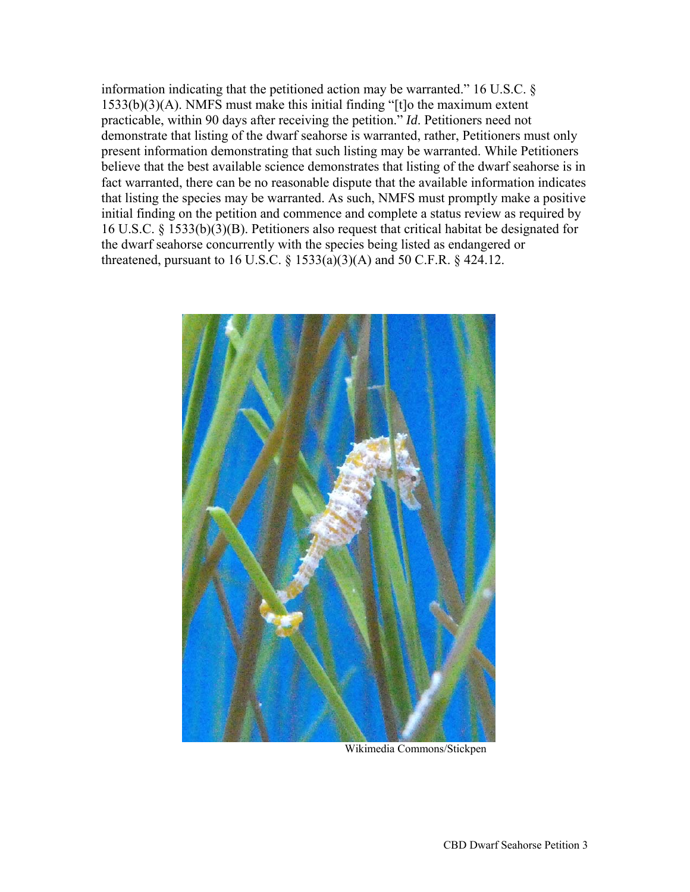information indicating that the petitioned action may be warranted." 16 U.S.C. § 1533(b)(3)(A). NMFS must make this initial finding "[t]o the maximum extent practicable, within 90 days after receiving the petition." *Id.* Petitioners need not demonstrate that listing of the dwarf seahorse is warranted, rather, Petitioners must only present information demonstrating that such listing may be warranted. While Petitioners believe that the best available science demonstrates that listing of the dwarf seahorse is in fact warranted, there can be no reasonable dispute that the available information indicates that listing the species may be warranted. As such, NMFS must promptly make a positive initial finding on the petition and commence and complete a status review as required by 16 U.S.C. § 1533(b)(3)(B). Petitioners also request that critical habitat be designated for the dwarf seahorse concurrently with the species being listed as endangered or threatened, pursuant to 16 U.S.C. § 1533(a)(3)(A) and 50 C.F.R. § 424.12.

Wikimedia Commons/Stickpen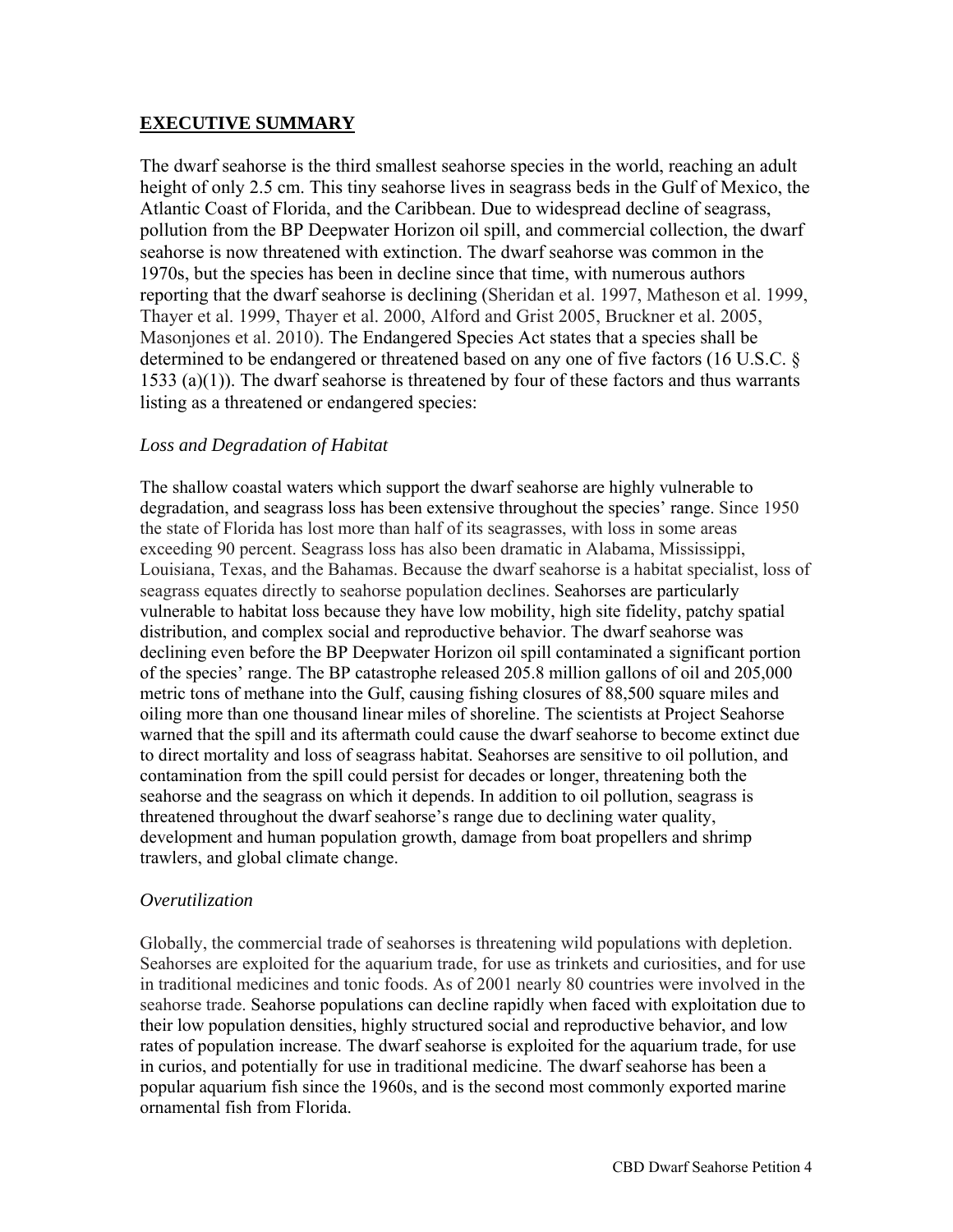## EXECUTIVE SUMMARY

The dwarf seahorse is the third smallest seahorse species in the world, reaching an adult height of only 2.5 cm. This tiny seahorse lives in seagrass beds in the Gulf of Mexico, the Atlantic Coast of Florida, and the Caribbean. Due to widespread decline of seagrass, pollution from the BP Deepwater Horizon oil spill, and commercial collection, the dwarf seahorse is now threatened with extinction. The dwarf seahorse was common in the 1970s, but the species has been in decline since that time, with numerous authors reporting that the dwarf seahorse is declining (Sheridan et al. 1997, Matheson et al. 1999, Thayer et al. 1999, Thayer et al. 2000, Alford and Grist 2005, Bruckner et al. 2005, Masonjones et al. 2010). The Endangered Species Act states that a species shall be determined to be endangered or threatened based on any one of five factors (16 U.S.C. § 1533 (a)(1)). The dwarf seahorse is threatened by four of these factors and thus warrants listing as a threatened or endangered species:

*Loss and Degradation of Habitat*

The shallow coastal waters which support the dwarf seahorse are highly vulnerable to degradation, and seagrass loss has been extensive throughout the species' range. Since 1950 the state of Florida has lost more than half of its seagrasses, with loss in some areas exceeding 90 percent. Seagrass loss has also been dramatic in Alabama, Mississippi, Louisiana, Texas, and the Bahamas. Because the dwarf seahorse is a habitat specialist, loss of seagrass equates directly to seahorse population declines. Seahorses are particularly vulnerable to habitat loss because they have low mobility, high site fidelity, patchy spatial distribution, and complex social and reproductive behavior. The dwarf seahorse was declining even before the BP Deepwater Horizon oil spill contaminated a significant portion of the species' range. The BP catastrophe released 205.8 million gallons of oil and 205,000 metric tons of methane into the Gulf, causing fishing closures of 88,500 square miles and oiling more than one thousand linear miles of shoreline. The scientists at Project Seahorse warned that the spill and its aftermath could cause the dwarf seahorse to become extinct due to direct mortality and loss of seagrass habitat. Seahorses are sensitive to oil pollution, and contamination from the spill could persist for decades or longer, threatening both the seahorse and the seagrass on which it depends. In addition to oil pollution, seagrass is threatened throughout the dwarf seahorse's range due to declining water quality, development and human population growth, damage from boat propellers and shrimp trawlers, and global climate change.

*Overutilization*

Globally, the commercial trade of seahorses is threatening wild populations with depletion. Seahorses are exploited for the aquarium trade, for use as trinkets and curiosities, and for use in traditional medicines and tonic foods. As of 2001 nearly 80 countries were involved in the seahorse trade. Seahorse populations can decline rapidly when faced with exploitation due to their low population densities, highly structured social and reproductive behavior, and low rates of population increase. The dwarf seahorse is exploited for the aquarium trade, for use in curios, and potentially for use in traditional medicine. The dwarf seahorse has been a popular aquarium fish since the 1960s, and is the second most commonly exported marine ornamental fish from Florida.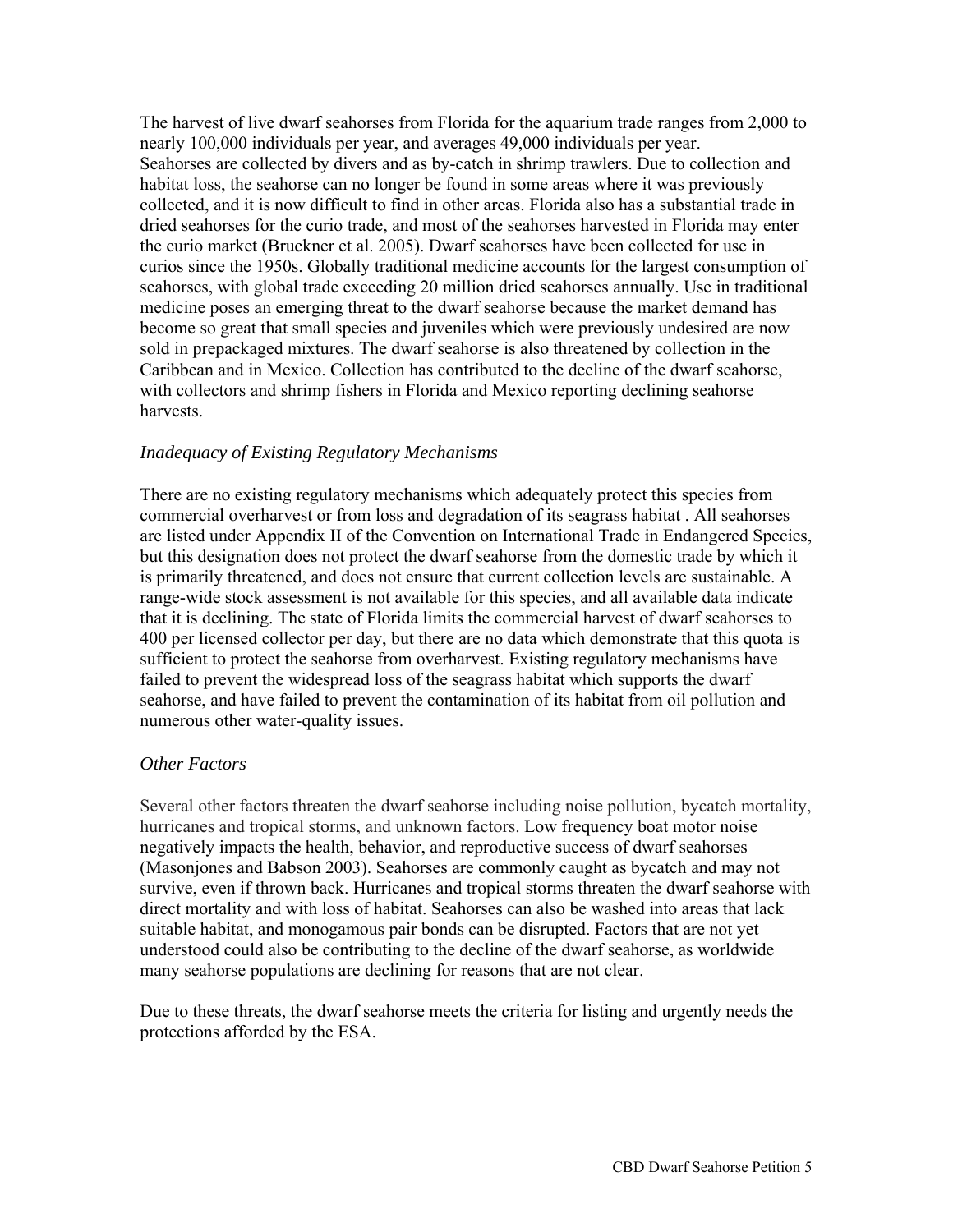The harvest of live dwarf seahorses from Florida for the aquarium trade ranges from 2,000 to nearly 100,000 individuals per year, and averages 49,000 individuals per year. Seahorses are collected by divers and as by-catch in shrimp trawlers. Due to collection and habitat loss, the seahorse can no longer be found in some areas where it was previously collected, and it is now difficult to find in other areas. Florida also has a substantial trade in dried seahorses for the curio trade, and most of the seahorses harvested in Florida may enter the curio market (Bruckner et al. 2005). Dwarf seahorses have been collected for use in curios since the 1950s. Globally traditional medicine accounts for the largest consumption of seahorses, with global trade exceeding 20 million dried seahorses annually. Use in traditional medicine poses an emerging threat to the dwarf seahorse because the market demand has become so great that small species and juveniles which were previously undesired are now sold in prepackaged mixtures. The dwarf seahorse is also threatened by collection in the Caribbean and in Mexico. Collection has contributed to the decline of the dwarf seahorse, with collectors and shrimp fishers in Florida and Mexico reporting declining seahorse harvests.

### *Inadequacy of Existing Regulatory Mechanisms*

There are no existing regulatory mechanisms which adequately protect this species from commercial overharvest or from loss and degradation of its seagrass habitat . All seahorses are listed under Appendix II of the Convention on International Trade in Endangered Species, but this designation does not protect the dwarf seahorse from the domestic trade by which it is primarily threatened, and does not ensure that current collection levels are sustainable. A range-wide stock assessment is not available for this species, and all available data indicate that it is declining. The state of Florida limits the commercial harvest of dwarf seahorses to 400 per licensed collector per day, but there are no data which demonstrate that this quota is sufficient to protect the seahorse from overharvest. Existing regulatory mechanisms have failed to prevent the widespread loss of the seagrass habitat which supports the dwarf seahorse, and have failed to prevent the contamination of its habitat from oil pollution and numerous other water-quality issues.

### *Other Factors*

Several other factors threaten the dwarf seahorse including noise pollution, bycatch mortality, hurricanes and tropical storms, and unknown factors. Low frequency boat motor noise negatively impacts the health, behavior, and reproductive success of dwarf seahorses (Masonjones and Babson 2003). Seahorses are commonly caught as bycatch and may not survive, even if thrown back. Hurricanes and tropical storms threaten the dwarf seahorse with direct mortality and with loss of habitat. Seahorses can also be washed into areas that lack suitable habitat, and monogamous pair bonds can be disrupted. Factors that are not yet understood could also be contributing to the decline of the dwarf seahorse, as worldwide many seahorse populations are declining for reasons that are not clear.

Due to these threats, the dwarf seahorse meets the criteria for listing and urgently needs the protections afforded by the ESA.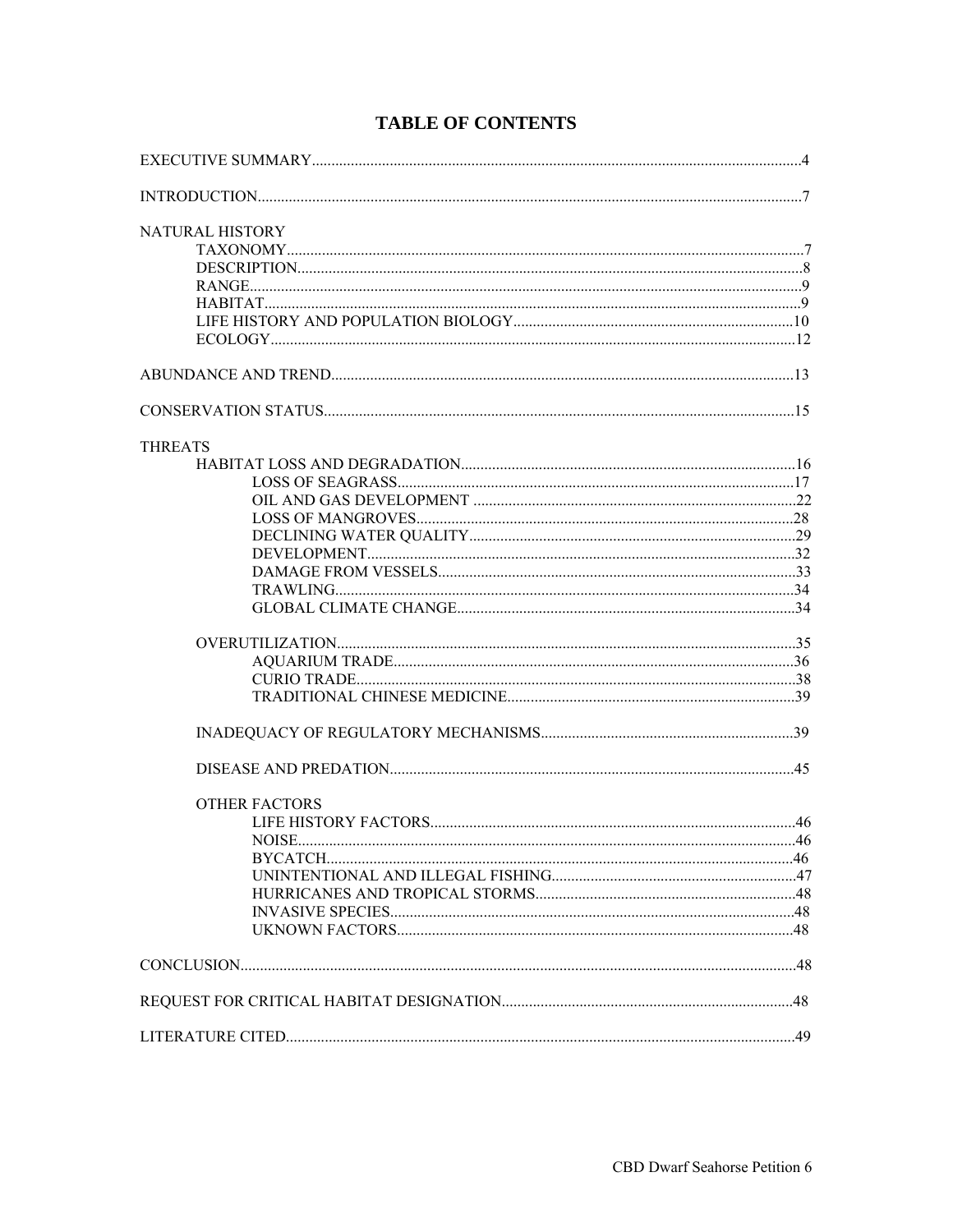# TABLE OF CONTENTS

EXECUTIVE SUMMARY....4

INTRODUCTION....7

NATURAL HISTORY
- TAXONOMY....7
- DESCRIPTION....8
- RANGE....9
- HABITAT....9
- LIFE HISTORY AND POPULATION BIOLOGY....10
- ECOLOGY....12

ABUNDANCE AND TREND....13

CONSERVATION STATUS....15

THREATS
- HABITAT LOSS AND DEGRADATION....16
  - LOSS OF SEAGRASS....17
  - OIL AND GAS DEVELOPMENT....22
  - LOSS OF MANGROVES....28
  - DECLINING WATER QUALITY....29
  - DEVELOPMENT....32
  - DAMAGE FROM VESSELS....33
  - TRAWLING....34
  - GLOBAL CLIMATE CHANGE....34
- OVERUTILIZATION....35
  - AQUARIUM TRADE....36
  - CURIO TRADE....38
  - TRADITIONAL CHINESE MEDICINE....39
- INADEQUACY OF REGULATORY MECHANISMS....39
- DISEASE AND PREDATION....45
- OTHER FACTORS
  - LIFE HISTORY FACTORS....46
  - NOISE....46
  - BYCATCH....46
  - UNINTENTIONAL AND ILLEGAL FISHING....47
  - HURRICANES AND TROPICAL STORMS....48
  - INVASIVE SPECIES....48
  - UKNOWN FACTORS....48

CONCLUSION....48

REQUEST FOR CRITICAL HABITAT DESIGNATION....48

LITERATURE CITED....49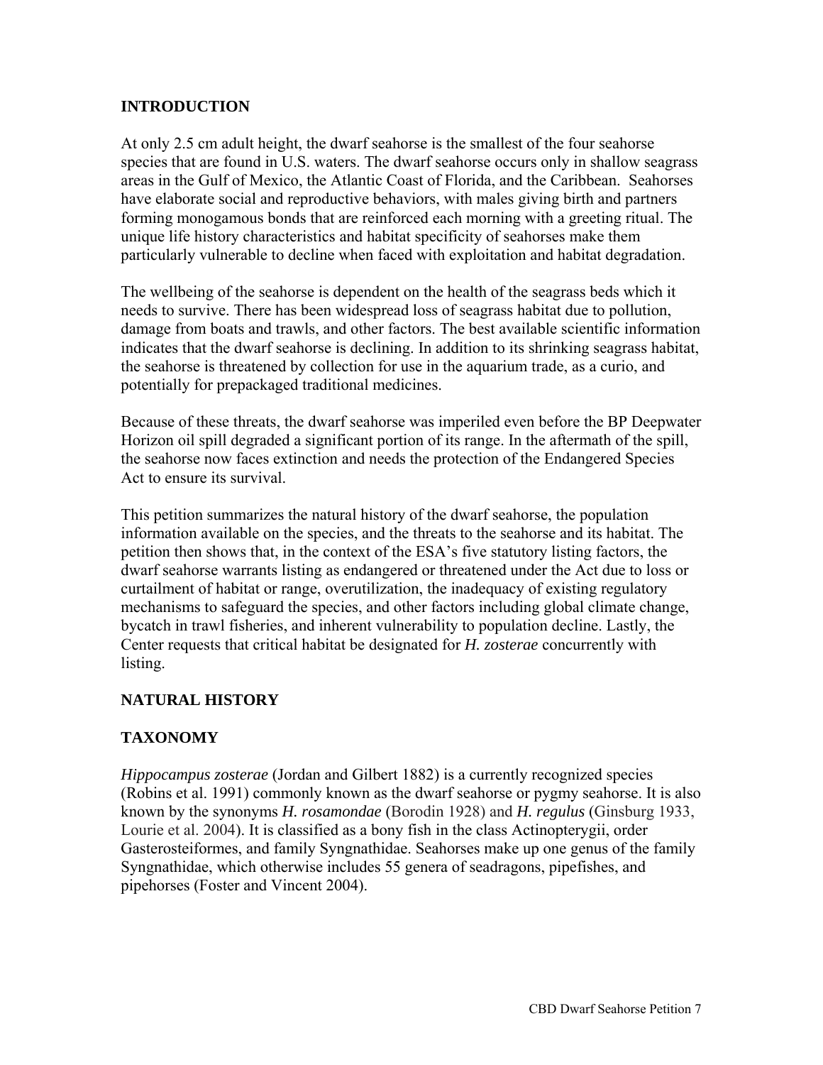## INTRODUCTION

At only 2.5 cm adult height, the dwarf seahorse is the smallest of the four seahorse species that are found in U.S. waters. The dwarf seahorse occurs only in shallow seagrass areas in the Gulf of Mexico, the Atlantic Coast of Florida, and the Caribbean. Seahorses have elaborate social and reproductive behaviors, with males giving birth and partners forming monogamous bonds that are reinforced each morning with a greeting ritual. The unique life history characteristics and habitat specificity of seahorses make them particularly vulnerable to decline when faced with exploitation and habitat degradation.

The wellbeing of the seahorse is dependent on the health of the seagrass beds which it needs to survive. There has been widespread loss of seagrass habitat due to pollution, damage from boats and trawls, and other factors. The best available scientific information indicates that the dwarf seahorse is declining. In addition to its shrinking seagrass habitat, the seahorse is threatened by collection for use in the aquarium trade, as a curio, and potentially for prepackaged traditional medicines.

Because of these threats, the dwarf seahorse was imperiled even before the BP Deepwater Horizon oil spill degraded a significant portion of its range. In the aftermath of the spill, the seahorse now faces extinction and needs the protection of the Endangered Species Act to ensure its survival.

This petition summarizes the natural history of the dwarf seahorse, the population information available on the species, and the threats to the seahorse and its habitat. The petition then shows that, in the context of the ESA's five statutory listing factors, the dwarf seahorse warrants listing as endangered or threatened under the Act due to loss or curtailment of habitat or range, overutilization, the inadequacy of existing regulatory mechanisms to safeguard the species, and other factors including global climate change, bycatch in trawl fisheries, and inherent vulnerability to population decline. Lastly, the Center requests that critical habitat be designated for *H. zosterae* concurrently with listing.

## NATURAL HISTORY

## TAXONOMY

*Hippocampus zosterae* (Jordan and Gilbert 1882) is a currently recognized species (Robins et al. 1991) commonly known as the dwarf seahorse or pygmy seahorse. It is also known by the synonyms *H. rosamondae* (Borodin 1928) and *H. regulus* (Ginsburg 1933, Lourie et al. 2004). It is classified as a bony fish in the class Actinopterygii, order Gasterosteiformes, and family Syngnathidae. Seahorses make up one genus of the family Syngnathidae, which otherwise includes 55 genera of seadragons, pipefishes, and pipehorses (Foster and Vincent 2004).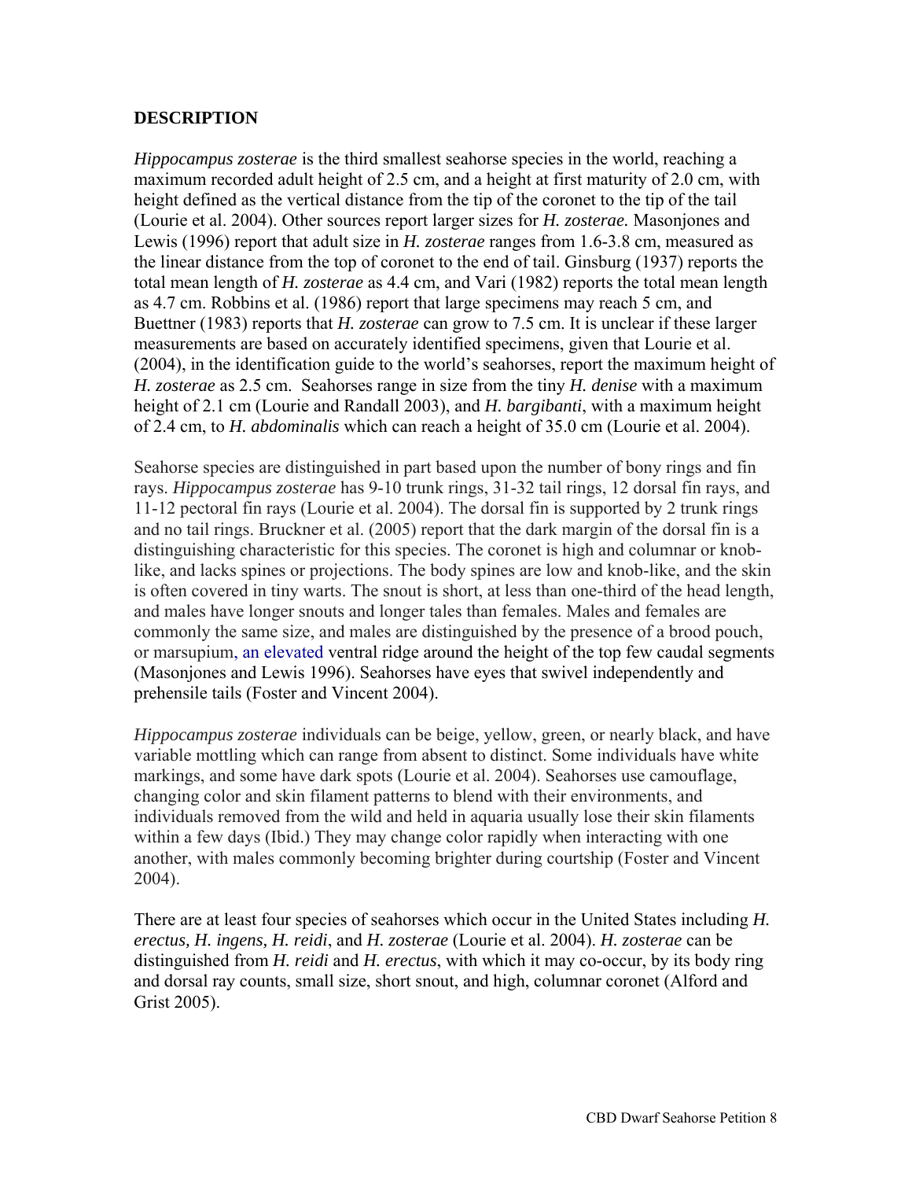## DESCRIPTION

*Hippocampus zosterae* is the third smallest seahorse species in the world, reaching a maximum recorded adult height of 2.5 cm, and a height at first maturity of 2.0 cm, with height defined as the vertical distance from the tip of the coronet to the tip of the tail (Lourie et al. 2004). Other sources report larger sizes for *H. zosterae.* Masonjones and Lewis (1996) report that adult size in *H. zosterae* ranges from 1.6-3.8 cm, measured as the linear distance from the top of coronet to the end of tail. Ginsburg (1937) reports the total mean length of *H. zosterae* as 4.4 cm, and Vari (1982) reports the total mean length as 4.7 cm. Robbins et al. (1986) report that large specimens may reach 5 cm, and Buettner (1983) reports that *H. zosterae* can grow to 7.5 cm. It is unclear if these larger measurements are based on accurately identified specimens, given that Lourie et al. (2004), in the identification guide to the world's seahorses, report the maximum height of *H. zosterae* as 2.5 cm. Seahorses range in size from the tiny *H. denise* with a maximum height of 2.1 cm (Lourie and Randall 2003), and *H. bargibanti*, with a maximum height of 2.4 cm, to *H. abdominalis* which can reach a height of 35.0 cm (Lourie et al. 2004).

Seahorse species are distinguished in part based upon the number of bony rings and fin rays. *Hippocampus zosterae* has 9-10 trunk rings, 31-32 tail rings, 12 dorsal fin rays, and 11-12 pectoral fin rays (Lourie et al. 2004). The dorsal fin is supported by 2 trunk rings and no tail rings. Bruckner et al. (2005) report that the dark margin of the dorsal fin is a distinguishing characteristic for this species. The coronet is high and columnar or knob-like, and lacks spines or projections. The body spines are low and knob-like, and the skin is often covered in tiny warts. The snout is short, at less than one-third of the head length, and males have longer snouts and longer tales than females. Males and females are commonly the same size, and males are distinguished by the presence of a brood pouch, or marsupium, an elevated ventral ridge around the height of the top few caudal segments (Masonjones and Lewis 1996). Seahorses have eyes that swivel independently and prehensile tails (Foster and Vincent 2004).

*Hippocampus zosterae* individuals can be beige, yellow, green, or nearly black, and have variable mottling which can range from absent to distinct. Some individuals have white markings, and some have dark spots (Lourie et al. 2004). Seahorses use camouflage, changing color and skin filament patterns to blend with their environments, and individuals removed from the wild and held in aquaria usually lose their skin filaments within a few days (Ibid.) They may change color rapidly when interacting with one another, with males commonly becoming brighter during courtship (Foster and Vincent 2004).

There are at least four species of seahorses which occur in the United States including *H. erectus, H. ingens, H. reidi*, and *H. zosterae* (Lourie et al. 2004). *H. zosterae* can be distinguished from *H. reidi* and *H. erectus*, with which it may co-occur, by its body ring and dorsal ray counts, small size, short snout, and high, columnar coronet (Alford and Grist 2005).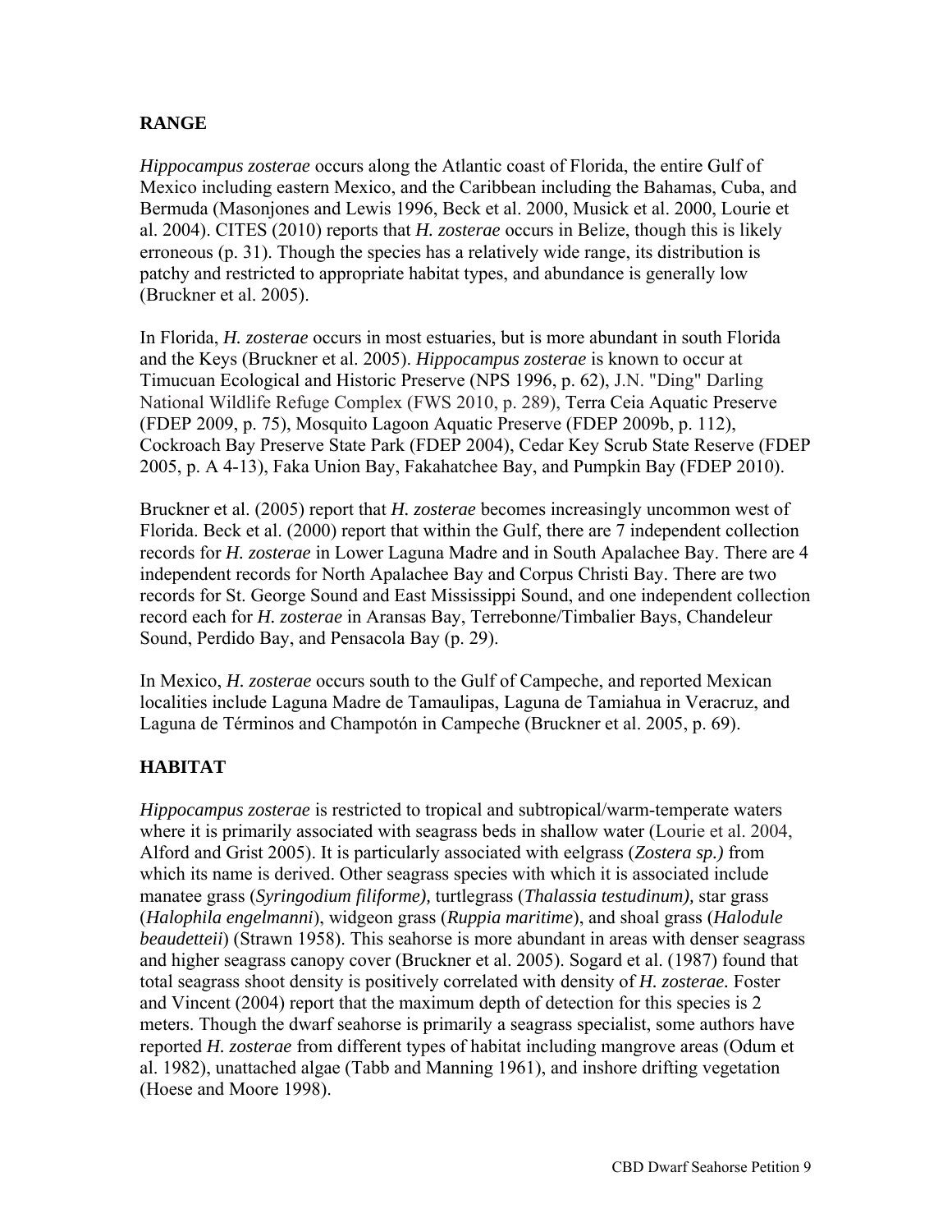## RANGE

*Hippocampus zosterae* occurs along the Atlantic coast of Florida, the entire Gulf of Mexico including eastern Mexico, and the Caribbean including the Bahamas, Cuba, and Bermuda (Masonjones and Lewis 1996, Beck et al. 2000, Musick et al. 2000, Lourie et al. 2004). CITES (2010) reports that *H. zosterae* occurs in Belize, though this is likely erroneous (p. 31). Though the species has a relatively wide range, its distribution is patchy and restricted to appropriate habitat types, and abundance is generally low (Bruckner et al. 2005).

In Florida, *H. zosterae* occurs in most estuaries, but is more abundant in south Florida and the Keys (Bruckner et al. 2005). *Hippocampus zosterae* is known to occur at Timucuan Ecological and Historic Preserve (NPS 1996, p. 62), J.N. "Ding" Darling National Wildlife Refuge Complex (FWS 2010, p. 289), Terra Ceia Aquatic Preserve (FDEP 2009, p. 75), Mosquito Lagoon Aquatic Preserve (FDEP 2009b, p. 112), Cockroach Bay Preserve State Park (FDEP 2004), Cedar Key Scrub State Reserve (FDEP 2005, p. A 4-13), Faka Union Bay, Fakahatchee Bay, and Pumpkin Bay (FDEP 2010).

Bruckner et al. (2005) report that *H. zosterae* becomes increasingly uncommon west of Florida. Beck et al. (2000) report that within the Gulf, there are 7 independent collection records for *H. zosterae* in Lower Laguna Madre and in South Apalachee Bay. There are 4 independent records for North Apalachee Bay and Corpus Christi Bay. There are two records for St. George Sound and East Mississippi Sound, and one independent collection record each for *H. zosterae* in Aransas Bay, Terrebonne/Timbalier Bays, Chandeleur Sound, Perdido Bay, and Pensacola Bay (p. 29).

In Mexico, *H. zosterae* occurs south to the Gulf of Campeche, and reported Mexican localities include Laguna Madre de Tamaulipas, Laguna de Tamiahua in Veracruz, and Laguna de Términos and Champotón in Campeche (Bruckner et al. 2005, p. 69).

## HABITAT

*Hippocampus zosterae* is restricted to tropical and subtropical/warm-temperate waters where it is primarily associated with seagrass beds in shallow water (Lourie et al. 2004, Alford and Grist 2005). It is particularly associated with eelgrass (*Zostera sp.)* from which its name is derived. Other seagrass species with which it is associated include manatee grass (*Syringodium filiforme),* turtlegrass (*Thalassia testudinum),* star grass (*Halophila engelmanni*), widgeon grass (*Ruppia maritime*), and shoal grass (*Halodule beaudetteii*) (Strawn 1958). This seahorse is more abundant in areas with denser seagrass and higher seagrass canopy cover (Bruckner et al. 2005). Sogard et al. (1987) found that total seagrass shoot density is positively correlated with density of *H. zosterae.* Foster and Vincent (2004) report that the maximum depth of detection for this species is 2 meters. Though the dwarf seahorse is primarily a seagrass specialist, some authors have reported *H. zosterae* from different types of habitat including mangrove areas (Odum et al. 1982), unattached algae (Tabb and Manning 1961), and inshore drifting vegetation (Hoese and Moore 1998).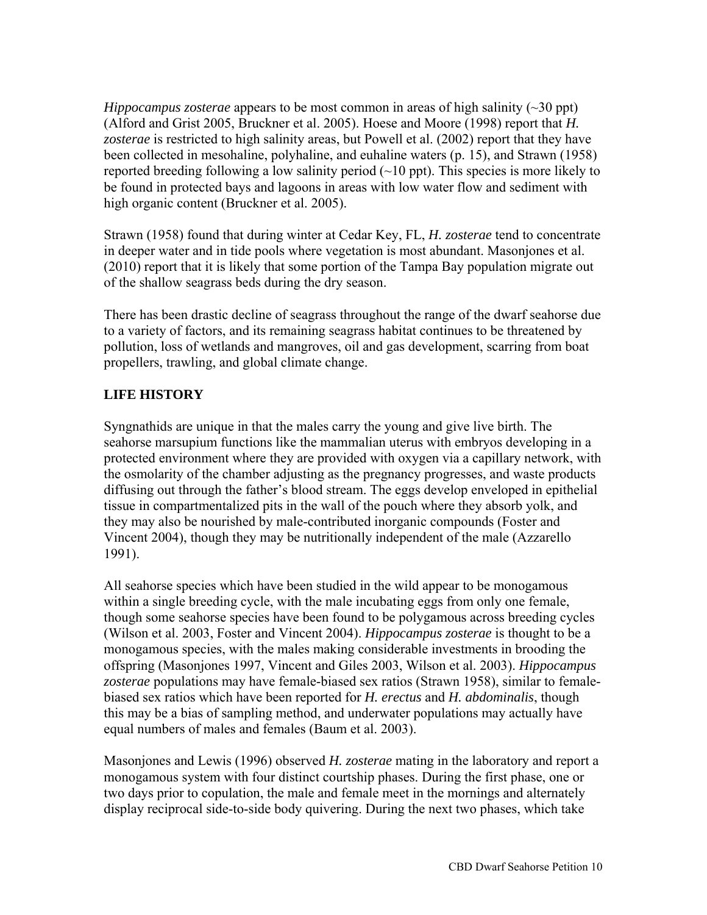*Hippocampus zosterae* appears to be most common in areas of high salinity (~30 ppt) (Alford and Grist 2005, Bruckner et al. 2005). Hoese and Moore (1998) report that *H. zosterae* is restricted to high salinity areas, but Powell et al. (2002) report that they have been collected in mesohaline, polyhaline, and euhaline waters (p. 15), and Strawn (1958) reported breeding following a low salinity period (~10 ppt). This species is more likely to be found in protected bays and lagoons in areas with low water flow and sediment with high organic content (Bruckner et al. 2005).

Strawn (1958) found that during winter at Cedar Key, FL, *H. zosterae* tend to concentrate in deeper water and in tide pools where vegetation is most abundant. Masonjones et al. (2010) report that it is likely that some portion of the Tampa Bay population migrate out of the shallow seagrass beds during the dry season.

There has been drastic decline of seagrass throughout the range of the dwarf seahorse due to a variety of factors, and its remaining seagrass habitat continues to be threatened by pollution, loss of wetlands and mangroves, oil and gas development, scarring from boat propellers, trawling, and global climate change.

## LIFE HISTORY

Syngnathids are unique in that the males carry the young and give live birth. The seahorse marsupium functions like the mammalian uterus with embryos developing in a protected environment where they are provided with oxygen via a capillary network, with the osmolarity of the chamber adjusting as the pregnancy progresses, and waste products diffusing out through the father's blood stream. The eggs develop enveloped in epithelial tissue in compartmentalized pits in the wall of the pouch where they absorb yolk, and they may also be nourished by male-contributed inorganic compounds (Foster and Vincent 2004), though they may be nutritionally independent of the male (Azzarello 1991).

All seahorse species which have been studied in the wild appear to be monogamous within a single breeding cycle, with the male incubating eggs from only one female, though some seahorse species have been found to be polygamous across breeding cycles (Wilson et al. 2003, Foster and Vincent 2004). *Hippocampus zosterae* is thought to be a monogamous species, with the males making considerable investments in brooding the offspring (Masonjones 1997, Vincent and Giles 2003, Wilson et al. 2003). *Hippocampus zosterae* populations may have female-biased sex ratios (Strawn 1958), similar to female-biased sex ratios which have been reported for *H. erectus* and *H. abdominalis*, though this may be a bias of sampling method, and underwater populations may actually have equal numbers of males and females (Baum et al. 2003).

Masonjones and Lewis (1996) observed *H. zosterae* mating in the laboratory and report a monogamous system with four distinct courtship phases. During the first phase, one or two days prior to copulation, the male and female meet in the mornings and alternately display reciprocal side-to-side body quivering. During the next two phases, which take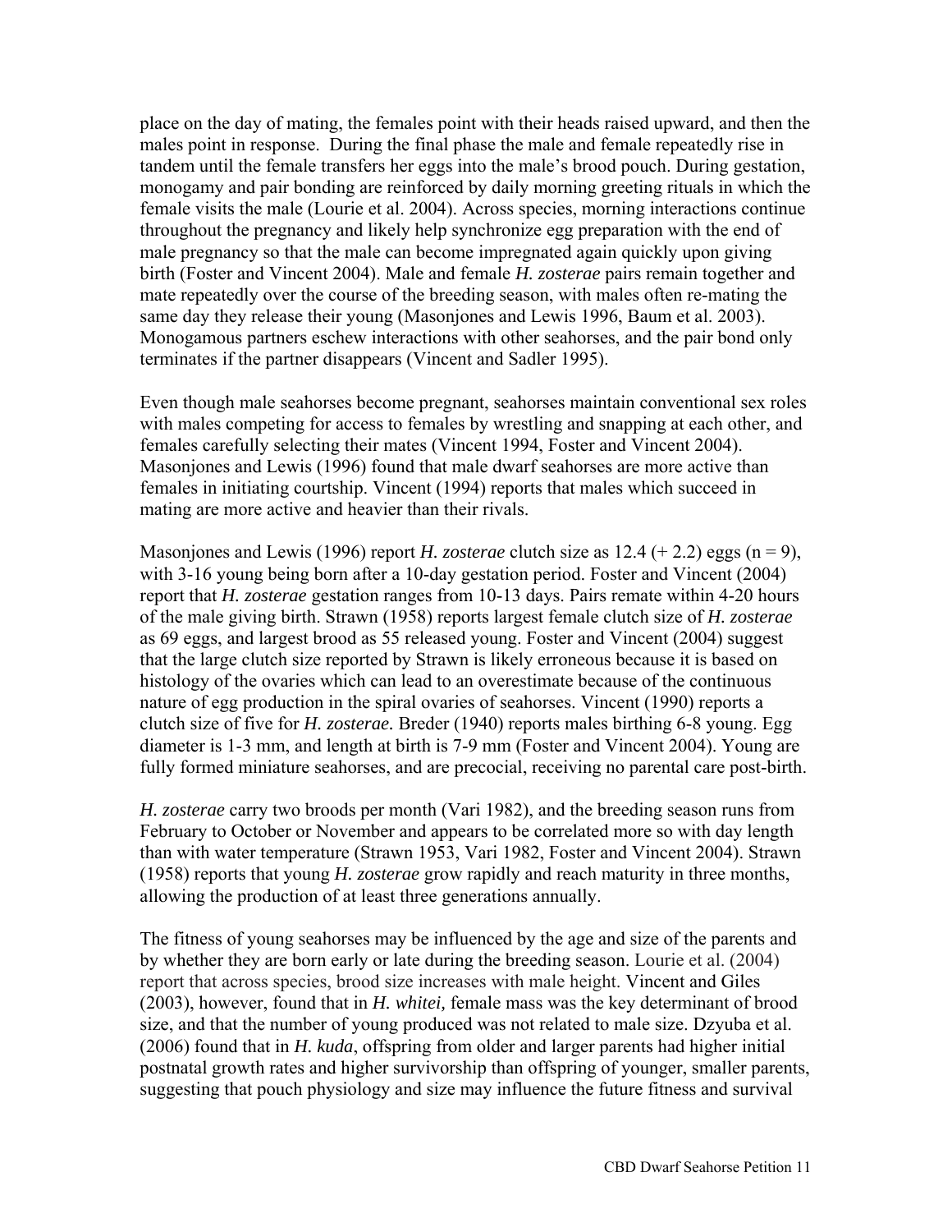place on the day of mating, the females point with their heads raised upward, and then the males point in response. During the final phase the male and female repeatedly rise in tandem until the female transfers her eggs into the male's brood pouch. During gestation, monogamy and pair bonding are reinforced by daily morning greeting rituals in which the female visits the male (Lourie et al. 2004). Across species, morning interactions continue throughout the pregnancy and likely help synchronize egg preparation with the end of male pregnancy so that the male can become impregnated again quickly upon giving birth (Foster and Vincent 2004). Male and female *H. zosterae* pairs remain together and mate repeatedly over the course of the breeding season, with males often re-mating the same day they release their young (Masonjones and Lewis 1996, Baum et al. 2003). Monogamous partners eschew interactions with other seahorses, and the pair bond only terminates if the partner disappears (Vincent and Sadler 1995).

Even though male seahorses become pregnant, seahorses maintain conventional sex roles with males competing for access to females by wrestling and snapping at each other, and females carefully selecting their mates (Vincent 1994, Foster and Vincent 2004). Masonjones and Lewis (1996) found that male dwarf seahorses are more active than females in initiating courtship. Vincent (1994) reports that males which succeed in mating are more active and heavier than their rivals.

Masonjones and Lewis (1996) report *H. zosterae* clutch size as 12.4 (+ 2.2) eggs ($n = 9$), with 3-16 young being born after a 10-day gestation period. Foster and Vincent (2004) report that *H. zosterae* gestation ranges from 10-13 days. Pairs remate within 4-20 hours of the male giving birth. Strawn (1958) reports largest female clutch size of *H. zosterae* as 69 eggs, and largest brood as 55 released young. Foster and Vincent (2004) suggest that the large clutch size reported by Strawn is likely erroneous because it is based on histology of the ovaries which can lead to an overestimate because of the continuous nature of egg production in the spiral ovaries of seahorses. Vincent (1990) reports a clutch size of five for *H. zosterae.* Breder (1940) reports males birthing 6-8 young. Egg diameter is 1-3 mm, and length at birth is 7-9 mm (Foster and Vincent 2004). Young are fully formed miniature seahorses, and are precocial, receiving no parental care post-birth.

*H. zosterae* carry two broods per month (Vari 1982), and the breeding season runs from February to October or November and appears to be correlated more so with day length than with water temperature (Strawn 1953, Vari 1982, Foster and Vincent 2004). Strawn (1958) reports that young *H. zosterae* grow rapidly and reach maturity in three months, allowing the production of at least three generations annually.

The fitness of young seahorses may be influenced by the age and size of the parents and by whether they are born early or late during the breeding season. Lourie et al. (2004) report that across species, brood size increases with male height. Vincent and Giles (2003), however, found that in *H. whitei,* female mass was the key determinant of brood size, and that the number of young produced was not related to male size. Dzyuba et al. (2006) found that in *H. kuda*, offspring from older and larger parents had higher initial postnatal growth rates and higher survivorship than offspring of younger, smaller parents, suggesting that pouch physiology and size may influence the future fitness and survival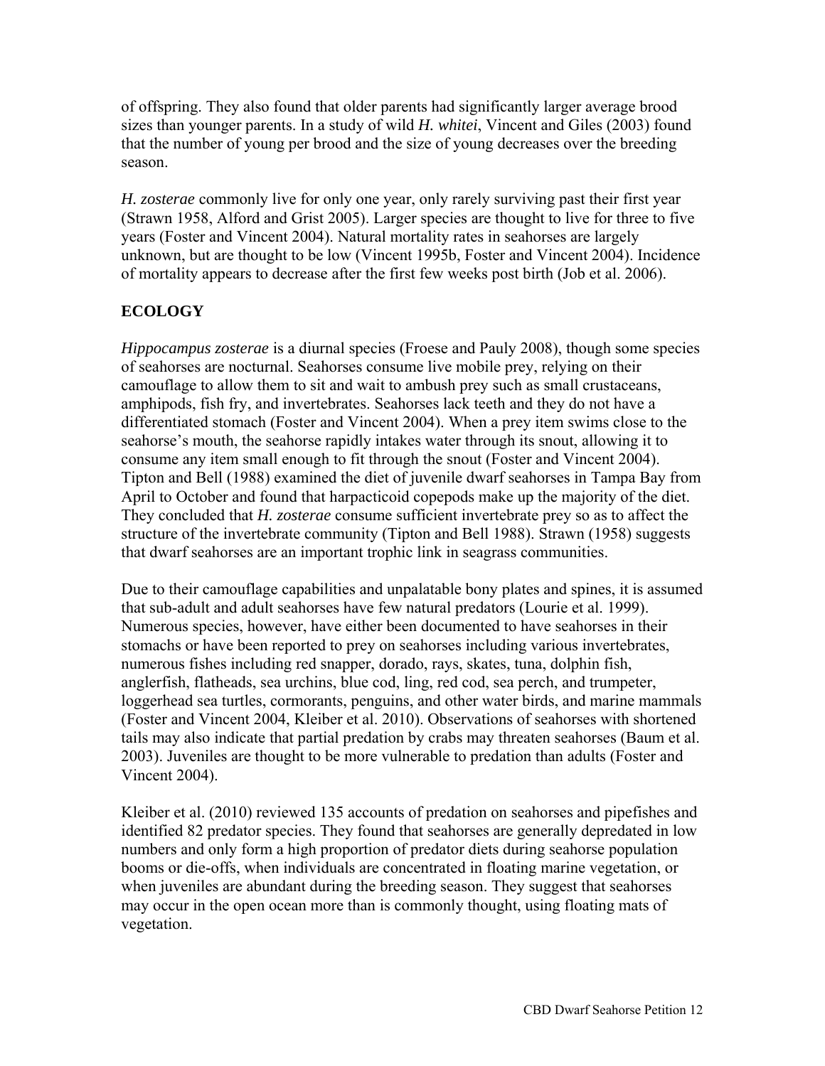of offspring. They also found that older parents had significantly larger average brood sizes than younger parents. In a study of wild *H. whitei*, Vincent and Giles (2003) found that the number of young per brood and the size of young decreases over the breeding season.

*H. zosterae* commonly live for only one year, only rarely surviving past their first year (Strawn 1958, Alford and Grist 2005). Larger species are thought to live for three to five years (Foster and Vincent 2004). Natural mortality rates in seahorses are largely unknown, but are thought to be low (Vincent 1995b, Foster and Vincent 2004). Incidence of mortality appears to decrease after the first few weeks post birth (Job et al. 2006).

## ECOLOGY

*Hippocampus zosterae* is a diurnal species (Froese and Pauly 2008), though some species of seahorses are nocturnal. Seahorses consume live mobile prey, relying on their camouflage to allow them to sit and wait to ambush prey such as small crustaceans, amphipods, fish fry, and invertebrates. Seahorses lack teeth and they do not have a differentiated stomach (Foster and Vincent 2004). When a prey item swims close to the seahorse's mouth, the seahorse rapidly intakes water through its snout, allowing it to consume any item small enough to fit through the snout (Foster and Vincent 2004). Tipton and Bell (1988) examined the diet of juvenile dwarf seahorses in Tampa Bay from April to October and found that harpacticoid copepods make up the majority of the diet. They concluded that *H. zosterae* consume sufficient invertebrate prey so as to affect the structure of the invertebrate community (Tipton and Bell 1988). Strawn (1958) suggests that dwarf seahorses are an important trophic link in seagrass communities.

Due to their camouflage capabilities and unpalatable bony plates and spines, it is assumed that sub-adult and adult seahorses have few natural predators (Lourie et al. 1999). Numerous species, however, have either been documented to have seahorses in their stomachs or have been reported to prey on seahorses including various invertebrates, numerous fishes including red snapper, dorado, rays, skates, tuna, dolphin fish, anglerfish, flatheads, sea urchins, blue cod, ling, red cod, sea perch, and trumpeter, loggerhead sea turtles, cormorants, penguins, and other water birds, and marine mammals (Foster and Vincent 2004, Kleiber et al. 2010). Observations of seahorses with shortened tails may also indicate that partial predation by crabs may threaten seahorses (Baum et al. 2003). Juveniles are thought to be more vulnerable to predation than adults (Foster and Vincent 2004).

Kleiber et al. (2010) reviewed 135 accounts of predation on seahorses and pipefishes and identified 82 predator species. They found that seahorses are generally depredated in low numbers and only form a high proportion of predator diets during seahorse population booms or die-offs, when individuals are concentrated in floating marine vegetation, or when juveniles are abundant during the breeding season. They suggest that seahorses may occur in the open ocean more than is commonly thought, using floating mats of vegetation.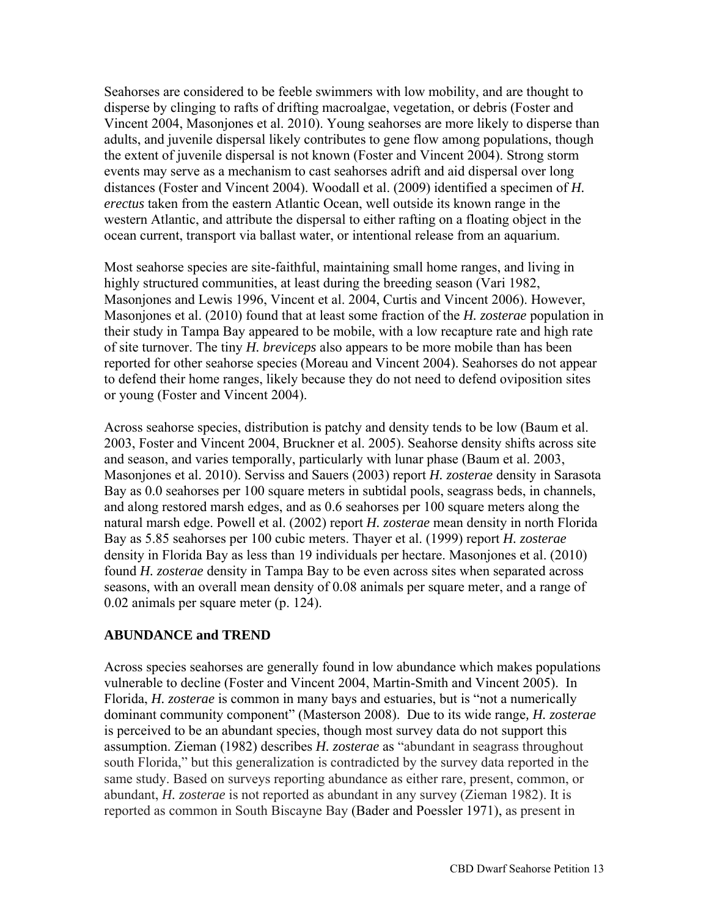Seahorses are considered to be feeble swimmers with low mobility, and are thought to disperse by clinging to rafts of drifting macroalgae, vegetation, or debris (Foster and Vincent 2004, Masonjones et al. 2010). Young seahorses are more likely to disperse than adults, and juvenile dispersal likely contributes to gene flow among populations, though the extent of juvenile dispersal is not known (Foster and Vincent 2004). Strong storm events may serve as a mechanism to cast seahorses adrift and aid dispersal over long distances (Foster and Vincent 2004). Woodall et al. (2009) identified a specimen of *H. erectus* taken from the eastern Atlantic Ocean, well outside its known range in the western Atlantic, and attribute the dispersal to either rafting on a floating object in the ocean current, transport via ballast water, or intentional release from an aquarium.

Most seahorse species are site-faithful, maintaining small home ranges, and living in highly structured communities, at least during the breeding season (Vari 1982, Masonjones and Lewis 1996, Vincent et al. 2004, Curtis and Vincent 2006). However, Masonjones et al. (2010) found that at least some fraction of the *H. zosterae* population in their study in Tampa Bay appeared to be mobile, with a low recapture rate and high rate of site turnover. The tiny *H. breviceps* also appears to be more mobile than has been reported for other seahorse species (Moreau and Vincent 2004). Seahorses do not appear to defend their home ranges, likely because they do not need to defend oviposition sites or young (Foster and Vincent 2004).

Across seahorse species, distribution is patchy and density tends to be low (Baum et al. 2003, Foster and Vincent 2004, Bruckner et al. 2005). Seahorse density shifts across site and season, and varies temporally, particularly with lunar phase (Baum et al. 2003, Masonjones et al. 2010). Serviss and Sauers (2003) report *H. zosterae* density in Sarasota Bay as 0.0 seahorses per 100 square meters in subtidal pools, seagrass beds, in channels, and along restored marsh edges, and as 0.6 seahorses per 100 square meters along the natural marsh edge. Powell et al. (2002) report *H. zosterae* mean density in north Florida Bay as 5.85 seahorses per 100 cubic meters. Thayer et al. (1999) report *H. zosterae* density in Florida Bay as less than 19 individuals per hectare. Masonjones et al. (2010) found *H. zosterae* density in Tampa Bay to be even across sites when separated across seasons, with an overall mean density of 0.08 animals per square meter, and a range of 0.02 animals per square meter (p. 124).

## ABUNDANCE and TREND

Across species seahorses are generally found in low abundance which makes populations vulnerable to decline (Foster and Vincent 2004, Martin-Smith and Vincent 2005). In Florida, *H. zosterae* is common in many bays and estuaries, but is "not a numerically dominant community component" (Masterson 2008). Due to its wide range, *H. zosterae* is perceived to be an abundant species, though most survey data do not support this assumption. Zieman (1982) describes *H. zosterae* as "abundant in seagrass throughout south Florida," but this generalization is contradicted by the survey data reported in the same study. Based on surveys reporting abundance as either rare, present, common, or abundant, *H. zosterae* is not reported as abundant in any survey (Zieman 1982). It is reported as common in South Biscayne Bay (Bader and Poessler 1971), as present in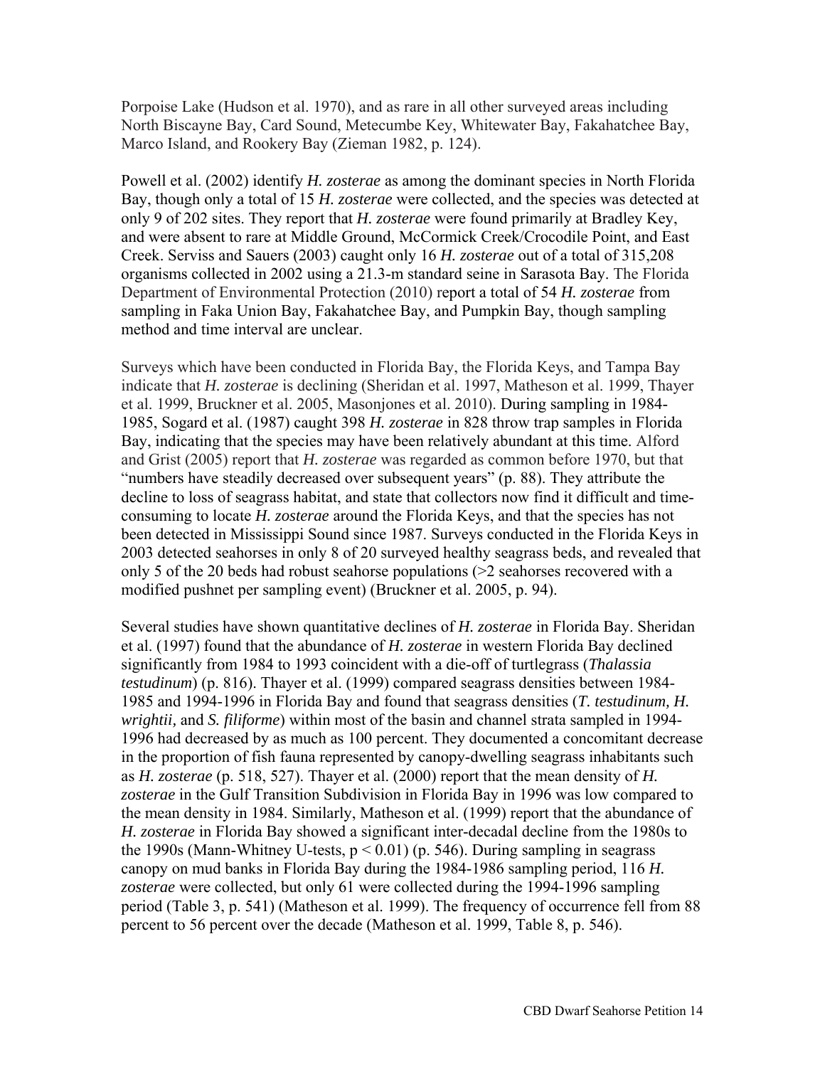Porpoise Lake (Hudson et al. 1970), and as rare in all other surveyed areas including North Biscayne Bay, Card Sound, Metecumbe Key, Whitewater Bay, Fakahatchee Bay, Marco Island, and Rookery Bay (Zieman 1982, p. 124).

Powell et al. (2002) identify *H. zosterae* as among the dominant species in North Florida Bay, though only a total of 15 *H. zosterae* were collected, and the species was detected at only 9 of 202 sites. They report that *H. zosterae* were found primarily at Bradley Key, and were absent to rare at Middle Ground, McCormick Creek/Crocodile Point, and East Creek. Serviss and Sauers (2003) caught only 16 *H. zosterae* out of a total of 315,208 organisms collected in 2002 using a 21.3-m standard seine in Sarasota Bay. The Florida Department of Environmental Protection (2010) report a total of 54 *H. zosterae* from sampling in Faka Union Bay, Fakahatchee Bay, and Pumpkin Bay, though sampling method and time interval are unclear.

Surveys which have been conducted in Florida Bay, the Florida Keys, and Tampa Bay indicate that *H. zosterae* is declining (Sheridan et al. 1997, Matheson et al. 1999, Thayer et al. 1999, Bruckner et al. 2005, Masonjones et al. 2010). During sampling in 1984-1985, Sogard et al. (1987) caught 398 *H. zosterae* in 828 throw trap samples in Florida Bay, indicating that the species may have been relatively abundant at this time. Alford and Grist (2005) report that *H. zosterae* was regarded as common before 1970, but that "numbers have steadily decreased over subsequent years" (p. 88). They attribute the decline to loss of seagrass habitat, and state that collectors now find it difficult and time-consuming to locate *H. zosterae* around the Florida Keys, and that the species has not been detected in Mississippi Sound since 1987. Surveys conducted in the Florida Keys in 2003 detected seahorses in only 8 of 20 surveyed healthy seagrass beds, and revealed that only 5 of the 20 beds had robust seahorse populations (>2 seahorses recovered with a modified pushnet per sampling event) (Bruckner et al. 2005, p. 94).

Several studies have shown quantitative declines of *H. zosterae* in Florida Bay. Sheridan et al. (1997) found that the abundance of *H. zosterae* in western Florida Bay declined significantly from 1984 to 1993 coincident with a die-off of turtlegrass (*Thalassia testudinum*) (p. 816). Thayer et al. (1999) compared seagrass densities between 1984-1985 and 1994-1996 in Florida Bay and found that seagrass densities (*T. testudinum, H. wrightii,* and *S. filiforme*) within most of the basin and channel strata sampled in 1994-1996 had decreased by as much as 100 percent. They documented a concomitant decrease in the proportion of fish fauna represented by canopy-dwelling seagrass inhabitants such as *H. zosterae* (p. 518, 527). Thayer et al. (2000) report that the mean density of *H. zosterae* in the Gulf Transition Subdivision in Florida Bay in 1996 was low compared to the mean density in 1984. Similarly, Matheson et al. (1999) report that the abundance of *H. zosterae* in Florida Bay showed a significant inter-decadal decline from the 1980s to the 1990s (Mann-Whitney U-tests, $p < 0.01$) (p. 546). During sampling in seagrass canopy on mud banks in Florida Bay during the 1984-1986 sampling period, 116 *H. zosterae* were collected, but only 61 were collected during the 1994-1996 sampling period (Table 3, p. 541) (Matheson et al. 1999). The frequency of occurrence fell from 88 percent to 56 percent over the decade (Matheson et al. 1999, Table 8, p. 546).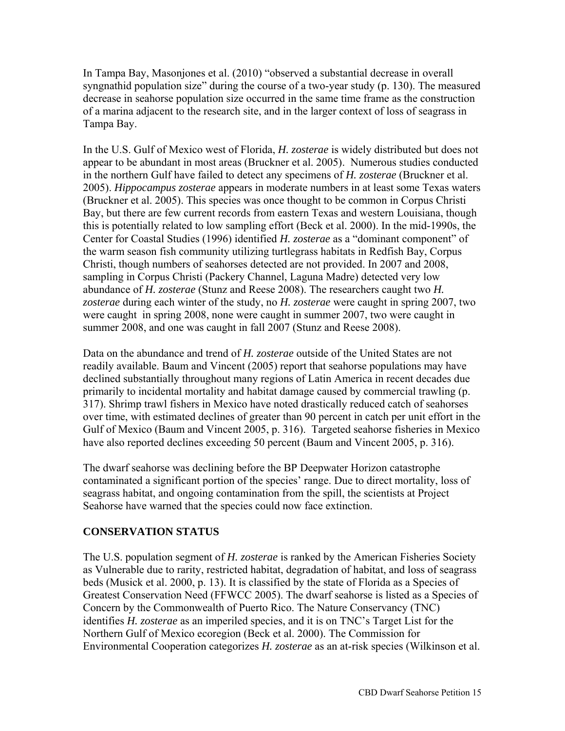In Tampa Bay, Masonjones et al. (2010) "observed a substantial decrease in overall syngnathid population size" during the course of a two-year study (p. 130). The measured decrease in seahorse population size occurred in the same time frame as the construction of a marina adjacent to the research site, and in the larger context of loss of seagrass in Tampa Bay.

In the U.S. Gulf of Mexico west of Florida, *H. zosterae* is widely distributed but does not appear to be abundant in most areas (Bruckner et al. 2005). Numerous studies conducted in the northern Gulf have failed to detect any specimens of *H. zosterae* (Bruckner et al. 2005). *Hippocampus zosterae* appears in moderate numbers in at least some Texas waters (Bruckner et al. 2005). This species was once thought to be common in Corpus Christi Bay, but there are few current records from eastern Texas and western Louisiana, though this is potentially related to low sampling effort (Beck et al. 2000). In the mid-1990s, the Center for Coastal Studies (1996) identified *H. zosterae* as a "dominant component" of the warm season fish community utilizing turtlegrass habitats in Redfish Bay, Corpus Christi, though numbers of seahorses detected are not provided. In 2007 and 2008, sampling in Corpus Christi (Packery Channel, Laguna Madre) detected very low abundance of *H. zosterae* (Stunz and Reese 2008). The researchers caught two *H. zosterae* during each winter of the study, no *H. zosterae* were caught in spring 2007, two were caught in spring 2008, none were caught in summer 2007, two were caught in summer 2008, and one was caught in fall 2007 (Stunz and Reese 2008).

Data on the abundance and trend of *H. zosterae* outside of the United States are not readily available. Baum and Vincent (2005) report that seahorse populations may have declined substantially throughout many regions of Latin America in recent decades due primarily to incidental mortality and habitat damage caused by commercial trawling (p. 317). Shrimp trawl fishers in Mexico have noted drastically reduced catch of seahorses over time, with estimated declines of greater than 90 percent in catch per unit effort in the Gulf of Mexico (Baum and Vincent 2005, p. 316). Targeted seahorse fisheries in Mexico have also reported declines exceeding 50 percent (Baum and Vincent 2005, p. 316).

The dwarf seahorse was declining before the BP Deepwater Horizon catastrophe contaminated a significant portion of the species' range. Due to direct mortality, loss of seagrass habitat, and ongoing contamination from the spill, the scientists at Project Seahorse have warned that the species could now face extinction.

## CONSERVATION STATUS

The U.S. population segment of *H. zosterae* is ranked by the American Fisheries Society as Vulnerable due to rarity, restricted habitat, degradation of habitat, and loss of seagrass beds (Musick et al. 2000, p. 13). It is classified by the state of Florida as a Species of Greatest Conservation Need (FFWCC 2005). The dwarf seahorse is listed as a Species of Concern by the Commonwealth of Puerto Rico. The Nature Conservancy (TNC) identifies *H. zosterae* as an imperiled species, and it is on TNC's Target List for the Northern Gulf of Mexico ecoregion (Beck et al. 2000). The Commission for Environmental Cooperation categorizes *H. zosterae* as an at-risk species (Wilkinson et al.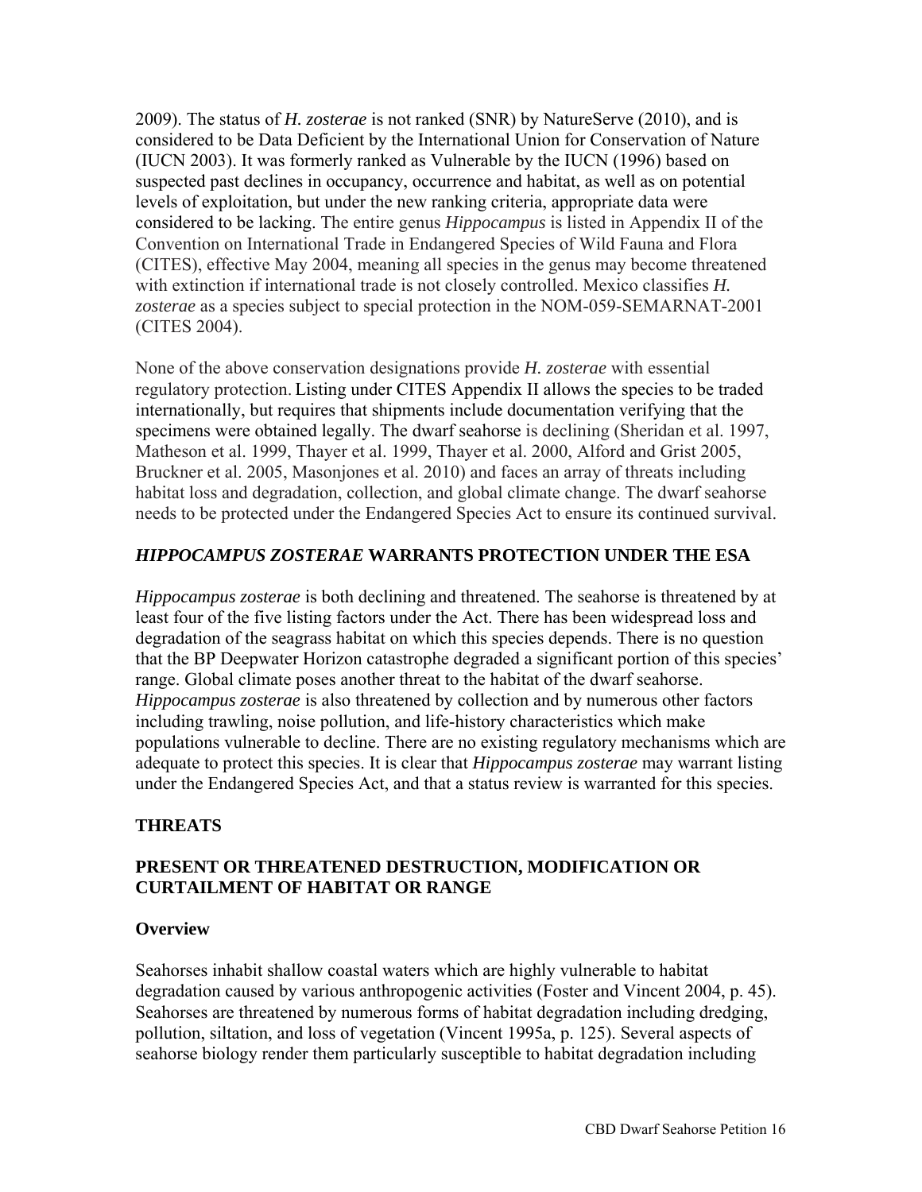2009). The status of *H. zosterae* is not ranked (SNR) by NatureServe (2010), and is considered to be Data Deficient by the International Union for Conservation of Nature (IUCN 2003). It was formerly ranked as Vulnerable by the IUCN (1996) based on suspected past declines in occupancy, occurrence and habitat, as well as on potential levels of exploitation, but under the new ranking criteria, appropriate data were considered to be lacking. The entire genus *Hippocampus* is listed in Appendix II of the Convention on International Trade in Endangered Species of Wild Fauna and Flora (CITES), effective May 2004, meaning all species in the genus may become threatened with extinction if international trade is not closely controlled. Mexico classifies *H. zosterae* as a species subject to special protection in the NOM-059-SEMARNAT-2001 (CITES 2004).

None of the above conservation designations provide *H. zosterae* with essential regulatory protection. Listing under CITES Appendix II allows the species to be traded internationally, but requires that shipments include documentation verifying that the specimens were obtained legally. The dwarf seahorse is declining (Sheridan et al. 1997, Matheson et al. 1999, Thayer et al. 1999, Thayer et al. 2000, Alford and Grist 2005, Bruckner et al. 2005, Masonjones et al. 2010) and faces an array of threats including habitat loss and degradation, collection, and global climate change. The dwarf seahorse needs to be protected under the Endangered Species Act to ensure its continued survival.

## *HIPPOCAMPUS ZOSTERAE* WARRANTS PROTECTION UNDER THE ESA

*Hippocampus zosterae* is both declining and threatened. The seahorse is threatened by at least four of the five listing factors under the Act. There has been widespread loss and degradation of the seagrass habitat on which this species depends. There is no question that the BP Deepwater Horizon catastrophe degraded a significant portion of this species' range. Global climate poses another threat to the habitat of the dwarf seahorse. *Hippocampus zosterae* is also threatened by collection and by numerous other factors including trawling, noise pollution, and life-history characteristics which make populations vulnerable to decline. There are no existing regulatory mechanisms which are adequate to protect this species. It is clear that *Hippocampus zosterae* may warrant listing under the Endangered Species Act, and that a status review is warranted for this species.

## THREATS

### PRESENT OR THREATENED DESTRUCTION, MODIFICATION OR CURTAILMENT OF HABITAT OR RANGE

#### Overview

Seahorses inhabit shallow coastal waters which are highly vulnerable to habitat degradation caused by various anthropogenic activities (Foster and Vincent 2004, p. 45). Seahorses are threatened by numerous forms of habitat degradation including dredging, pollution, siltation, and loss of vegetation (Vincent 1995a, p. 125). Several aspects of seahorse biology render them particularly susceptible to habitat degradation including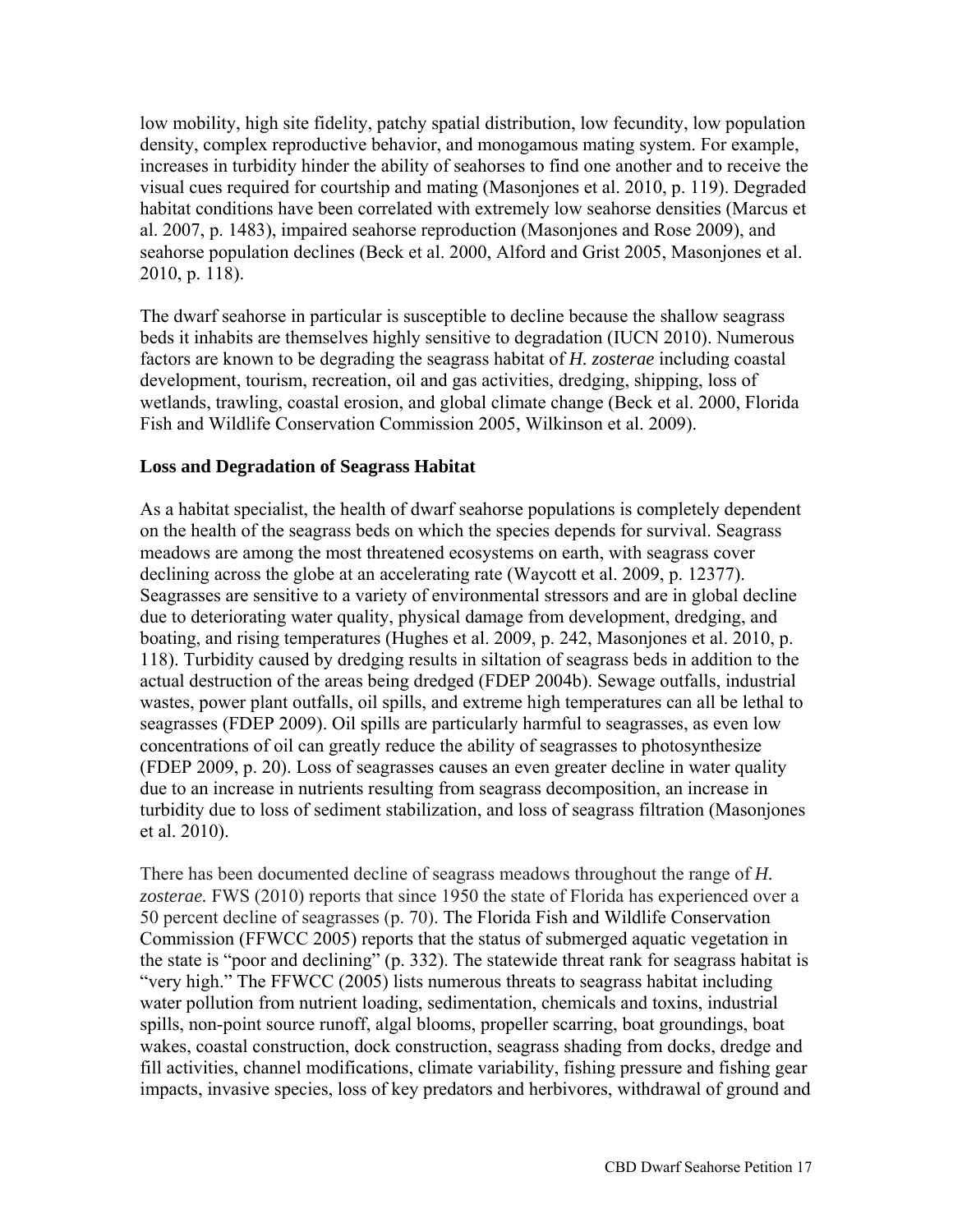low mobility, high site fidelity, patchy spatial distribution, low fecundity, low population density, complex reproductive behavior, and monogamous mating system. For example, increases in turbidity hinder the ability of seahorses to find one another and to receive the visual cues required for courtship and mating (Masonjones et al. 2010, p. 119). Degraded habitat conditions have been correlated with extremely low seahorse densities (Marcus et al. 2007, p. 1483), impaired seahorse reproduction (Masonjones and Rose 2009), and seahorse population declines (Beck et al. 2000, Alford and Grist 2005, Masonjones et al. 2010, p. 118).

The dwarf seahorse in particular is susceptible to decline because the shallow seagrass beds it inhabits are themselves highly sensitive to degradation (IUCN 2010). Numerous factors are known to be degrading the seagrass habitat of *H. zosterae* including coastal development, tourism, recreation, oil and gas activities, dredging, shipping, loss of wetlands, trawling, coastal erosion, and global climate change (Beck et al. 2000, Florida Fish and Wildlife Conservation Commission 2005, Wilkinson et al. 2009).

### Loss and Degradation of Seagrass Habitat

As a habitat specialist, the health of dwarf seahorse populations is completely dependent on the health of the seagrass beds on which the species depends for survival. Seagrass meadows are among the most threatened ecosystems on earth, with seagrass cover declining across the globe at an accelerating rate (Waycott et al. 2009, p. 12377). Seagrasses are sensitive to a variety of environmental stressors and are in global decline due to deteriorating water quality, physical damage from development, dredging, and boating, and rising temperatures (Hughes et al. 2009, p. 242, Masonjones et al. 2010, p. 118). Turbidity caused by dredging results in siltation of seagrass beds in addition to the actual destruction of the areas being dredged (FDEP 2004b). Sewage outfalls, industrial wastes, power plant outfalls, oil spills, and extreme high temperatures can all be lethal to seagrasses (FDEP 2009). Oil spills are particularly harmful to seagrasses, as even low concentrations of oil can greatly reduce the ability of seagrasses to photosynthesize (FDEP 2009, p. 20). Loss of seagrasses causes an even greater decline in water quality due to an increase in nutrients resulting from seagrass decomposition, an increase in turbidity due to loss of sediment stabilization, and loss of seagrass filtration (Masonjones et al. 2010).

There has been documented decline of seagrass meadows throughout the range of *H. zosterae.* FWS (2010) reports that since 1950 the state of Florida has experienced over a 50 percent decline of seagrasses (p. 70). The Florida Fish and Wildlife Conservation Commission (FFWCC 2005) reports that the status of submerged aquatic vegetation in the state is "poor and declining" (p. 332). The statewide threat rank for seagrass habitat is "very high." The FFWCC (2005) lists numerous threats to seagrass habitat including water pollution from nutrient loading, sedimentation, chemicals and toxins, industrial spills, non-point source runoff, algal blooms, propeller scarring, boat groundings, boat wakes, coastal construction, dock construction, seagrass shading from docks, dredge and fill activities, channel modifications, climate variability, fishing pressure and fishing gear impacts, invasive species, loss of key predators and herbivores, withdrawal of ground and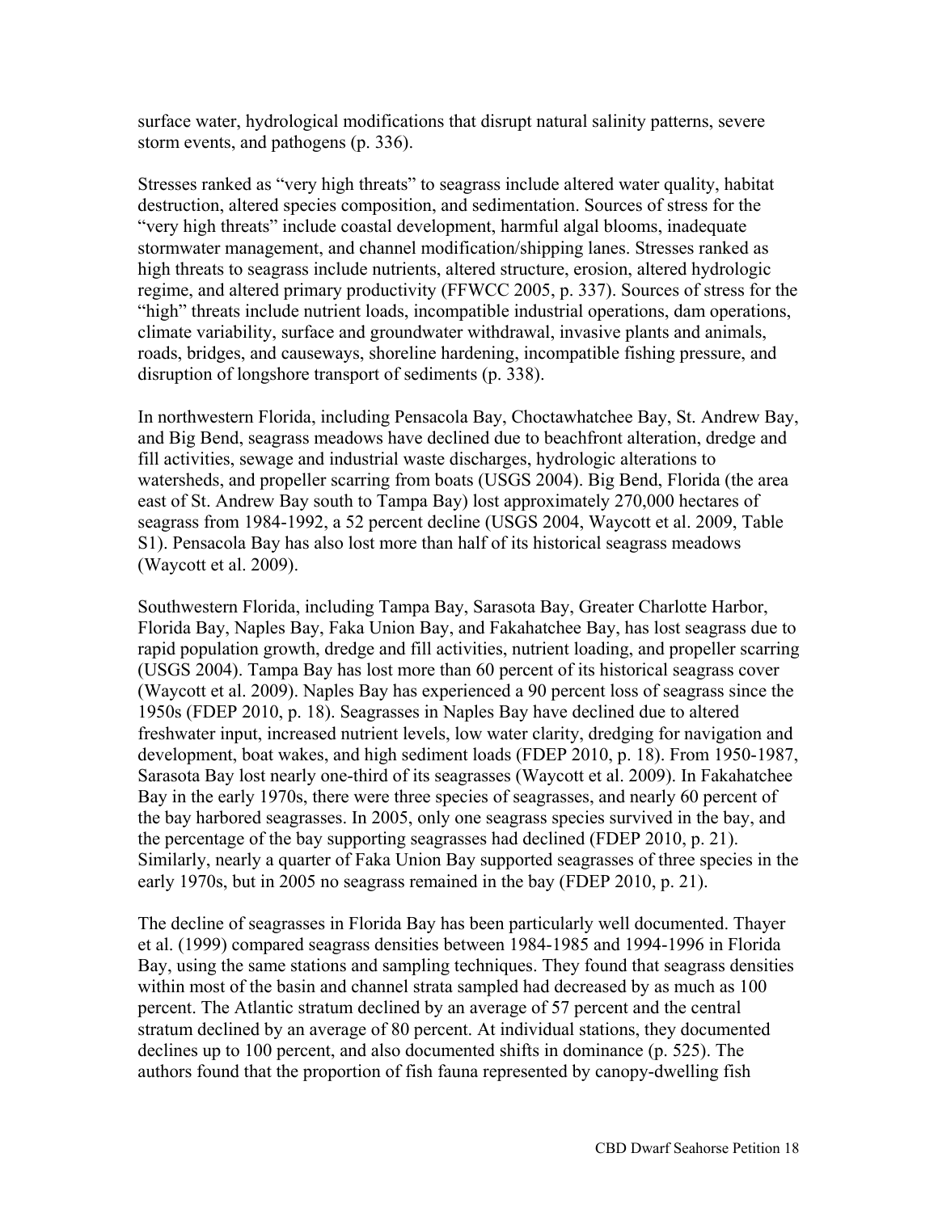surface water, hydrological modifications that disrupt natural salinity patterns, severe storm events, and pathogens (p. 336).

Stresses ranked as "very high threats" to seagrass include altered water quality, habitat destruction, altered species composition, and sedimentation. Sources of stress for the "very high threats" include coastal development, harmful algal blooms, inadequate stormwater management, and channel modification/shipping lanes. Stresses ranked as high threats to seagrass include nutrients, altered structure, erosion, altered hydrologic regime, and altered primary productivity (FFWCC 2005, p. 337). Sources of stress for the "high" threats include nutrient loads, incompatible industrial operations, dam operations, climate variability, surface and groundwater withdrawal, invasive plants and animals, roads, bridges, and causeways, shoreline hardening, incompatible fishing pressure, and disruption of longshore transport of sediments (p. 338).

In northwestern Florida, including Pensacola Bay, Choctawhatchee Bay, St. Andrew Bay, and Big Bend, seagrass meadows have declined due to beachfront alteration, dredge and fill activities, sewage and industrial waste discharges, hydrologic alterations to watersheds, and propeller scarring from boats (USGS 2004). Big Bend, Florida (the area east of St. Andrew Bay south to Tampa Bay) lost approximately 270,000 hectares of seagrass from 1984-1992, a 52 percent decline (USGS 2004, Waycott et al. 2009, Table S1). Pensacola Bay has also lost more than half of its historical seagrass meadows (Waycott et al. 2009).

Southwestern Florida, including Tampa Bay, Sarasota Bay, Greater Charlotte Harbor, Florida Bay, Naples Bay, Faka Union Bay, and Fakahatchee Bay, has lost seagrass due to rapid population growth, dredge and fill activities, nutrient loading, and propeller scarring (USGS 2004). Tampa Bay has lost more than 60 percent of its historical seagrass cover (Waycott et al. 2009). Naples Bay has experienced a 90 percent loss of seagrass since the 1950s (FDEP 2010, p. 18). Seagrasses in Naples Bay have declined due to altered freshwater input, increased nutrient levels, low water clarity, dredging for navigation and development, boat wakes, and high sediment loads (FDEP 2010, p. 18). From 1950-1987, Sarasota Bay lost nearly one-third of its seagrasses (Waycott et al. 2009). In Fakahatchee Bay in the early 1970s, there were three species of seagrasses, and nearly 60 percent of the bay harbored seagrasses. In 2005, only one seagrass species survived in the bay, and the percentage of the bay supporting seagrasses had declined (FDEP 2010, p. 21). Similarly, nearly a quarter of Faka Union Bay supported seagrasses of three species in the early 1970s, but in 2005 no seagrass remained in the bay (FDEP 2010, p. 21).

The decline of seagrasses in Florida Bay has been particularly well documented. Thayer et al. (1999) compared seagrass densities between 1984-1985 and 1994-1996 in Florida Bay, using the same stations and sampling techniques. They found that seagrass densities within most of the basin and channel strata sampled had decreased by as much as 100 percent. The Atlantic stratum declined by an average of 57 percent and the central stratum declined by an average of 80 percent. At individual stations, they documented declines up to 100 percent, and also documented shifts in dominance (p. 525). The authors found that the proportion of fish fauna represented by canopy-dwelling fish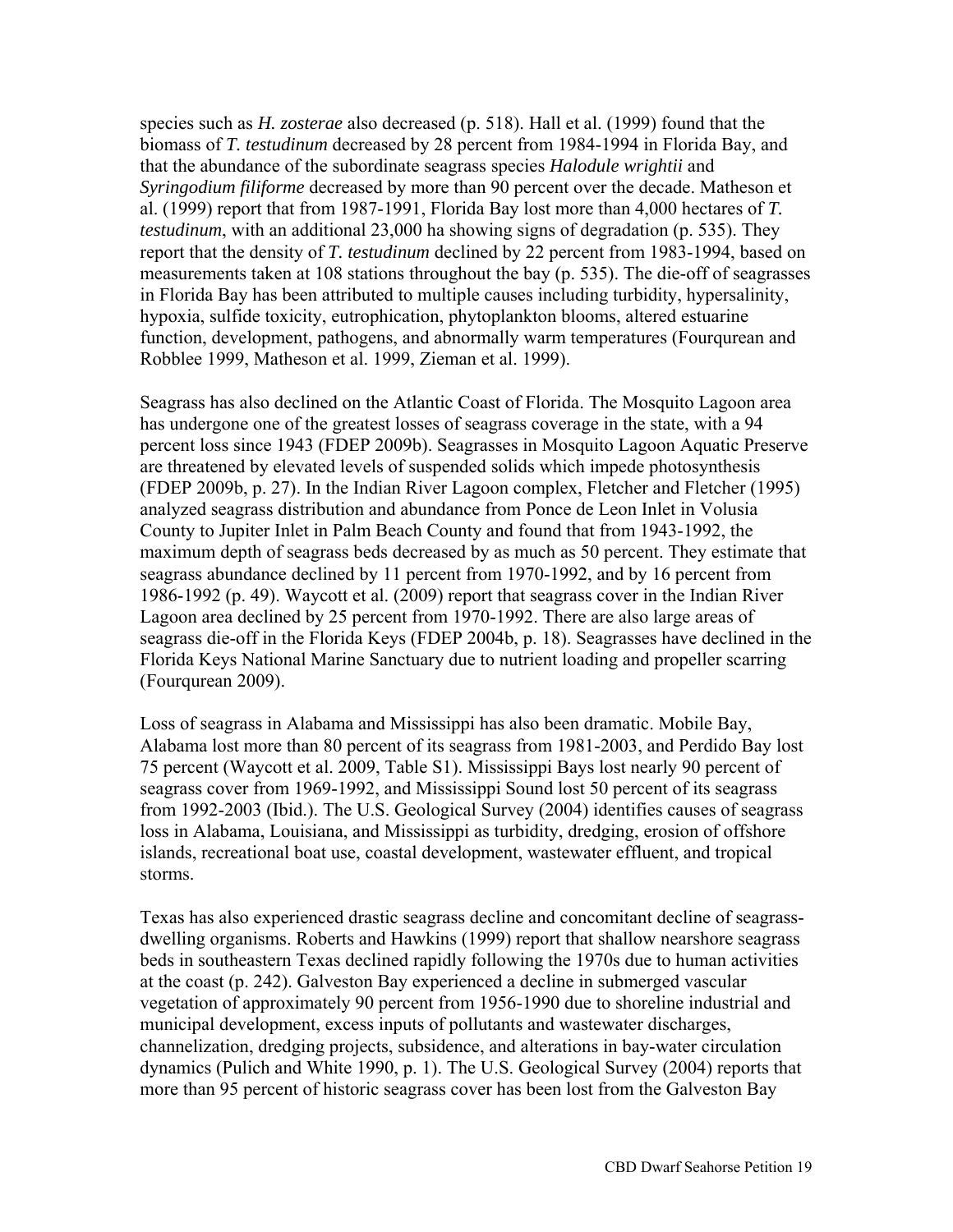species such as *H. zosterae* also decreased (p. 518). Hall et al. (1999) found that the biomass of *T. testudinum* decreased by 28 percent from 1984-1994 in Florida Bay, and that the abundance of the subordinate seagrass species *Halodule wrightii* and *Syringodium filiforme* decreased by more than 90 percent over the decade. Matheson et al. (1999) report that from 1987-1991, Florida Bay lost more than 4,000 hectares of *T. testudinum*, with an additional 23,000 ha showing signs of degradation (p. 535). They report that the density of *T. testudinum* declined by 22 percent from 1983-1994, based on measurements taken at 108 stations throughout the bay (p. 535). The die-off of seagrasses in Florida Bay has been attributed to multiple causes including turbidity, hypersalinity, hypoxia, sulfide toxicity, eutrophication, phytoplankton blooms, altered estuarine function, development, pathogens, and abnormally warm temperatures (Fourqurean and Robblee 1999, Matheson et al. 1999, Zieman et al. 1999).

Seagrass has also declined on the Atlantic Coast of Florida. The Mosquito Lagoon area has undergone one of the greatest losses of seagrass coverage in the state, with a 94 percent loss since 1943 (FDEP 2009b). Seagrasses in Mosquito Lagoon Aquatic Preserve are threatened by elevated levels of suspended solids which impede photosynthesis (FDEP 2009b, p. 27). In the Indian River Lagoon complex, Fletcher and Fletcher (1995) analyzed seagrass distribution and abundance from Ponce de Leon Inlet in Volusia County to Jupiter Inlet in Palm Beach County and found that from 1943-1992, the maximum depth of seagrass beds decreased by as much as 50 percent. They estimate that seagrass abundance declined by 11 percent from 1970-1992, and by 16 percent from 1986-1992 (p. 49). Waycott et al. (2009) report that seagrass cover in the Indian River Lagoon area declined by 25 percent from 1970-1992. There are also large areas of seagrass die-off in the Florida Keys (FDEP 2004b, p. 18). Seagrasses have declined in the Florida Keys National Marine Sanctuary due to nutrient loading and propeller scarring (Fourqurean 2009).

Loss of seagrass in Alabama and Mississippi has also been dramatic. Mobile Bay, Alabama lost more than 80 percent of its seagrass from 1981-2003, and Perdido Bay lost 75 percent (Waycott et al. 2009, Table S1). Mississippi Bays lost nearly 90 percent of seagrass cover from 1969-1992, and Mississippi Sound lost 50 percent of its seagrass from 1992-2003 (Ibid.). The U.S. Geological Survey (2004) identifies causes of seagrass loss in Alabama, Louisiana, and Mississippi as turbidity, dredging, erosion of offshore islands, recreational boat use, coastal development, wastewater effluent, and tropical storms.

Texas has also experienced drastic seagrass decline and concomitant decline of seagrass-dwelling organisms. Roberts and Hawkins (1999) report that shallow nearshore seagrass beds in southeastern Texas declined rapidly following the 1970s due to human activities at the coast (p. 242). Galveston Bay experienced a decline in submerged vascular vegetation of approximately 90 percent from 1956-1990 due to shoreline industrial and municipal development, excess inputs of pollutants and wastewater discharges, channelization, dredging projects, subsidence, and alterations in bay-water circulation dynamics (Pulich and White 1990, p. 1). The U.S. Geological Survey (2004) reports that more than 95 percent of historic seagrass cover has been lost from the Galveston Bay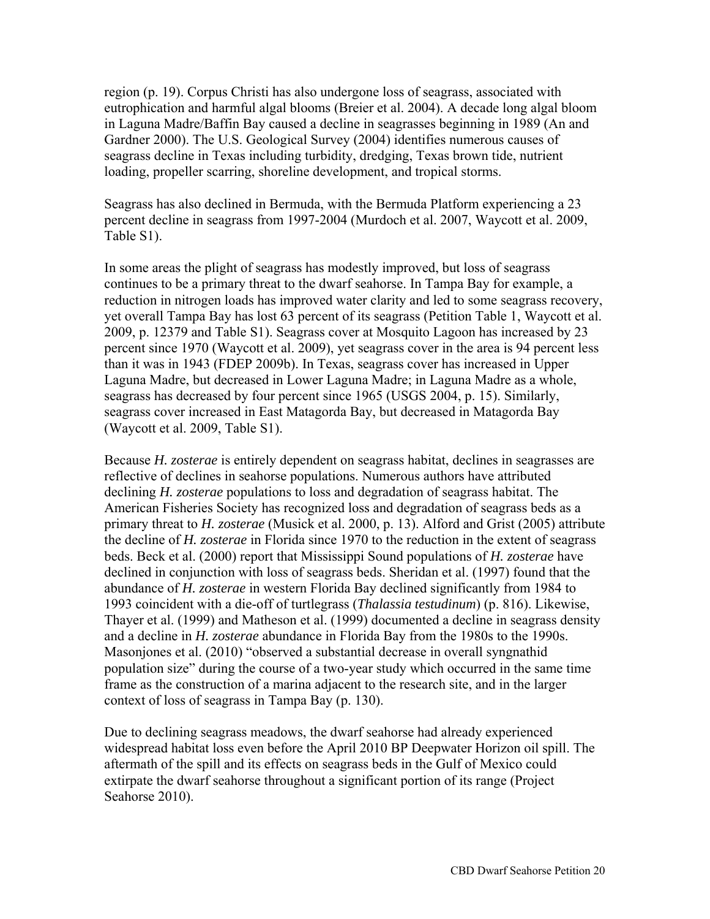region (p. 19). Corpus Christi has also undergone loss of seagrass, associated with eutrophication and harmful algal blooms (Breier et al. 2004). A decade long algal bloom in Laguna Madre/Baffin Bay caused a decline in seagrasses beginning in 1989 (An and Gardner 2000). The U.S. Geological Survey (2004) identifies numerous causes of seagrass decline in Texas including turbidity, dredging, Texas brown tide, nutrient loading, propeller scarring, shoreline development, and tropical storms.

Seagrass has also declined in Bermuda, with the Bermuda Platform experiencing a 23 percent decline in seagrass from 1997-2004 (Murdoch et al. 2007, Waycott et al. 2009, Table S1).

In some areas the plight of seagrass has modestly improved, but loss of seagrass continues to be a primary threat to the dwarf seahorse. In Tampa Bay for example, a reduction in nitrogen loads has improved water clarity and led to some seagrass recovery, yet overall Tampa Bay has lost 63 percent of its seagrass (Petition Table 1, Waycott et al. 2009, p. 12379 and Table S1). Seagrass cover at Mosquito Lagoon has increased by 23 percent since 1970 (Waycott et al. 2009), yet seagrass cover in the area is 94 percent less than it was in 1943 (FDEP 2009b). In Texas, seagrass cover has increased in Upper Laguna Madre, but decreased in Lower Laguna Madre; in Laguna Madre as a whole, seagrass has decreased by four percent since 1965 (USGS 2004, p. 15). Similarly, seagrass cover increased in East Matagorda Bay, but decreased in Matagorda Bay (Waycott et al. 2009, Table S1).

Because *H. zosterae* is entirely dependent on seagrass habitat, declines in seagrasses are reflective of declines in seahorse populations. Numerous authors have attributed declining *H. zosterae* populations to loss and degradation of seagrass habitat. The American Fisheries Society has recognized loss and degradation of seagrass beds as a primary threat to *H. zosterae* (Musick et al. 2000, p. 13). Alford and Grist (2005) attribute the decline of *H. zosterae* in Florida since 1970 to the reduction in the extent of seagrass beds. Beck et al. (2000) report that Mississippi Sound populations of *H. zosterae* have declined in conjunction with loss of seagrass beds. Sheridan et al. (1997) found that the abundance of *H. zosterae* in western Florida Bay declined significantly from 1984 to 1993 coincident with a die-off of turtlegrass (*Thalassia testudinum*) (p. 816). Likewise, Thayer et al. (1999) and Matheson et al. (1999) documented a decline in seagrass density and a decline in *H. zosterae* abundance in Florida Bay from the 1980s to the 1990s. Masonjones et al. (2010) "observed a substantial decrease in overall syngnathid population size" during the course of a two-year study which occurred in the same time frame as the construction of a marina adjacent to the research site, and in the larger context of loss of seagrass in Tampa Bay (p. 130).

Due to declining seagrass meadows, the dwarf seahorse had already experienced widespread habitat loss even before the April 2010 BP Deepwater Horizon oil spill. The aftermath of the spill and its effects on seagrass beds in the Gulf of Mexico could extirpate the dwarf seahorse throughout a significant portion of its range (Project Seahorse 2010).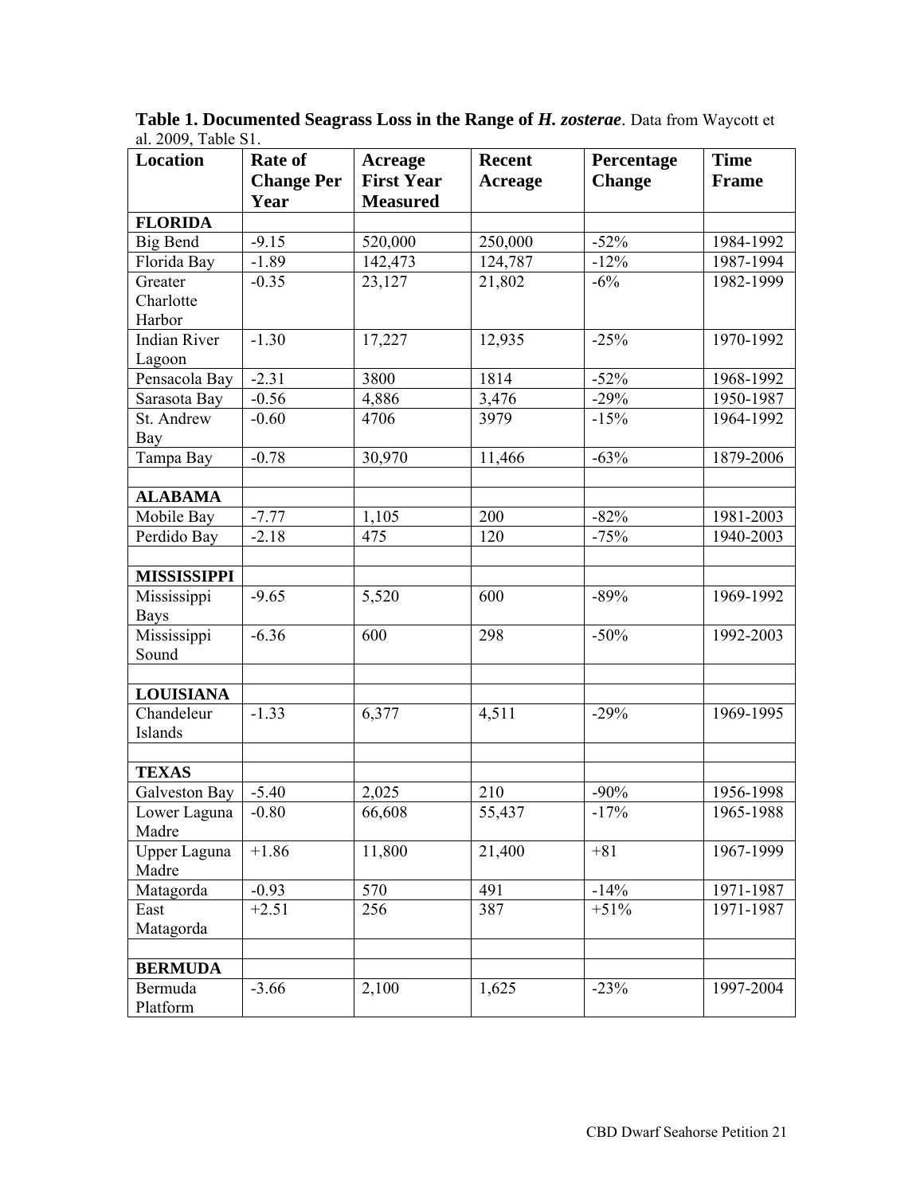**Table 1. Documented Seagrass Loss in the Range of *H. zosterae***. Data from Waycott et al. 2009, Table S1.

| Location | Rate of Change Per Year | Acreage First Year Measured | Recent Acreage | Percentage Change | Time Frame |
|---|---|---|---|---|---|
| **FLORIDA** | | | | | |
| Big Bend | -9.15 | 520,000 | 250,000 | -52% | 1984-1992 |
| Florida Bay | -1.89 | 142,473 | 124,787 | -12% | 1987-1994 |
| Greater Charlotte Harbor | -0.35 | 23,127 | 21,802 | -6% | 1982-1999 |
| Indian River Lagoon | -1.30 | 17,227 | 12,935 | -25% | 1970-1992 |
| Pensacola Bay | -2.31 | 3800 | 1814 | -52% | 1968-1992 |
| Sarasota Bay | -0.56 | 4,886 | 3,476 | -29% | 1950-1987 |
| St. Andrew Bay | -0.60 | 4706 | 3979 | -15% | 1964-1992 |
| Tampa Bay | -0.78 | 30,970 | 11,466 | -63% | 1879-2006 |
| | | | | | |
| **ALABAMA** | | | | | |
| Mobile Bay | -7.77 | 1,105 | 200 | -82% | 1981-2003 |
| Perdido Bay | -2.18 | 475 | 120 | -75% | 1940-2003 |
| | | | | | |
| **MISSISSIPPI** | | | | | |
| Mississippi Bays | -9.65 | 5,520 | 600 | -89% | 1969-1992 |
| Mississippi Sound | -6.36 | 600 | 298 | -50% | 1992-2003 |
| | | | | | |
| **LOUISIANA** | | | | | |
| Chandeleur Islands | -1.33 | 6,377 | 4,511 | -29% | 1969-1995 |
| | | | | | |
| **TEXAS** | | | | | |
| Galveston Bay | -5.40 | 2,025 | 210 | -90% | 1956-1998 |
| Lower Laguna Madre | -0.80 | 66,608 | 55,437 | -17% | 1965-1988 |
| Upper Laguna Madre | +1.86 | 11,800 | 21,400 | +81 | 1967-1999 |
| Matagorda | -0.93 | 570 | 491 | -14% | 1971-1987 |
| East Matagorda | +2.51 | 256 | 387 | +51% | 1971-1987 |
| | | | | | |
| **BERMUDA** | | | | | |
| Bermuda Platform | -3.66 | 2,100 | 1,625 | -23% | 1997-2004 |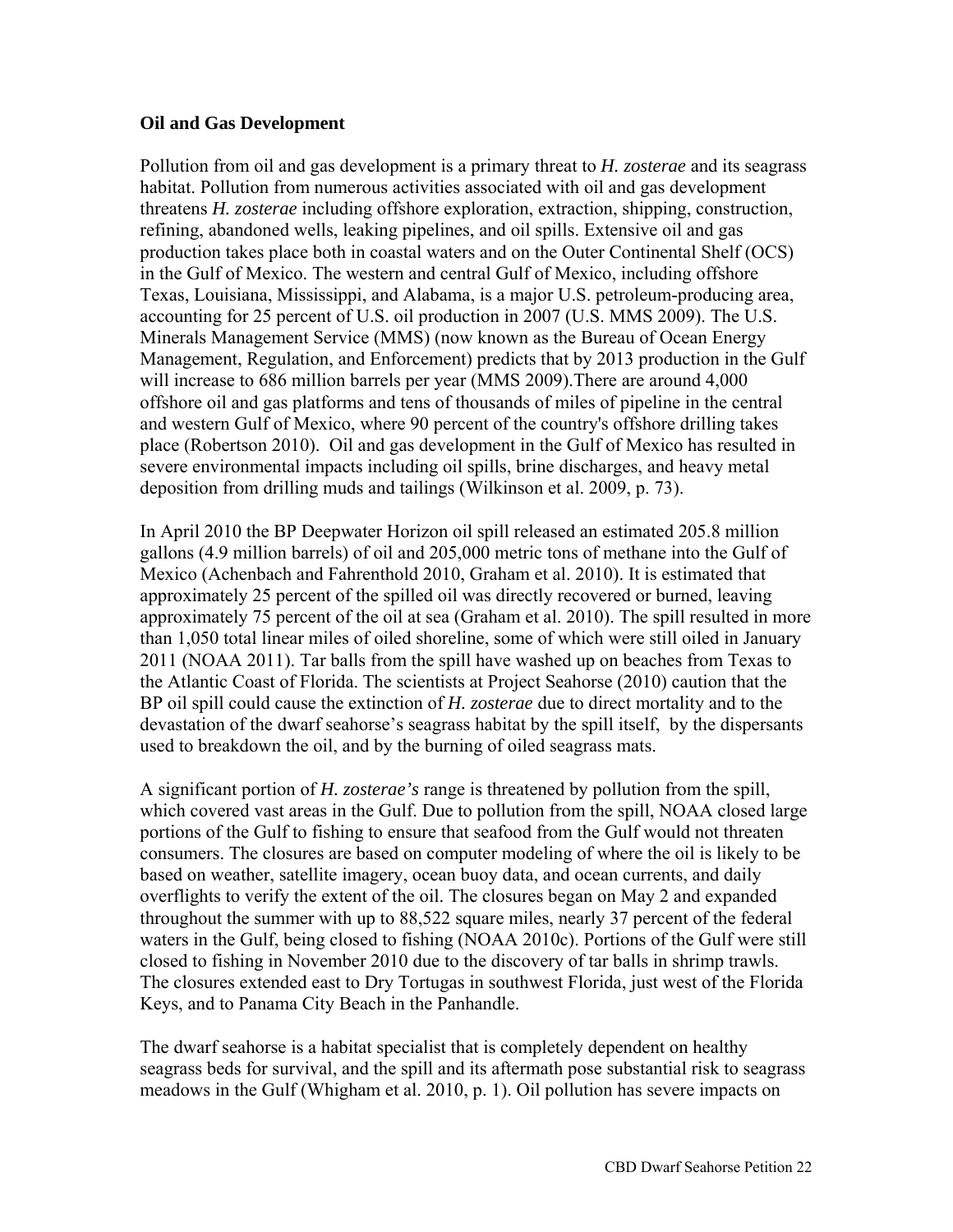**Oil and Gas Development**

Pollution from oil and gas development is a primary threat to *H. zosterae* and its seagrass habitat. Pollution from numerous activities associated with oil and gas development threatens *H. zosterae* including offshore exploration, extraction, shipping, construction, refining, abandoned wells, leaking pipelines, and oil spills. Extensive oil and gas production takes place both in coastal waters and on the Outer Continental Shelf (OCS) in the Gulf of Mexico. The western and central Gulf of Mexico, including offshore Texas, Louisiana, Mississippi, and Alabama, is a major U.S. petroleum-producing area, accounting for 25 percent of U.S. oil production in 2007 (U.S. MMS 2009). The U.S. Minerals Management Service (MMS) (now known as the Bureau of Ocean Energy Management, Regulation, and Enforcement) predicts that by 2013 production in the Gulf will increase to 686 million barrels per year (MMS 2009).There are around 4,000 offshore oil and gas platforms and tens of thousands of miles of pipeline in the central and western Gulf of Mexico, where 90 percent of the country's offshore drilling takes place (Robertson 2010). Oil and gas development in the Gulf of Mexico has resulted in severe environmental impacts including oil spills, brine discharges, and heavy metal deposition from drilling muds and tailings (Wilkinson et al. 2009, p. 73).

In April 2010 the BP Deepwater Horizon oil spill released an estimated 205.8 million gallons (4.9 million barrels) of oil and 205,000 metric tons of methane into the Gulf of Mexico (Achenbach and Fahrenthold 2010, Graham et al. 2010). It is estimated that approximately 25 percent of the spilled oil was directly recovered or burned, leaving approximately 75 percent of the oil at sea (Graham et al. 2010). The spill resulted in more than 1,050 total linear miles of oiled shoreline, some of which were still oiled in January 2011 (NOAA 2011). Tar balls from the spill have washed up on beaches from Texas to the Atlantic Coast of Florida. The scientists at Project Seahorse (2010) caution that the BP oil spill could cause the extinction of *H. zosterae* due to direct mortality and to the devastation of the dwarf seahorse's seagrass habitat by the spill itself, by the dispersants used to breakdown the oil, and by the burning of oiled seagrass mats.

A significant portion of *H. zosterae's* range is threatened by pollution from the spill, which covered vast areas in the Gulf. Due to pollution from the spill, NOAA closed large portions of the Gulf to fishing to ensure that seafood from the Gulf would not threaten consumers. The closures are based on computer modeling of where the oil is likely to be based on weather, satellite imagery, ocean buoy data, and ocean currents, and daily overflights to verify the extent of the oil. The closures began on May 2 and expanded throughout the summer with up to 88,522 square miles, nearly 37 percent of the federal waters in the Gulf, being closed to fishing (NOAA 2010c). Portions of the Gulf were still closed to fishing in November 2010 due to the discovery of tar balls in shrimp trawls. The closures extended east to Dry Tortugas in southwest Florida, just west of the Florida Keys, and to Panama City Beach in the Panhandle.

The dwarf seahorse is a habitat specialist that is completely dependent on healthy seagrass beds for survival, and the spill and its aftermath pose substantial risk to seagrass meadows in the Gulf (Whigham et al. 2010, p. 1). Oil pollution has severe impacts on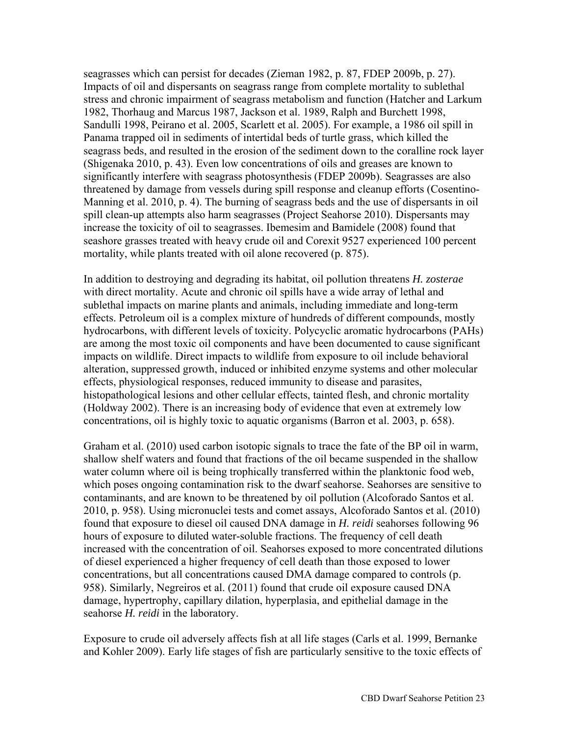seagrasses which can persist for decades (Zieman 1982, p. 87, FDEP 2009b, p. 27). Impacts of oil and dispersants on seagrass range from complete mortality to sublethal stress and chronic impairment of seagrass metabolism and function (Hatcher and Larkum 1982, Thorhaug and Marcus 1987, Jackson et al. 1989, Ralph and Burchett 1998, Sandulli 1998, Peirano et al. 2005, Scarlett et al. 2005). For example, a 1986 oil spill in Panama trapped oil in sediments of intertidal beds of turtle grass, which killed the seagrass beds, and resulted in the erosion of the sediment down to the coralline rock layer (Shigenaka 2010, p. 43). Even low concentrations of oils and greases are known to significantly interfere with seagrass photosynthesis (FDEP 2009b). Seagrasses are also threatened by damage from vessels during spill response and cleanup efforts (Cosentino-Manning et al. 2010, p. 4). The burning of seagrass beds and the use of dispersants in oil spill clean-up attempts also harm seagrasses (Project Seahorse 2010). Dispersants may increase the toxicity of oil to seagrasses. Ibemesim and Bamidele (2008) found that seashore grasses treated with heavy crude oil and Corexit 9527 experienced 100 percent mortality, while plants treated with oil alone recovered (p. 875).

In addition to destroying and degrading its habitat, oil pollution threatens *H. zosterae* with direct mortality. Acute and chronic oil spills have a wide array of lethal and sublethal impacts on marine plants and animals, including immediate and long-term effects. Petroleum oil is a complex mixture of hundreds of different compounds, mostly hydrocarbons, with different levels of toxicity. Polycyclic aromatic hydrocarbons (PAHs) are among the most toxic oil components and have been documented to cause significant impacts on wildlife. Direct impacts to wildlife from exposure to oil include behavioral alteration, suppressed growth, induced or inhibited enzyme systems and other molecular effects, physiological responses, reduced immunity to disease and parasites, histopathological lesions and other cellular effects, tainted flesh, and chronic mortality (Holdway 2002). There is an increasing body of evidence that even at extremely low concentrations, oil is highly toxic to aquatic organisms (Barron et al. 2003, p. 658).

Graham et al. (2010) used carbon isotopic signals to trace the fate of the BP oil in warm, shallow shelf waters and found that fractions of the oil became suspended in the shallow water column where oil is being trophically transferred within the planktonic food web, which poses ongoing contamination risk to the dwarf seahorse. Seahorses are sensitive to contaminants, and are known to be threatened by oil pollution (Alcoforado Santos et al. 2010, p. 958). Using micronuclei tests and comet assays, Alcoforado Santos et al. (2010) found that exposure to diesel oil caused DNA damage in *H. reidi* seahorses following 96 hours of exposure to diluted water-soluble fractions. The frequency of cell death increased with the concentration of oil. Seahorses exposed to more concentrated dilutions of diesel experienced a higher frequency of cell death than those exposed to lower concentrations, but all concentrations caused DMA damage compared to controls (p. 958). Similarly, Negreiros et al. (2011) found that crude oil exposure caused DNA damage, hypertrophy, capillary dilation, hyperplasia, and epithelial damage in the seahorse *H. reidi* in the laboratory.

Exposure to crude oil adversely affects fish at all life stages (Carls et al. 1999, Bernanke and Kohler 2009). Early life stages of fish are particularly sensitive to the toxic effects of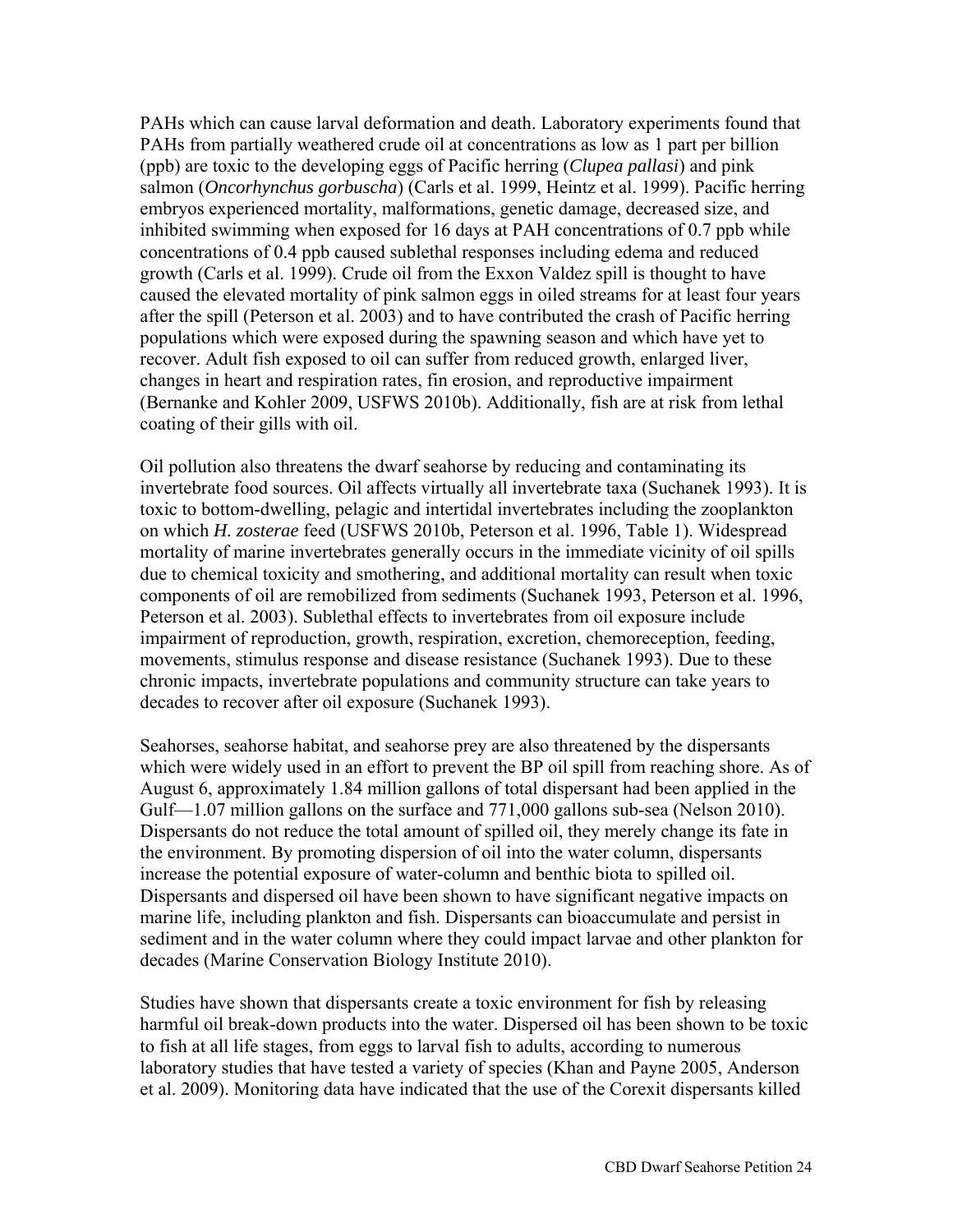PAHs which can cause larval deformation and death. Laboratory experiments found that PAHs from partially weathered crude oil at concentrations as low as 1 part per billion (ppb) are toxic to the developing eggs of Pacific herring (*Clupea pallasi*) and pink salmon (*Oncorhynchus gorbuscha*) (Carls et al. 1999, Heintz et al. 1999). Pacific herring embryos experienced mortality, malformations, genetic damage, decreased size, and inhibited swimming when exposed for 16 days at PAH concentrations of 0.7 ppb while concentrations of 0.4 ppb caused sublethal responses including edema and reduced growth (Carls et al. 1999). Crude oil from the Exxon Valdez spill is thought to have caused the elevated mortality of pink salmon eggs in oiled streams for at least four years after the spill (Peterson et al. 2003) and to have contributed the crash of Pacific herring populations which were exposed during the spawning season and which have yet to recover. Adult fish exposed to oil can suffer from reduced growth, enlarged liver, changes in heart and respiration rates, fin erosion, and reproductive impairment (Bernanke and Kohler 2009, USFWS 2010b). Additionally, fish are at risk from lethal coating of their gills with oil.

Oil pollution also threatens the dwarf seahorse by reducing and contaminating its invertebrate food sources. Oil affects virtually all invertebrate taxa (Suchanek 1993). It is toxic to bottom-dwelling, pelagic and intertidal invertebrates including the zooplankton on which *H. zosterae* feed (USFWS 2010b, Peterson et al. 1996, Table 1). Widespread mortality of marine invertebrates generally occurs in the immediate vicinity of oil spills due to chemical toxicity and smothering, and additional mortality can result when toxic components of oil are remobilized from sediments (Suchanek 1993, Peterson et al. 1996, Peterson et al. 2003). Sublethal effects to invertebrates from oil exposure include impairment of reproduction, growth, respiration, excretion, chemoreception, feeding, movements, stimulus response and disease resistance (Suchanek 1993). Due to these chronic impacts, invertebrate populations and community structure can take years to decades to recover after oil exposure (Suchanek 1993).

Seahorses, seahorse habitat, and seahorse prey are also threatened by the dispersants which were widely used in an effort to prevent the BP oil spill from reaching shore. As of August 6, approximately 1.84 million gallons of total dispersant had been applied in the Gulf—1.07 million gallons on the surface and 771,000 gallons sub-sea (Nelson 2010). Dispersants do not reduce the total amount of spilled oil, they merely change its fate in the environment. By promoting dispersion of oil into the water column, dispersants increase the potential exposure of water-column and benthic biota to spilled oil. Dispersants and dispersed oil have been shown to have significant negative impacts on marine life, including plankton and fish. Dispersants can bioaccumulate and persist in sediment and in the water column where they could impact larvae and other plankton for decades (Marine Conservation Biology Institute 2010).

Studies have shown that dispersants create a toxic environment for fish by releasing harmful oil break-down products into the water. Dispersed oil has been shown to be toxic to fish at all life stages, from eggs to larval fish to adults, according to numerous laboratory studies that have tested a variety of species (Khan and Payne 2005, Anderson et al. 2009). Monitoring data have indicated that the use of the Corexit dispersants killed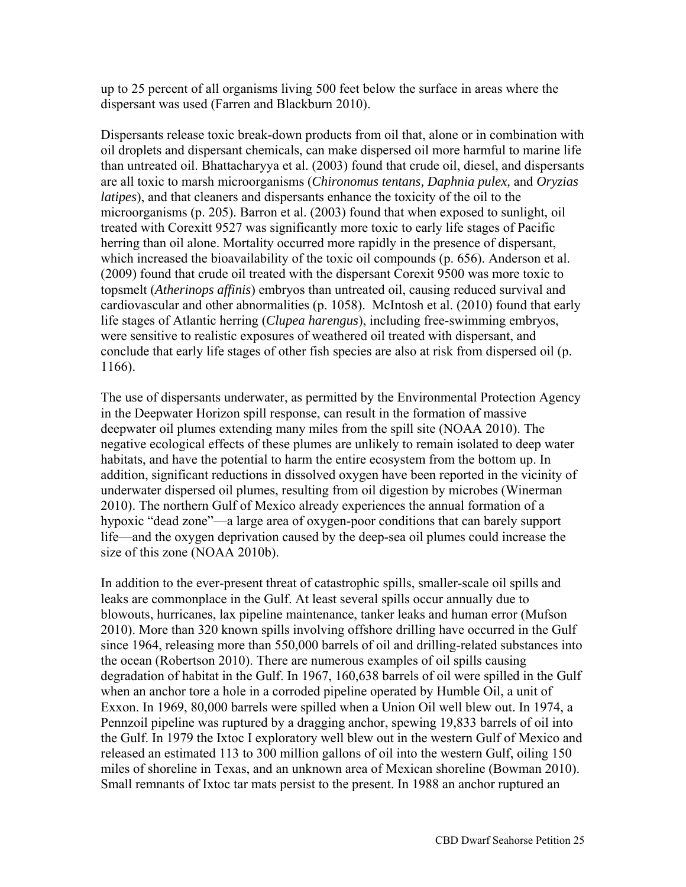up to 25 percent of all organisms living 500 feet below the surface in areas where the dispersant was used (Farren and Blackburn 2010).

Dispersants release toxic break-down products from oil that, alone or in combination with oil droplets and dispersant chemicals, can make dispersed oil more harmful to marine life than untreated oil. Bhattacharyya et al. (2003) found that crude oil, diesel, and dispersants are all toxic to marsh microorganisms (*Chironomus tentans, Daphnia pulex,* and *Oryzias latipes*), and that cleaners and dispersants enhance the toxicity of the oil to the microorganisms (p. 205). Barron et al. (2003) found that when exposed to sunlight, oil treated with Corexitt 9527 was significantly more toxic to early life stages of Pacific herring than oil alone. Mortality occurred more rapidly in the presence of dispersant, which increased the bioavailability of the toxic oil compounds (p. 656). Anderson et al. (2009) found that crude oil treated with the dispersant Corexit 9500 was more toxic to topsmelt (*Atherinops affinis*) embryos than untreated oil, causing reduced survival and cardiovascular and other abnormalities (p. 1058). McIntosh et al. (2010) found that early life stages of Atlantic herring (*Clupea harengus*), including free-swimming embryos, were sensitive to realistic exposures of weathered oil treated with dispersant, and conclude that early life stages of other fish species are also at risk from dispersed oil (p. 1166).

The use of dispersants underwater, as permitted by the Environmental Protection Agency in the Deepwater Horizon spill response, can result in the formation of massive deepwater oil plumes extending many miles from the spill site (NOAA 2010). The negative ecological effects of these plumes are unlikely to remain isolated to deep water habitats, and have the potential to harm the entire ecosystem from the bottom up. In addition, significant reductions in dissolved oxygen have been reported in the vicinity of underwater dispersed oil plumes, resulting from oil digestion by microbes (Winerman 2010). The northern Gulf of Mexico already experiences the annual formation of a hypoxic "dead zone"—a large area of oxygen-poor conditions that can barely support life—and the oxygen deprivation caused by the deep-sea oil plumes could increase the size of this zone (NOAA 2010b).

In addition to the ever-present threat of catastrophic spills, smaller-scale oil spills and leaks are commonplace in the Gulf. At least several spills occur annually due to blowouts, hurricanes, lax pipeline maintenance, tanker leaks and human error (Mufson 2010). More than 320 known spills involving offshore drilling have occurred in the Gulf since 1964, releasing more than 550,000 barrels of oil and drilling-related substances into the ocean (Robertson 2010). There are numerous examples of oil spills causing degradation of habitat in the Gulf. In 1967, 160,638 barrels of oil were spilled in the Gulf when an anchor tore a hole in a corroded pipeline operated by Humble Oil, a unit of Exxon. In 1969, 80,000 barrels were spilled when a Union Oil well blew out. In 1974, a Pennzoil pipeline was ruptured by a dragging anchor, spewing 19,833 barrels of oil into the Gulf. In 1979 the Ixtoc I exploratory well blew out in the western Gulf of Mexico and released an estimated 113 to 300 million gallons of oil into the western Gulf, oiling 150 miles of shoreline in Texas, and an unknown area of Mexican shoreline (Bowman 2010). Small remnants of Ixtoc tar mats persist to the present. In 1988 an anchor ruptured an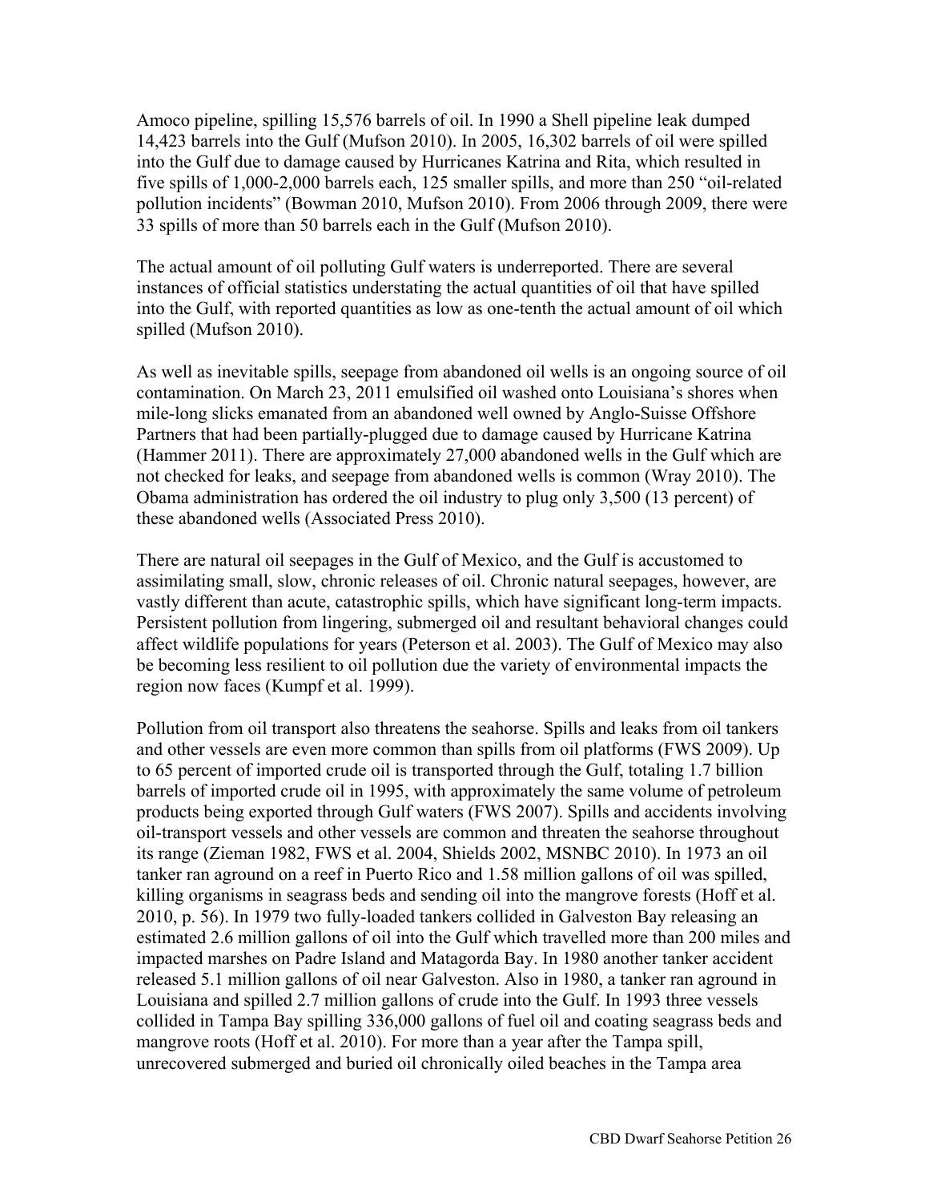Amoco pipeline, spilling 15,576 barrels of oil. In 1990 a Shell pipeline leak dumped 14,423 barrels into the Gulf (Mufson 2010). In 2005, 16,302 barrels of oil were spilled into the Gulf due to damage caused by Hurricanes Katrina and Rita, which resulted in five spills of 1,000-2,000 barrels each, 125 smaller spills, and more than 250 "oil-related pollution incidents" (Bowman 2010, Mufson 2010). From 2006 through 2009, there were 33 spills of more than 50 barrels each in the Gulf (Mufson 2010).

The actual amount of oil polluting Gulf waters is underreported. There are several instances of official statistics understating the actual quantities of oil that have spilled into the Gulf, with reported quantities as low as one-tenth the actual amount of oil which spilled (Mufson 2010).

As well as inevitable spills, seepage from abandoned oil wells is an ongoing source of oil contamination. On March 23, 2011 emulsified oil washed onto Louisiana's shores when mile-long slicks emanated from an abandoned well owned by Anglo-Suisse Offshore Partners that had been partially-plugged due to damage caused by Hurricane Katrina (Hammer 2011). There are approximately 27,000 abandoned wells in the Gulf which are not checked for leaks, and seepage from abandoned wells is common (Wray 2010). The Obama administration has ordered the oil industry to plug only 3,500 (13 percent) of these abandoned wells (Associated Press 2010).

There are natural oil seepages in the Gulf of Mexico, and the Gulf is accustomed to assimilating small, slow, chronic releases of oil. Chronic natural seepages, however, are vastly different than acute, catastrophic spills, which have significant long-term impacts. Persistent pollution from lingering, submerged oil and resultant behavioral changes could affect wildlife populations for years (Peterson et al. 2003). The Gulf of Mexico may also be becoming less resilient to oil pollution due the variety of environmental impacts the region now faces (Kumpf et al. 1999).

Pollution from oil transport also threatens the seahorse. Spills and leaks from oil tankers and other vessels are even more common than spills from oil platforms (FWS 2009). Up to 65 percent of imported crude oil is transported through the Gulf, totaling 1.7 billion barrels of imported crude oil in 1995, with approximately the same volume of petroleum products being exported through Gulf waters (FWS 2007). Spills and accidents involving oil-transport vessels and other vessels are common and threaten the seahorse throughout its range (Zieman 1982, FWS et al. 2004, Shields 2002, MSNBC 2010). In 1973 an oil tanker ran aground on a reef in Puerto Rico and 1.58 million gallons of oil was spilled, killing organisms in seagrass beds and sending oil into the mangrove forests (Hoff et al. 2010, p. 56). In 1979 two fully-loaded tankers collided in Galveston Bay releasing an estimated 2.6 million gallons of oil into the Gulf which travelled more than 200 miles and impacted marshes on Padre Island and Matagorda Bay. In 1980 another tanker accident released 5.1 million gallons of oil near Galveston. Also in 1980, a tanker ran aground in Louisiana and spilled 2.7 million gallons of crude into the Gulf. In 1993 three vessels collided in Tampa Bay spilling 336,000 gallons of fuel oil and coating seagrass beds and mangrove roots (Hoff et al. 2010). For more than a year after the Tampa spill, unrecovered submerged and buried oil chronically oiled beaches in the Tampa area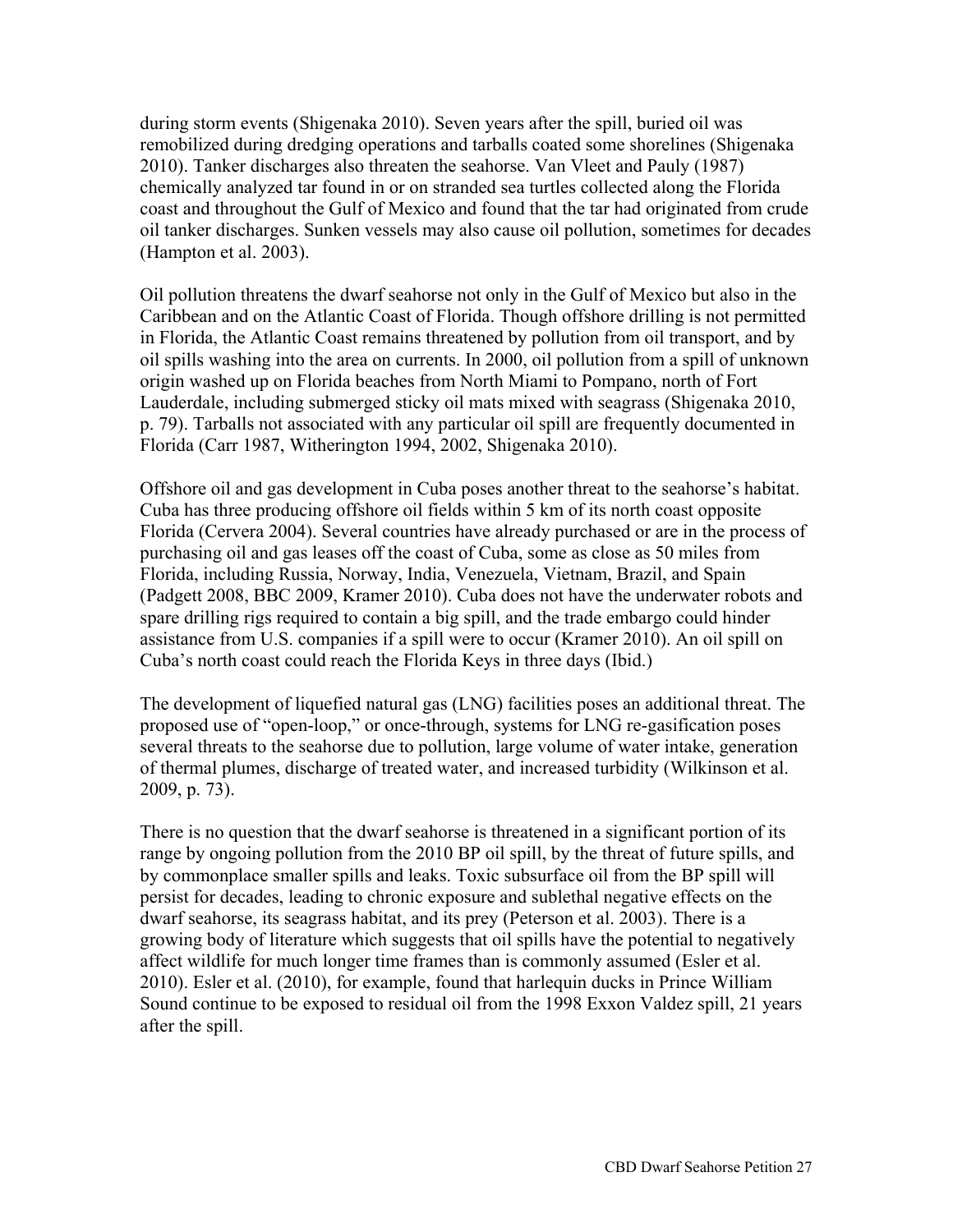during storm events (Shigenaka 2010). Seven years after the spill, buried oil was remobilized during dredging operations and tarballs coated some shorelines (Shigenaka 2010). Tanker discharges also threaten the seahorse. Van Vleet and Pauly (1987) chemically analyzed tar found in or on stranded sea turtles collected along the Florida coast and throughout the Gulf of Mexico and found that the tar had originated from crude oil tanker discharges. Sunken vessels may also cause oil pollution, sometimes for decades (Hampton et al. 2003).

Oil pollution threatens the dwarf seahorse not only in the Gulf of Mexico but also in the Caribbean and on the Atlantic Coast of Florida. Though offshore drilling is not permitted in Florida, the Atlantic Coast remains threatened by pollution from oil transport, and by oil spills washing into the area on currents. In 2000, oil pollution from a spill of unknown origin washed up on Florida beaches from North Miami to Pompano, north of Fort Lauderdale, including submerged sticky oil mats mixed with seagrass (Shigenaka 2010, p. 79). Tarballs not associated with any particular oil spill are frequently documented in Florida (Carr 1987, Witherington 1994, 2002, Shigenaka 2010).

Offshore oil and gas development in Cuba poses another threat to the seahorse's habitat. Cuba has three producing offshore oil fields within 5 km of its north coast opposite Florida (Cervera 2004). Several countries have already purchased or are in the process of purchasing oil and gas leases off the coast of Cuba, some as close as 50 miles from Florida, including Russia, Norway, India, Venezuela, Vietnam, Brazil, and Spain (Padgett 2008, BBC 2009, Kramer 2010). Cuba does not have the underwater robots and spare drilling rigs required to contain a big spill, and the trade embargo could hinder assistance from U.S. companies if a spill were to occur (Kramer 2010). An oil spill on Cuba's north coast could reach the Florida Keys in three days (Ibid.)

The development of liquefied natural gas (LNG) facilities poses an additional threat. The proposed use of "open-loop," or once-through, systems for LNG re-gasification poses several threats to the seahorse due to pollution, large volume of water intake, generation of thermal plumes, discharge of treated water, and increased turbidity (Wilkinson et al. 2009, p. 73).

There is no question that the dwarf seahorse is threatened in a significant portion of its range by ongoing pollution from the 2010 BP oil spill, by the threat of future spills, and by commonplace smaller spills and leaks. Toxic subsurface oil from the BP spill will persist for decades, leading to chronic exposure and sublethal negative effects on the dwarf seahorse, its seagrass habitat, and its prey (Peterson et al. 2003). There is a growing body of literature which suggests that oil spills have the potential to negatively affect wildlife for much longer time frames than is commonly assumed (Esler et al. 2010). Esler et al. (2010), for example, found that harlequin ducks in Prince William Sound continue to be exposed to residual oil from the 1998 Exxon Valdez spill, 21 years after the spill.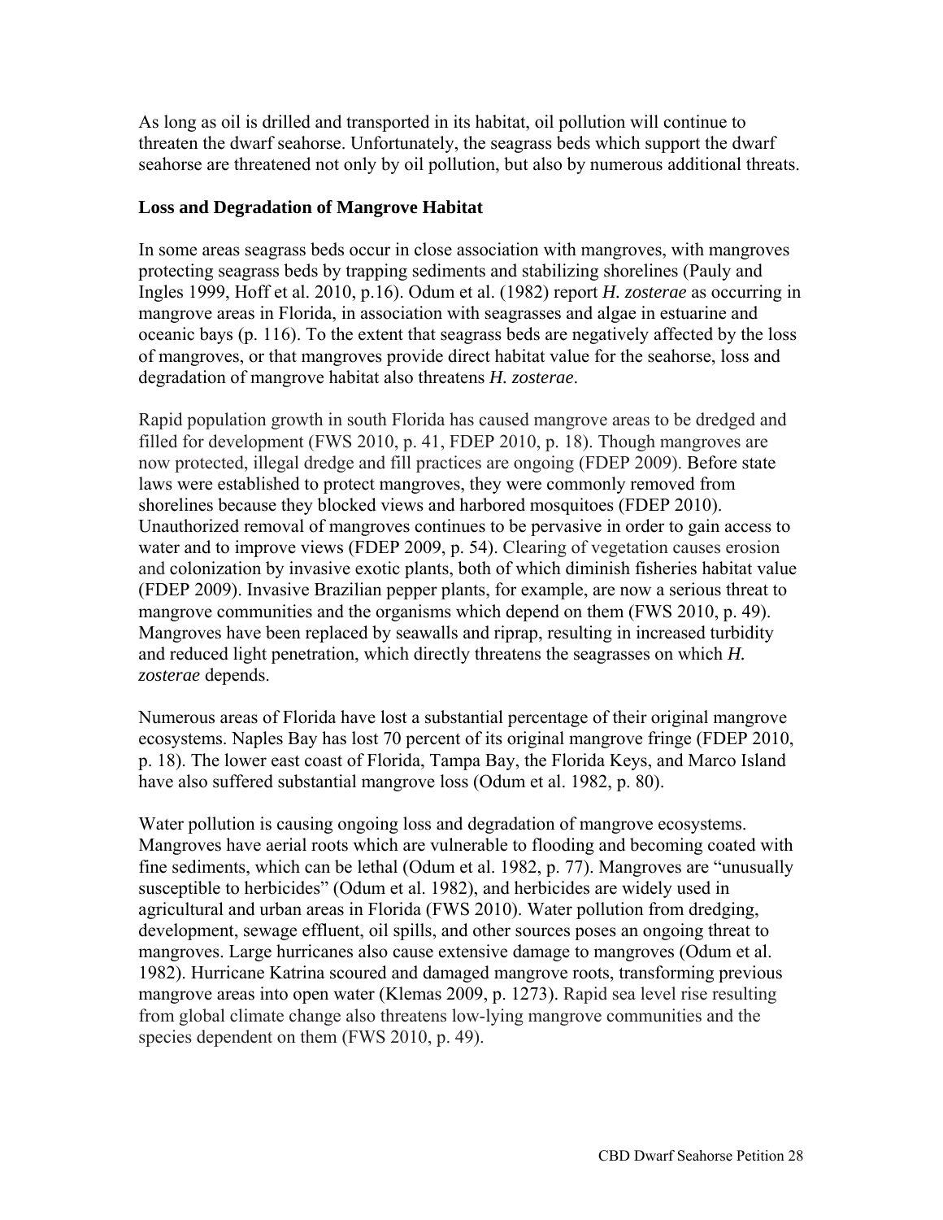As long as oil is drilled and transported in its habitat, oil pollution will continue to threaten the dwarf seahorse. Unfortunately, the seagrass beds which support the dwarf seahorse are threatened not only by oil pollution, but also by numerous additional threats.

### Loss and Degradation of Mangrove Habitat

In some areas seagrass beds occur in close association with mangroves, with mangroves protecting seagrass beds by trapping sediments and stabilizing shorelines (Pauly and Ingles 1999, Hoff et al. 2010, p.16). Odum et al. (1982) report *H. zosterae* as occurring in mangrove areas in Florida, in association with seagrasses and algae in estuarine and oceanic bays (p. 116). To the extent that seagrass beds are negatively affected by the loss of mangroves, or that mangroves provide direct habitat value for the seahorse, loss and degradation of mangrove habitat also threatens *H. zosterae*.

Rapid population growth in south Florida has caused mangrove areas to be dredged and filled for development (FWS 2010, p. 41, FDEP 2010, p. 18). Though mangroves are now protected, illegal dredge and fill practices are ongoing (FDEP 2009). Before state laws were established to protect mangroves, they were commonly removed from shorelines because they blocked views and harbored mosquitoes (FDEP 2010). Unauthorized removal of mangroves continues to be pervasive in order to gain access to water and to improve views (FDEP 2009, p. 54). Clearing of vegetation causes erosion and colonization by invasive exotic plants, both of which diminish fisheries habitat value (FDEP 2009). Invasive Brazilian pepper plants, for example, are now a serious threat to mangrove communities and the organisms which depend on them (FWS 2010, p. 49). Mangroves have been replaced by seawalls and riprap, resulting in increased turbidity and reduced light penetration, which directly threatens the seagrasses on which *H. zosterae* depends.

Numerous areas of Florida have lost a substantial percentage of their original mangrove ecosystems. Naples Bay has lost 70 percent of its original mangrove fringe (FDEP 2010, p. 18). The lower east coast of Florida, Tampa Bay, the Florida Keys, and Marco Island have also suffered substantial mangrove loss (Odum et al. 1982, p. 80).

Water pollution is causing ongoing loss and degradation of mangrove ecosystems. Mangroves have aerial roots which are vulnerable to flooding and becoming coated with fine sediments, which can be lethal (Odum et al. 1982, p. 77). Mangroves are "unusually susceptible to herbicides" (Odum et al. 1982), and herbicides are widely used in agricultural and urban areas in Florida (FWS 2010). Water pollution from dredging, development, sewage effluent, oil spills, and other sources poses an ongoing threat to mangroves. Large hurricanes also cause extensive damage to mangroves (Odum et al. 1982). Hurricane Katrina scoured and damaged mangrove roots, transforming previous mangrove areas into open water (Klemas 2009, p. 1273). Rapid sea level rise resulting from global climate change also threatens low-lying mangrove communities and the species dependent on them (FWS 2010, p. 49).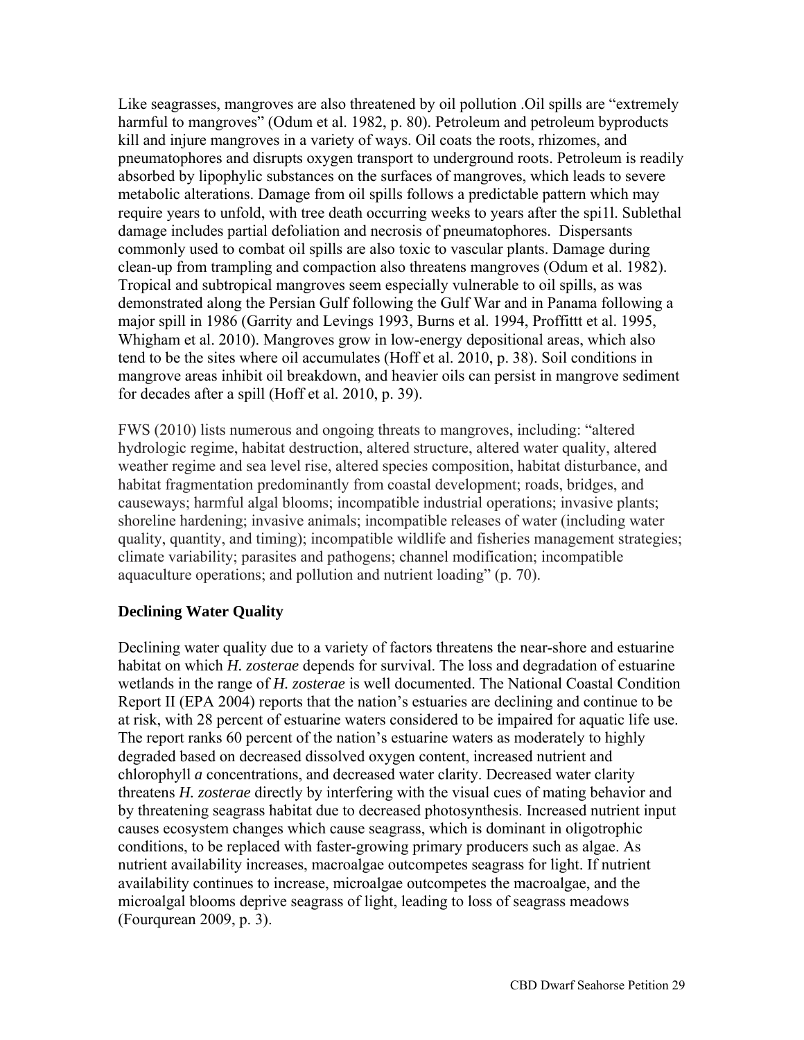Like seagrasses, mangroves are also threatened by oil pollution .Oil spills are "extremely harmful to mangroves" (Odum et al. 1982, p. 80). Petroleum and petroleum byproducts kill and injure mangroves in a variety of ways. Oil coats the roots, rhizomes, and pneumatophores and disrupts oxygen transport to underground roots. Petroleum is readily absorbed by lipophylic substances on the surfaces of mangroves, which leads to severe metabolic alterations. Damage from oil spills follows a predictable pattern which may require years to unfold, with tree death occurring weeks to years after the spi1l. Sublethal damage includes partial defoliation and necrosis of pneumatophores. Dispersants commonly used to combat oil spills are also toxic to vascular plants. Damage during clean-up from trampling and compaction also threatens mangroves (Odum et al. 1982). Tropical and subtropical mangroves seem especially vulnerable to oil spills, as was demonstrated along the Persian Gulf following the Gulf War and in Panama following a major spill in 1986 (Garrity and Levings 1993, Burns et al. 1994, Proffittt et al. 1995, Whigham et al. 2010). Mangroves grow in low-energy depositional areas, which also tend to be the sites where oil accumulates (Hoff et al. 2010, p. 38). Soil conditions in mangrove areas inhibit oil breakdown, and heavier oils can persist in mangrove sediment for decades after a spill (Hoff et al. 2010, p. 39).

FWS (2010) lists numerous and ongoing threats to mangroves, including: "altered hydrologic regime, habitat destruction, altered structure, altered water quality, altered weather regime and sea level rise, altered species composition, habitat disturbance, and habitat fragmentation predominantly from coastal development; roads, bridges, and causeways; harmful algal blooms; incompatible industrial operations; invasive plants; shoreline hardening; invasive animals; incompatible releases of water (including water quality, quantity, and timing); incompatible wildlife and fisheries management strategies; climate variability; parasites and pathogens; channel modification; incompatible aquaculture operations; and pollution and nutrient loading" (p. 70).

**Declining Water Quality**

Declining water quality due to a variety of factors threatens the near-shore and estuarine habitat on which *H. zosterae* depends for survival. The loss and degradation of estuarine wetlands in the range of *H. zosterae* is well documented. The National Coastal Condition Report II (EPA 2004) reports that the nation's estuaries are declining and continue to be at risk, with 28 percent of estuarine waters considered to be impaired for aquatic life use. The report ranks 60 percent of the nation's estuarine waters as moderately to highly degraded based on decreased dissolved oxygen content, increased nutrient and chlorophyll *a* concentrations, and decreased water clarity. Decreased water clarity threatens *H. zosterae* directly by interfering with the visual cues of mating behavior and by threatening seagrass habitat due to decreased photosynthesis. Increased nutrient input causes ecosystem changes which cause seagrass, which is dominant in oligotrophic conditions, to be replaced with faster-growing primary producers such as algae. As nutrient availability increases, macroalgae outcompetes seagrass for light. If nutrient availability continues to increase, microalgae outcompetes the macroalgae, and the microalgal blooms deprive seagrass of light, leading to loss of seagrass meadows (Fourqurean 2009, p. 3).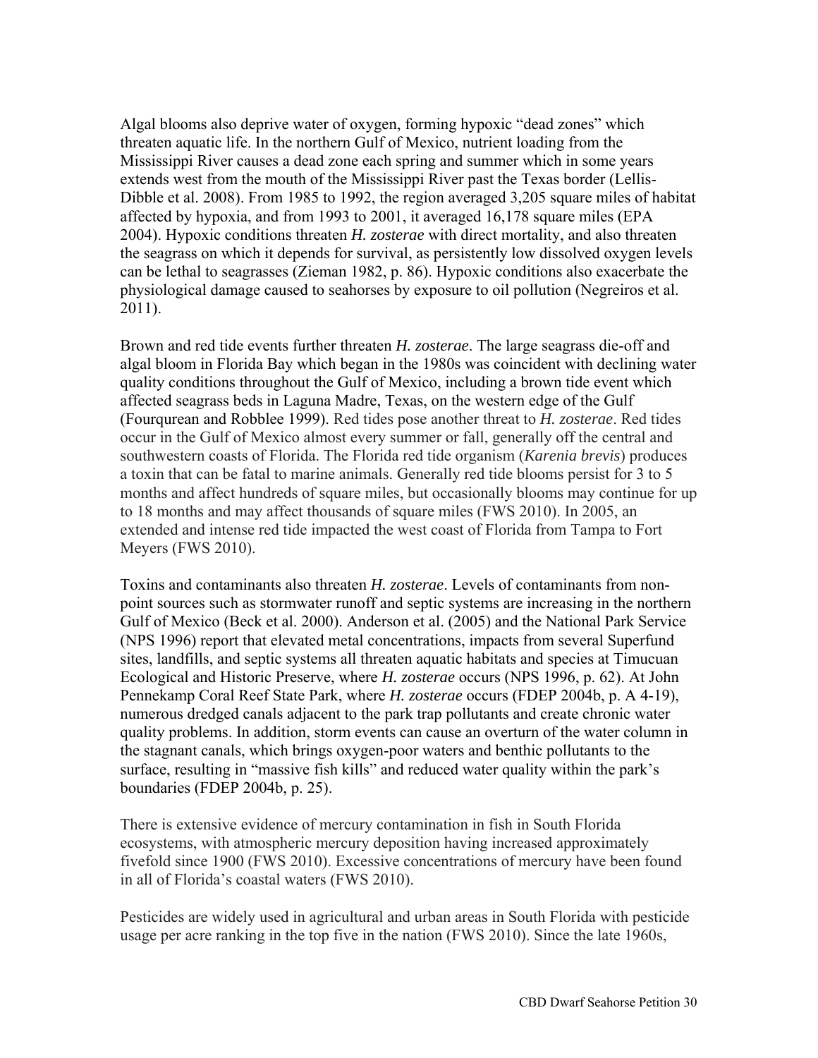Algal blooms also deprive water of oxygen, forming hypoxic "dead zones" which threaten aquatic life. In the northern Gulf of Mexico, nutrient loading from the Mississippi River causes a dead zone each spring and summer which in some years extends west from the mouth of the Mississippi River past the Texas border (Lellis-Dibble et al. 2008). From 1985 to 1992, the region averaged 3,205 square miles of habitat affected by hypoxia, and from 1993 to 2001, it averaged 16,178 square miles (EPA 2004). Hypoxic conditions threaten *H. zosterae* with direct mortality, and also threaten the seagrass on which it depends for survival, as persistently low dissolved oxygen levels can be lethal to seagrasses (Zieman 1982, p. 86). Hypoxic conditions also exacerbate the physiological damage caused to seahorses by exposure to oil pollution (Negreiros et al. 2011).

Brown and red tide events further threaten *H. zosterae*. The large seagrass die-off and algal bloom in Florida Bay which began in the 1980s was coincident with declining water quality conditions throughout the Gulf of Mexico, including a brown tide event which affected seagrass beds in Laguna Madre, Texas, on the western edge of the Gulf (Fourqurean and Robblee 1999). Red tides pose another threat to *H. zosterae*. Red tides occur in the Gulf of Mexico almost every summer or fall, generally off the central and southwestern coasts of Florida. The Florida red tide organism (*Karenia brevis*) produces a toxin that can be fatal to marine animals. Generally red tide blooms persist for 3 to 5 months and affect hundreds of square miles, but occasionally blooms may continue for up to 18 months and may affect thousands of square miles (FWS 2010). In 2005, an extended and intense red tide impacted the west coast of Florida from Tampa to Fort Meyers (FWS 2010).

Toxins and contaminants also threaten *H. zosterae*. Levels of contaminants from non-point sources such as stormwater runoff and septic systems are increasing in the northern Gulf of Mexico (Beck et al. 2000). Anderson et al. (2005) and the National Park Service (NPS 1996) report that elevated metal concentrations, impacts from several Superfund sites, landfills, and septic systems all threaten aquatic habitats and species at Timucuan Ecological and Historic Preserve, where *H. zosterae* occurs (NPS 1996, p. 62). At John Pennekamp Coral Reef State Park, where *H. zosterae* occurs (FDEP 2004b, p. A 4-19), numerous dredged canals adjacent to the park trap pollutants and create chronic water quality problems. In addition, storm events can cause an overturn of the water column in the stagnant canals, which brings oxygen-poor waters and benthic pollutants to the surface, resulting in "massive fish kills" and reduced water quality within the park's boundaries (FDEP 2004b, p. 25).

There is extensive evidence of mercury contamination in fish in South Florida ecosystems, with atmospheric mercury deposition having increased approximately fivefold since 1900 (FWS 2010). Excessive concentrations of mercury have been found in all of Florida's coastal waters (FWS 2010).

Pesticides are widely used in agricultural and urban areas in South Florida with pesticide usage per acre ranking in the top five in the nation (FWS 2010). Since the late 1960s,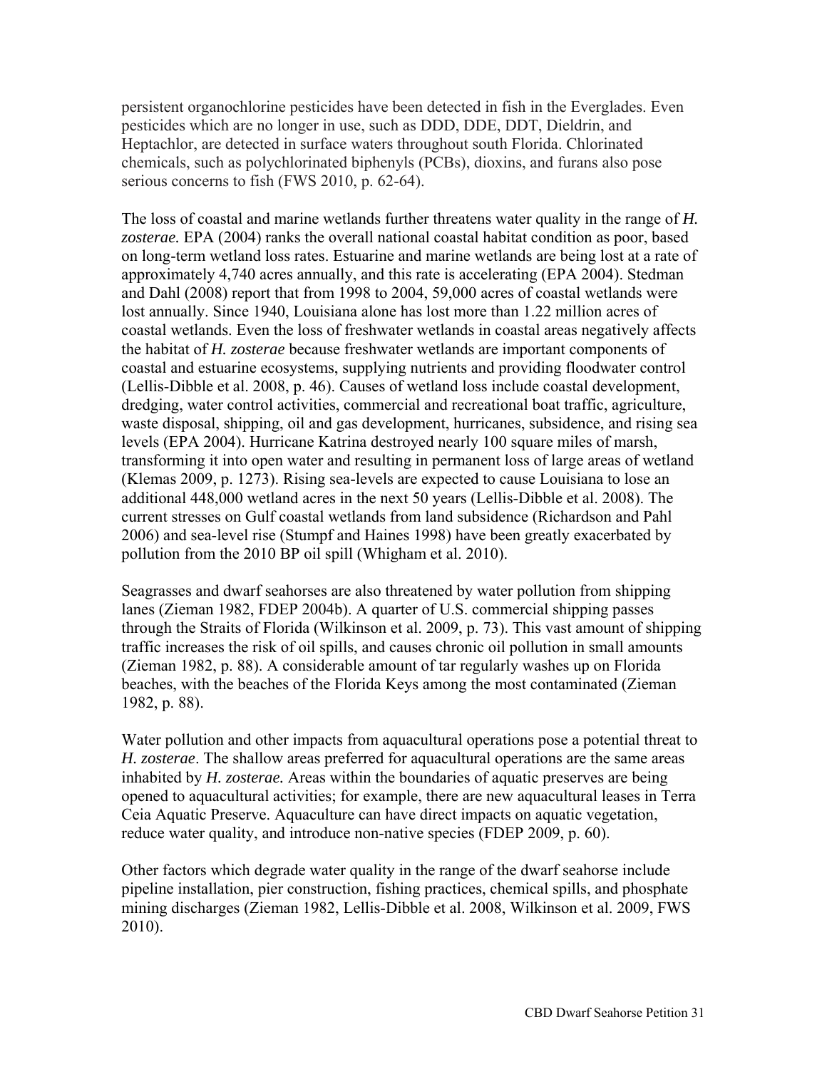persistent organochlorine pesticides have been detected in fish in the Everglades. Even pesticides which are no longer in use, such as DDD, DDE, DDT, Dieldrin, and Heptachlor, are detected in surface waters throughout south Florida. Chlorinated chemicals, such as polychlorinated biphenyls (PCBs), dioxins, and furans also pose serious concerns to fish (FWS 2010, p. 62-64).

The loss of coastal and marine wetlands further threatens water quality in the range of *H. zosterae.* EPA (2004) ranks the overall national coastal habitat condition as poor, based on long-term wetland loss rates. Estuarine and marine wetlands are being lost at a rate of approximately 4,740 acres annually, and this rate is accelerating (EPA 2004). Stedman and Dahl (2008) report that from 1998 to 2004, 59,000 acres of coastal wetlands were lost annually. Since 1940, Louisiana alone has lost more than 1.22 million acres of coastal wetlands. Even the loss of freshwater wetlands in coastal areas negatively affects the habitat of *H. zosterae* because freshwater wetlands are important components of coastal and estuarine ecosystems, supplying nutrients and providing floodwater control (Lellis-Dibble et al. 2008, p. 46). Causes of wetland loss include coastal development, dredging, water control activities, commercial and recreational boat traffic, agriculture, waste disposal, shipping, oil and gas development, hurricanes, subsidence, and rising sea levels (EPA 2004). Hurricane Katrina destroyed nearly 100 square miles of marsh, transforming it into open water and resulting in permanent loss of large areas of wetland (Klemas 2009, p. 1273). Rising sea-levels are expected to cause Louisiana to lose an additional 448,000 wetland acres in the next 50 years (Lellis-Dibble et al. 2008). The current stresses on Gulf coastal wetlands from land subsidence (Richardson and Pahl 2006) and sea-level rise (Stumpf and Haines 1998) have been greatly exacerbated by pollution from the 2010 BP oil spill (Whigham et al. 2010).

Seagrasses and dwarf seahorses are also threatened by water pollution from shipping lanes (Zieman 1982, FDEP 2004b). A quarter of U.S. commercial shipping passes through the Straits of Florida (Wilkinson et al. 2009, p. 73). This vast amount of shipping traffic increases the risk of oil spills, and causes chronic oil pollution in small amounts (Zieman 1982, p. 88). A considerable amount of tar regularly washes up on Florida beaches, with the beaches of the Florida Keys among the most contaminated (Zieman 1982, p. 88).

Water pollution and other impacts from aquacultural operations pose a potential threat to *H. zosterae*. The shallow areas preferred for aquacultural operations are the same areas inhabited by *H. zosterae.* Areas within the boundaries of aquatic preserves are being opened to aquacultural activities; for example, there are new aquacultural leases in Terra Ceia Aquatic Preserve. Aquaculture can have direct impacts on aquatic vegetation, reduce water quality, and introduce non-native species (FDEP 2009, p. 60).

Other factors which degrade water quality in the range of the dwarf seahorse include pipeline installation, pier construction, fishing practices, chemical spills, and phosphate mining discharges (Zieman 1982, Lellis-Dibble et al. 2008, Wilkinson et al. 2009, FWS 2010).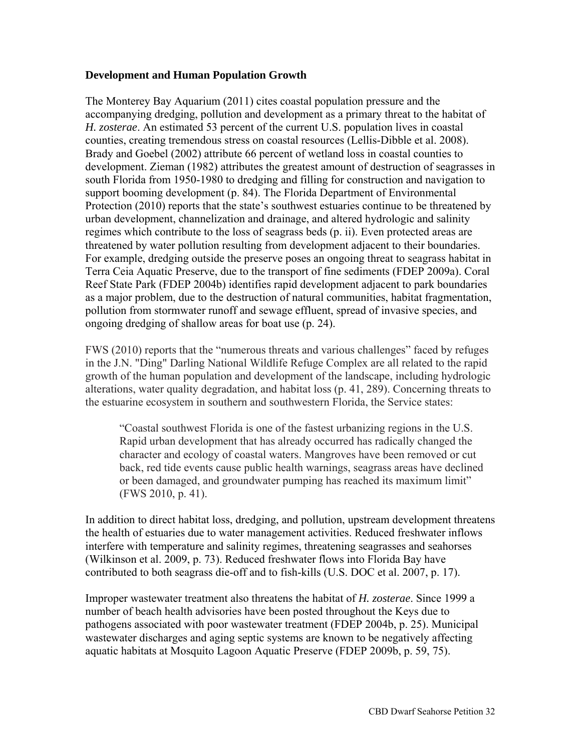**Development and Human Population Growth**

The Monterey Bay Aquarium (2011) cites coastal population pressure and the accompanying dredging, pollution and development as a primary threat to the habitat of *H. zosterae*. An estimated 53 percent of the current U.S. population lives in coastal counties, creating tremendous stress on coastal resources (Lellis-Dibble et al. 2008). Brady and Goebel (2002) attribute 66 percent of wetland loss in coastal counties to development. Zieman (1982) attributes the greatest amount of destruction of seagrasses in south Florida from 1950-1980 to dredging and filling for construction and navigation to support booming development (p. 84). The Florida Department of Environmental Protection (2010) reports that the state's southwest estuaries continue to be threatened by urban development, channelization and drainage, and altered hydrologic and salinity regimes which contribute to the loss of seagrass beds (p. ii). Even protected areas are threatened by water pollution resulting from development adjacent to their boundaries. For example, dredging outside the preserve poses an ongoing threat to seagrass habitat in Terra Ceia Aquatic Preserve, due to the transport of fine sediments (FDEP 2009a). Coral Reef State Park (FDEP 2004b) identifies rapid development adjacent to park boundaries as a major problem, due to the destruction of natural communities, habitat fragmentation, pollution from stormwater runoff and sewage effluent, spread of invasive species, and ongoing dredging of shallow areas for boat use (p. 24).

FWS (2010) reports that the "numerous threats and various challenges" faced by refuges in the J.N. "Ding" Darling National Wildlife Refuge Complex are all related to the rapid growth of the human population and development of the landscape, including hydrologic alterations, water quality degradation, and habitat loss (p. 41, 289). Concerning threats to the estuarine ecosystem in southern and southwestern Florida, the Service states:

> "Coastal southwest Florida is one of the fastest urbanizing regions in the U.S. Rapid urban development that has already occurred has radically changed the character and ecology of coastal waters. Mangroves have been removed or cut back, red tide events cause public health warnings, seagrass areas have declined or been damaged, and groundwater pumping has reached its maximum limit" (FWS 2010, p. 41).

In addition to direct habitat loss, dredging, and pollution, upstream development threatens the health of estuaries due to water management activities. Reduced freshwater inflows interfere with temperature and salinity regimes, threatening seagrasses and seahorses (Wilkinson et al. 2009, p. 73). Reduced freshwater flows into Florida Bay have contributed to both seagrass die-off and to fish-kills (U.S. DOC et al. 2007, p. 17).

Improper wastewater treatment also threatens the habitat of *H. zosterae*. Since 1999 a number of beach health advisories have been posted throughout the Keys due to pathogens associated with poor wastewater treatment (FDEP 2004b, p. 25). Municipal wastewater discharges and aging septic systems are known to be negatively affecting aquatic habitats at Mosquito Lagoon Aquatic Preserve (FDEP 2009b, p. 59, 75).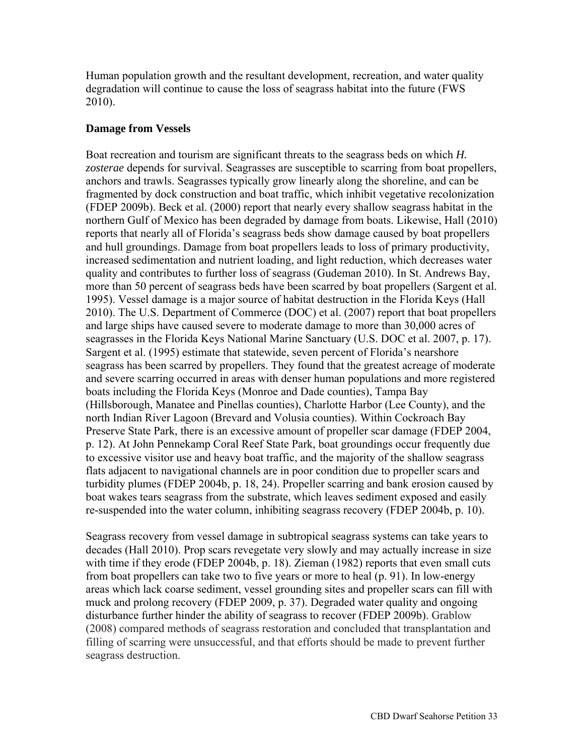Human population growth and the resultant development, recreation, and water quality degradation will continue to cause the loss of seagrass habitat into the future (FWS 2010).

**Damage from Vessels**

Boat recreation and tourism are significant threats to the seagrass beds on which *H. zosterae* depends for survival. Seagrasses are susceptible to scarring from boat propellers, anchors and trawls. Seagrasses typically grow linearly along the shoreline, and can be fragmented by dock construction and boat traffic, which inhibit vegetative recolonization (FDEP 2009b). Beck et al. (2000) report that nearly every shallow seagrass habitat in the northern Gulf of Mexico has been degraded by damage from boats. Likewise, Hall (2010) reports that nearly all of Florida's seagrass beds show damage caused by boat propellers and hull groundings. Damage from boat propellers leads to loss of primary productivity, increased sedimentation and nutrient loading, and light reduction, which decreases water quality and contributes to further loss of seagrass (Gudeman 2010). In St. Andrews Bay, more than 50 percent of seagrass beds have been scarred by boat propellers (Sargent et al. 1995). Vessel damage is a major source of habitat destruction in the Florida Keys (Hall 2010). The U.S. Department of Commerce (DOC) et al. (2007) report that boat propellers and large ships have caused severe to moderate damage to more than 30,000 acres of seagrasses in the Florida Keys National Marine Sanctuary (U.S. DOC et al. 2007, p. 17). Sargent et al. (1995) estimate that statewide, seven percent of Florida's nearshore seagrass has been scarred by propellers. They found that the greatest acreage of moderate and severe scarring occurred in areas with denser human populations and more registered boats including the Florida Keys (Monroe and Dade counties), Tampa Bay (Hillsborough, Manatee and Pinellas counties), Charlotte Harbor (Lee County), and the north Indian River Lagoon (Brevard and Volusia counties). Within Cockroach Bay Preserve State Park, there is an excessive amount of propeller scar damage (FDEP 2004, p. 12). At John Pennekamp Coral Reef State Park, boat groundings occur frequently due to excessive visitor use and heavy boat traffic, and the majority of the shallow seagrass flats adjacent to navigational channels are in poor condition due to propeller scars and turbidity plumes (FDEP 2004b, p. 18, 24). Propeller scarring and bank erosion caused by boat wakes tears seagrass from the substrate, which leaves sediment exposed and easily re-suspended into the water column, inhibiting seagrass recovery (FDEP 2004b, p. 10).

Seagrass recovery from vessel damage in subtropical seagrass systems can take years to decades (Hall 2010). Prop scars revegetate very slowly and may actually increase in size with time if they erode (FDEP 2004b, p. 18). Zieman (1982) reports that even small cuts from boat propellers can take two to five years or more to heal (p. 91). In low-energy areas which lack coarse sediment, vessel grounding sites and propeller scars can fill with muck and prolong recovery (FDEP 2009, p. 37). Degraded water quality and ongoing disturbance further hinder the ability of seagrass to recover (FDEP 2009b). Grablow (2008) compared methods of seagrass restoration and concluded that transplantation and filling of scarring were unsuccessful, and that efforts should be made to prevent further seagrass destruction.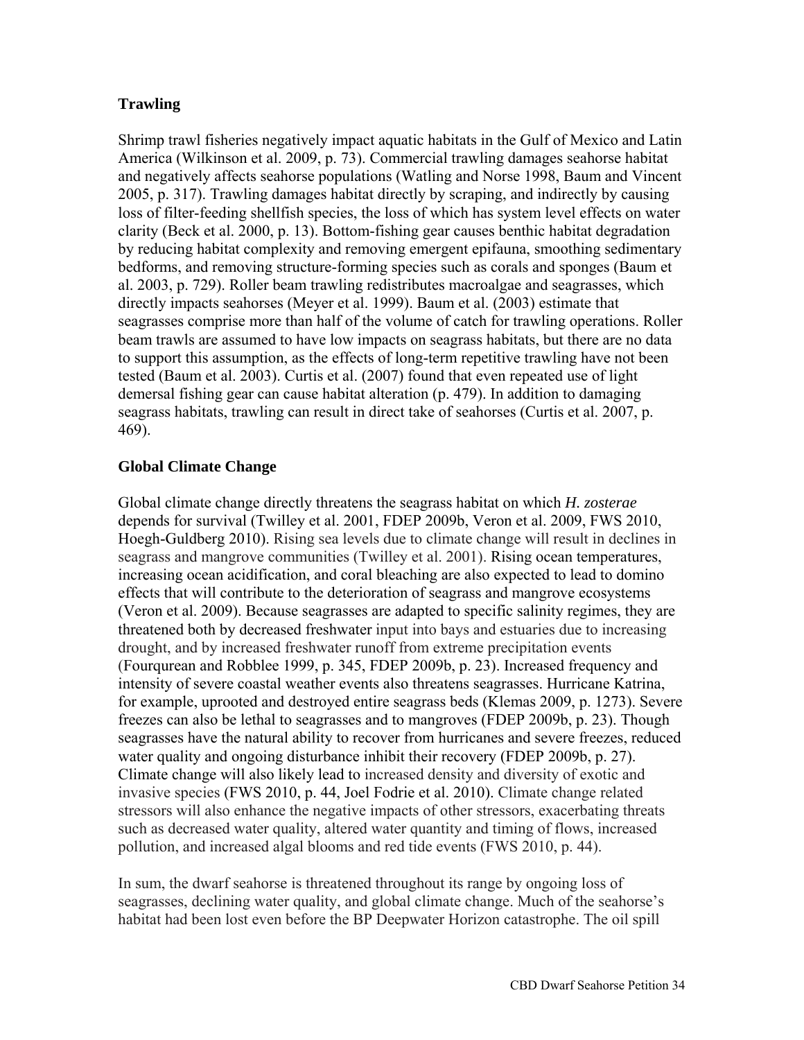**Trawling**

Shrimp trawl fisheries negatively impact aquatic habitats in the Gulf of Mexico and Latin America (Wilkinson et al. 2009, p. 73). Commercial trawling damages seahorse habitat and negatively affects seahorse populations (Watling and Norse 1998, Baum and Vincent 2005, p. 317). Trawling damages habitat directly by scraping, and indirectly by causing loss of filter-feeding shellfish species, the loss of which has system level effects on water clarity (Beck et al. 2000, p. 13). Bottom-fishing gear causes benthic habitat degradation by reducing habitat complexity and removing emergent epifauna, smoothing sedimentary bedforms, and removing structure-forming species such as corals and sponges (Baum et al. 2003, p. 729). Roller beam trawling redistributes macroalgae and seagrasses, which directly impacts seahorses (Meyer et al. 1999). Baum et al. (2003) estimate that seagrasses comprise more than half of the volume of catch for trawling operations. Roller beam trawls are assumed to have low impacts on seagrass habitats, but there are no data to support this assumption, as the effects of long-term repetitive trawling have not been tested (Baum et al. 2003). Curtis et al. (2007) found that even repeated use of light demersal fishing gear can cause habitat alteration (p. 479). In addition to damaging seagrass habitats, trawling can result in direct take of seahorses (Curtis et al. 2007, p. 469).

**Global Climate Change**

Global climate change directly threatens the seagrass habitat on which *H. zosterae* depends for survival (Twilley et al. 2001, FDEP 2009b, Veron et al. 2009, FWS 2010, Hoegh-Guldberg 2010). Rising sea levels due to climate change will result in declines in seagrass and mangrove communities (Twilley et al. 2001). Rising ocean temperatures, increasing ocean acidification, and coral bleaching are also expected to lead to domino effects that will contribute to the deterioration of seagrass and mangrove ecosystems (Veron et al. 2009). Because seagrasses are adapted to specific salinity regimes, they are threatened both by decreased freshwater input into bays and estuaries due to increasing drought, and by increased freshwater runoff from extreme precipitation events (Fourqurean and Robblee 1999, p. 345, FDEP 2009b, p. 23). Increased frequency and intensity of severe coastal weather events also threatens seagrasses. Hurricane Katrina, for example, uprooted and destroyed entire seagrass beds (Klemas 2009, p. 1273). Severe freezes can also be lethal to seagrasses and to mangroves (FDEP 2009b, p. 23). Though seagrasses have the natural ability to recover from hurricanes and severe freezes, reduced water quality and ongoing disturbance inhibit their recovery (FDEP 2009b, p. 27). Climate change will also likely lead to increased density and diversity of exotic and invasive species (FWS 2010, p. 44, Joel Fodrie et al. 2010). Climate change related stressors will also enhance the negative impacts of other stressors, exacerbating threats such as decreased water quality, altered water quantity and timing of flows, increased pollution, and increased algal blooms and red tide events (FWS 2010, p. 44).

In sum, the dwarf seahorse is threatened throughout its range by ongoing loss of seagrasses, declining water quality, and global climate change. Much of the seahorse's habitat had been lost even before the BP Deepwater Horizon catastrophe. The oil spill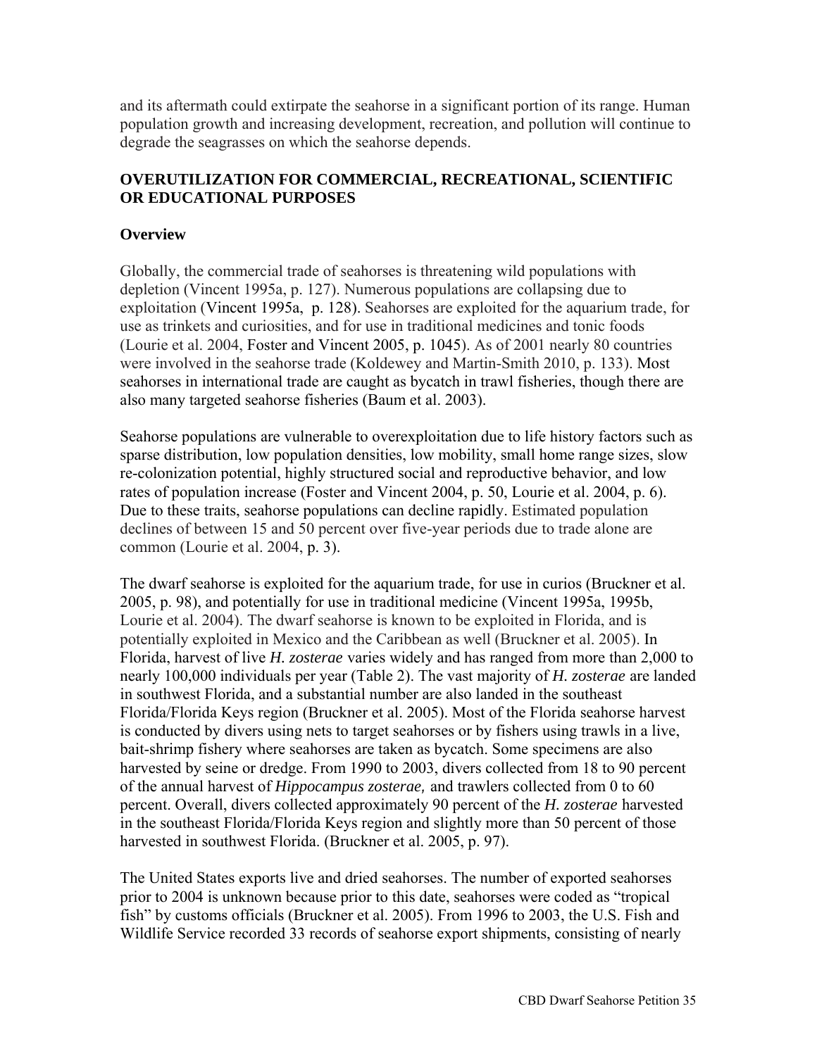and its aftermath could extirpate the seahorse in a significant portion of its range. Human population growth and increasing development, recreation, and pollution will continue to degrade the seagrasses on which the seahorse depends.

## OVERUTILIZATION FOR COMMERCIAL, RECREATIONAL, SCIENTIFIC OR EDUCATIONAL PURPOSES

### Overview

Globally, the commercial trade of seahorses is threatening wild populations with depletion (Vincent 1995a, p. 127). Numerous populations are collapsing due to exploitation (Vincent 1995a, p. 128). Seahorses are exploited for the aquarium trade, for use as trinkets and curiosities, and for use in traditional medicines and tonic foods (Lourie et al. 2004, Foster and Vincent 2005, p. 1045). As of 2001 nearly 80 countries were involved in the seahorse trade (Koldewey and Martin-Smith 2010, p. 133). Most seahorses in international trade are caught as bycatch in trawl fisheries, though there are also many targeted seahorse fisheries (Baum et al. 2003).

Seahorse populations are vulnerable to overexploitation due to life history factors such as sparse distribution, low population densities, low mobility, small home range sizes, slow re-colonization potential, highly structured social and reproductive behavior, and low rates of population increase (Foster and Vincent 2004, p. 50, Lourie et al. 2004, p. 6). Due to these traits, seahorse populations can decline rapidly. Estimated population declines of between 15 and 50 percent over five-year periods due to trade alone are common (Lourie et al. 2004, p. 3).

The dwarf seahorse is exploited for the aquarium trade, for use in curios (Bruckner et al. 2005, p. 98), and potentially for use in traditional medicine (Vincent 1995a, 1995b, Lourie et al. 2004). The dwarf seahorse is known to be exploited in Florida, and is potentially exploited in Mexico and the Caribbean as well (Bruckner et al. 2005). In Florida, harvest of live *H. zosterae* varies widely and has ranged from more than 2,000 to nearly 100,000 individuals per year (Table 2). The vast majority of *H. zosterae* are landed in southwest Florida, and a substantial number are also landed in the southeast Florida/Florida Keys region (Bruckner et al. 2005). Most of the Florida seahorse harvest is conducted by divers using nets to target seahorses or by fishers using trawls in a live, bait-shrimp fishery where seahorses are taken as bycatch. Some specimens are also harvested by seine or dredge. From 1990 to 2003, divers collected from 18 to 90 percent of the annual harvest of *Hippocampus zosterae,* and trawlers collected from 0 to 60 percent. Overall, divers collected approximately 90 percent of the *H. zosterae* harvested in the southeast Florida/Florida Keys region and slightly more than 50 percent of those harvested in southwest Florida. (Bruckner et al. 2005, p. 97).

The United States exports live and dried seahorses. The number of exported seahorses prior to 2004 is unknown because prior to this date, seahorses were coded as "tropical fish" by customs officials (Bruckner et al. 2005). From 1996 to 2003, the U.S. Fish and Wildlife Service recorded 33 records of seahorse export shipments, consisting of nearly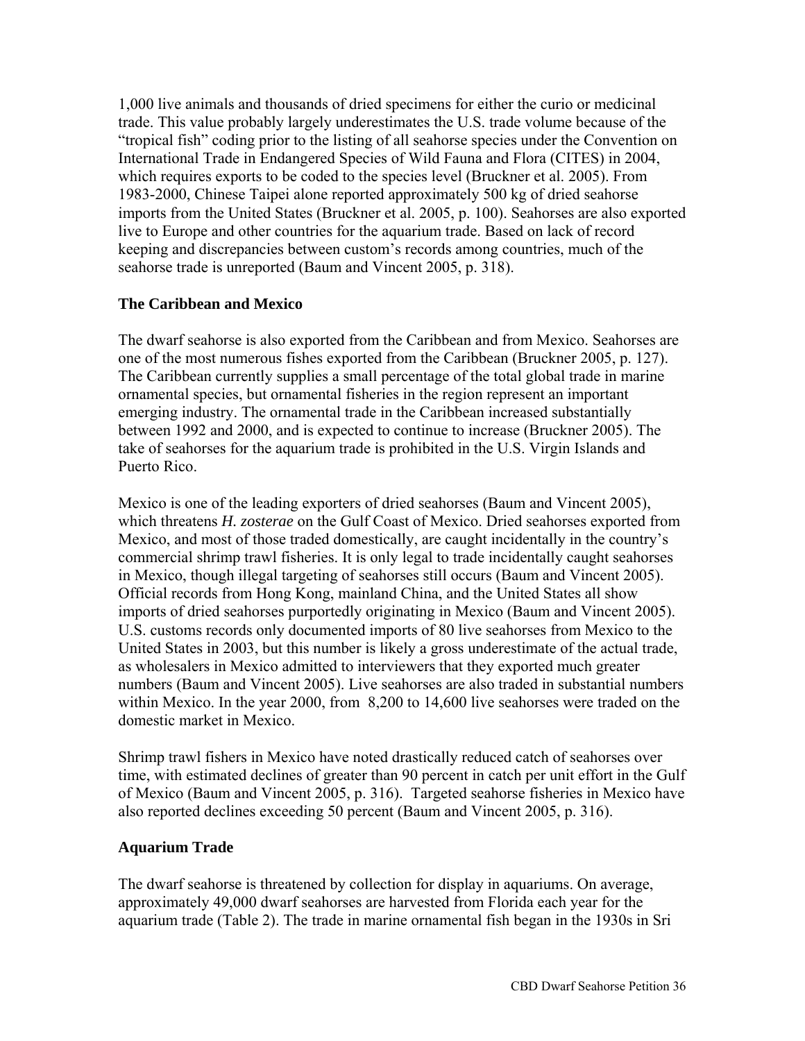1,000 live animals and thousands of dried specimens for either the curio or medicinal trade. This value probably largely underestimates the U.S. trade volume because of the "tropical fish" coding prior to the listing of all seahorse species under the Convention on International Trade in Endangered Species of Wild Fauna and Flora (CITES) in 2004, which requires exports to be coded to the species level (Bruckner et al. 2005). From 1983-2000, Chinese Taipei alone reported approximately 500 kg of dried seahorse imports from the United States (Bruckner et al. 2005, p. 100). Seahorses are also exported live to Europe and other countries for the aquarium trade. Based on lack of record keeping and discrepancies between custom's records among countries, much of the seahorse trade is unreported (Baum and Vincent 2005, p. 318).

### The Caribbean and Mexico

The dwarf seahorse is also exported from the Caribbean and from Mexico. Seahorses are one of the most numerous fishes exported from the Caribbean (Bruckner 2005, p. 127). The Caribbean currently supplies a small percentage of the total global trade in marine ornamental species, but ornamental fisheries in the region represent an important emerging industry. The ornamental trade in the Caribbean increased substantially between 1992 and 2000, and is expected to continue to increase (Bruckner 2005). The take of seahorses for the aquarium trade is prohibited in the U.S. Virgin Islands and Puerto Rico.

Mexico is one of the leading exporters of dried seahorses (Baum and Vincent 2005), which threatens *H. zosterae* on the Gulf Coast of Mexico. Dried seahorses exported from Mexico, and most of those traded domestically, are caught incidentally in the country's commercial shrimp trawl fisheries. It is only legal to trade incidentally caught seahorses in Mexico, though illegal targeting of seahorses still occurs (Baum and Vincent 2005). Official records from Hong Kong, mainland China, and the United States all show imports of dried seahorses purportedly originating in Mexico (Baum and Vincent 2005). U.S. customs records only documented imports of 80 live seahorses from Mexico to the United States in 2003, but this number is likely a gross underestimate of the actual trade, as wholesalers in Mexico admitted to interviewers that they exported much greater numbers (Baum and Vincent 2005). Live seahorses are also traded in substantial numbers within Mexico. In the year 2000, from 8,200 to 14,600 live seahorses were traded on the domestic market in Mexico.

Shrimp trawl fishers in Mexico have noted drastically reduced catch of seahorses over time, with estimated declines of greater than 90 percent in catch per unit effort in the Gulf of Mexico (Baum and Vincent 2005, p. 316). Targeted seahorse fisheries in Mexico have also reported declines exceeding 50 percent (Baum and Vincent 2005, p. 316).

### Aquarium Trade

The dwarf seahorse is threatened by collection for display in aquariums. On average, approximately 49,000 dwarf seahorses are harvested from Florida each year for the aquarium trade (Table 2). The trade in marine ornamental fish began in the 1930s in Sri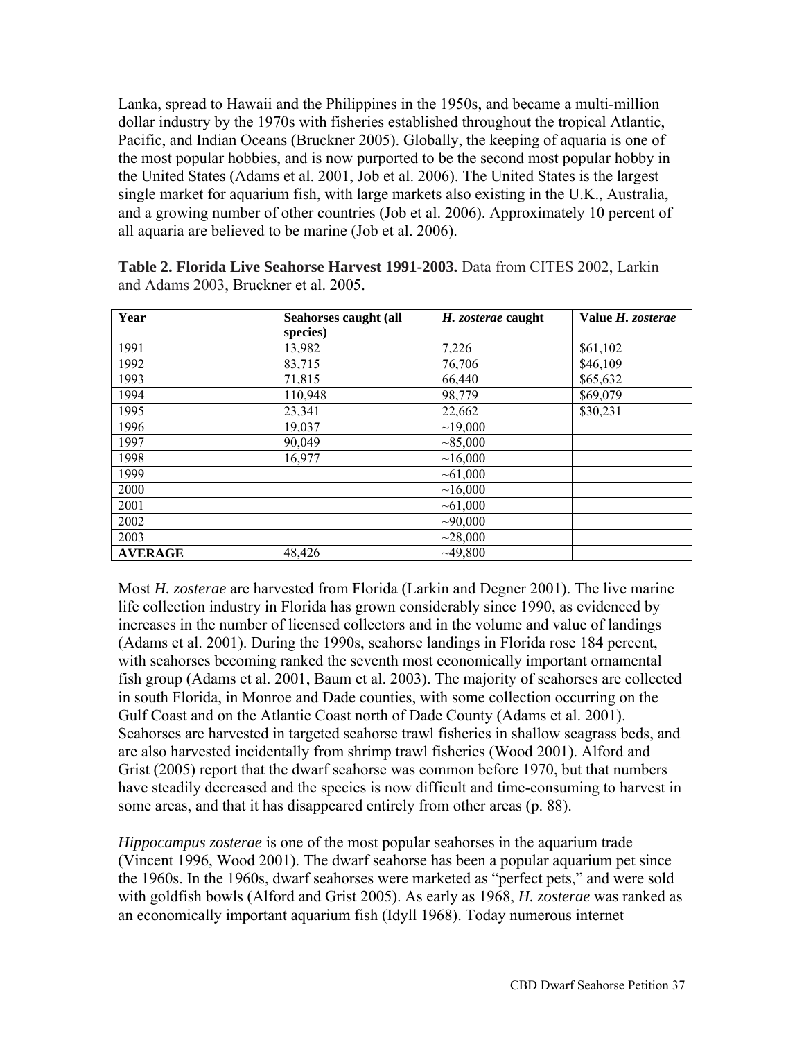Lanka, spread to Hawaii and the Philippines in the 1950s, and became a multi-million dollar industry by the 1970s with fisheries established throughout the tropical Atlantic, Pacific, and Indian Oceans (Bruckner 2005). Globally, the keeping of aquaria is one of the most popular hobbies, and is now purported to be the second most popular hobby in the United States (Adams et al. 2001, Job et al. 2006). The United States is the largest single market for aquarium fish, with large markets also existing in the U.K., Australia, and a growing number of other countries (Job et al. 2006). Approximately 10 percent of all aquaria are believed to be marine (Job et al. 2006).

**Table 2. Florida Live Seahorse Harvest 1991-2003.** Data from CITES 2002, Larkin and Adams 2003, Bruckner et al. 2005.

| **Year** | **Seahorses caught (all species)** | ***H. zosterae* caught** | **Value *H. zosterae*** |
|---|---|---|---|
| 1991 | 13,982 | 7,226 | $61,102 |
| 1992 | 83,715 | 76,706 | $46,109 |
| 1993 | 71,815 | 66,440 | $65,632 |
| 1994 | 110,948 | 98,779 | $69,079 |
| 1995 | 23,341 | 22,662 | $30,231 |
| 1996 | 19,037 | ~19,000 | |
| 1997 | 90,049 | ~85,000 | |
| 1998 | 16,977 | ~16,000 | |
| 1999 | | ~61,000 | |
| 2000 | | ~16,000 | |
| 2001 | | ~61,000 | |
| 2002 | | ~90,000 | |
| 2003 | | ~28,000 | |
| **AVERAGE** | 48,426 | ~49,800 | |

Most *H. zosterae* are harvested from Florida (Larkin and Degner 2001). The live marine life collection industry in Florida has grown considerably since 1990, as evidenced by increases in the number of licensed collectors and in the volume and value of landings (Adams et al. 2001). During the 1990s, seahorse landings in Florida rose 184 percent, with seahorses becoming ranked the seventh most economically important ornamental fish group (Adams et al. 2001, Baum et al. 2003). The majority of seahorses are collected in south Florida, in Monroe and Dade counties, with some collection occurring on the Gulf Coast and on the Atlantic Coast north of Dade County (Adams et al. 2001). Seahorses are harvested in targeted seahorse trawl fisheries in shallow seagrass beds, and are also harvested incidentally from shrimp trawl fisheries (Wood 2001). Alford and Grist (2005) report that the dwarf seahorse was common before 1970, but that numbers have steadily decreased and the species is now difficult and time-consuming to harvest in some areas, and that it has disappeared entirely from other areas (p. 88).

*Hippocampus zosterae* is one of the most popular seahorses in the aquarium trade (Vincent 1996, Wood 2001). The dwarf seahorse has been a popular aquarium pet since the 1960s. In the 1960s, dwarf seahorses were marketed as "perfect pets," and were sold with goldfish bowls (Alford and Grist 2005). As early as 1968, *H. zosterae* was ranked as an economically important aquarium fish (Idyll 1968). Today numerous internet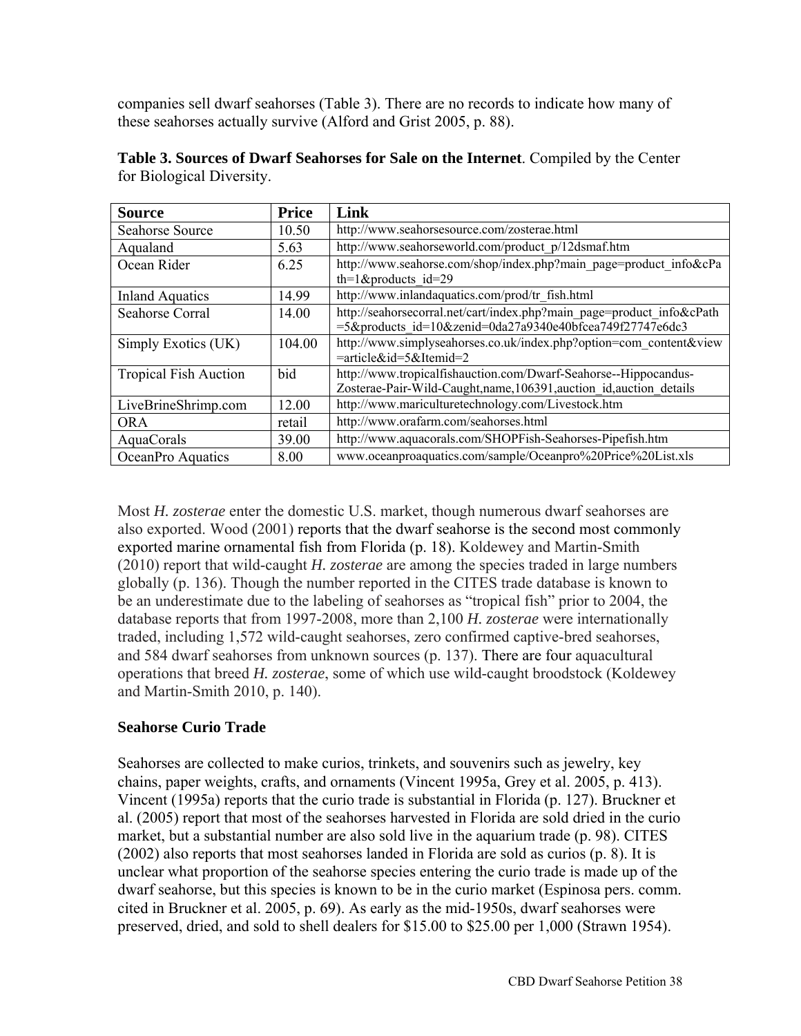companies sell dwarf seahorses (Table 3). There are no records to indicate how many of these seahorses actually survive (Alford and Grist 2005, p. 88).

**Table 3. Sources of Dwarf Seahorses for Sale on the Internet**. Compiled by the Center for Biological Diversity.

| Source | Price | Link |
|---|---|---|
| Seahorse Source | 10.50 | http://www.seahorsesource.com/zosterae.html |
| Aqualand | 5.63 | http://www.seahorseworld.com/product_p/12dsmaf.htm |
| Ocean Rider | 6.25 | http://www.seahorse.com/shop/index.php?main_page=product_info&cPath=1&products_id=29 |
| Inland Aquatics | 14.99 | http://www.inlandaquatics.com/prod/tr_fish.html |
| Seahorse Corral | 14.00 | http://seahorsecorral.net/cart/index.php?main_page=product_info&cPath=5&products_id=10&zenid=0da27a9340e40bfcea749f27747e6dc3 |
| Simply Exotics (UK) | 104.00 | http://www.simplyseahorses.co.uk/index.php?option=com_content&view=article&id=5&Itemid=2 |
| Tropical Fish Auction | bid | http://www.tropicalfishauction.com/Dwarf-Seahorse--Hippocandus-Zosterae-Pair-Wild-Caught,name,106391,auction_id,auction_details |
| LiveBrineShrimp.com | 12.00 | http://www.mariculturetechnology.com/Livestock.htm |
| ORA | retail | http://www.orafarm.com/seahorses.html |
| AquaCorals | 39.00 | http://www.aquacorals.com/SHOPFish-Seahorses-Pipefish.htm |
| OceanPro Aquatics | 8.00 | www.oceanproaquatics.com/sample/Oceanpro%20Price%20List.xls |

Most *H. zosterae* enter the domestic U.S. market, though numerous dwarf seahorses are also exported. Wood (2001) reports that the dwarf seahorse is the second most commonly exported marine ornamental fish from Florida (p. 18). Koldewey and Martin-Smith (2010) report that wild-caught *H. zosterae* are among the species traded in large numbers globally (p. 136). Though the number reported in the CITES trade database is known to be an underestimate due to the labeling of seahorses as "tropical fish" prior to 2004, the database reports that from 1997-2008, more than 2,100 *H. zosterae* were internationally traded, including 1,572 wild-caught seahorses, zero confirmed captive-bred seahorses, and 584 dwarf seahorses from unknown sources (p. 137). There are four aquacultural operations that breed *H. zosterae*, some of which use wild-caught broodstock (Koldewey and Martin-Smith 2010, p. 140).

### Seahorse Curio Trade

Seahorses are collected to make curios, trinkets, and souvenirs such as jewelry, key chains, paper weights, crafts, and ornaments (Vincent 1995a, Grey et al. 2005, p. 413). Vincent (1995a) reports that the curio trade is substantial in Florida (p. 127). Bruckner et al. (2005) report that most of the seahorses harvested in Florida are sold dried in the curio market, but a substantial number are also sold live in the aquarium trade (p. 98). CITES (2002) also reports that most seahorses landed in Florida are sold as curios (p. 8). It is unclear what proportion of the seahorse species entering the curio trade is made up of the dwarf seahorse, but this species is known to be in the curio market (Espinosa pers. comm. cited in Bruckner et al. 2005, p. 69). As early as the mid-1950s, dwarf seahorses were preserved, dried, and sold to shell dealers for $15.00 to $25.00 per 1,000 (Strawn 1954).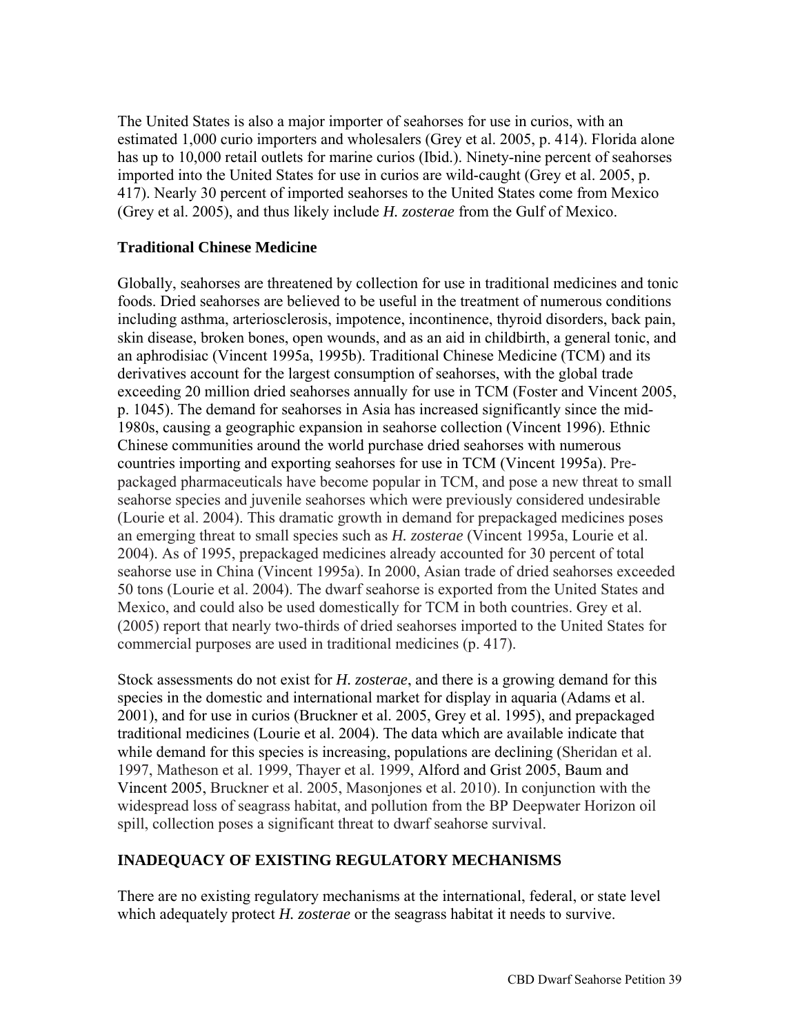The United States is also a major importer of seahorses for use in curios, with an estimated 1,000 curio importers and wholesalers (Grey et al. 2005, p. 414). Florida alone has up to 10,000 retail outlets for marine curios (Ibid.). Ninety-nine percent of seahorses imported into the United States for use in curios are wild-caught (Grey et al. 2005, p. 417). Nearly 30 percent of imported seahorses to the United States come from Mexico (Grey et al. 2005), and thus likely include *H. zosterae* from the Gulf of Mexico.

**Traditional Chinese Medicine**

Globally, seahorses are threatened by collection for use in traditional medicines and tonic foods. Dried seahorses are believed to be useful in the treatment of numerous conditions including asthma, arteriosclerosis, impotence, incontinence, thyroid disorders, back pain, skin disease, broken bones, open wounds, and as an aid in childbirth, a general tonic, and an aphrodisiac (Vincent 1995a, 1995b). Traditional Chinese Medicine (TCM) and its derivatives account for the largest consumption of seahorses, with the global trade exceeding 20 million dried seahorses annually for use in TCM (Foster and Vincent 2005, p. 1045). The demand for seahorses in Asia has increased significantly since the mid-1980s, causing a geographic expansion in seahorse collection (Vincent 1996). Ethnic Chinese communities around the world purchase dried seahorses with numerous countries importing and exporting seahorses for use in TCM (Vincent 1995a). Pre-packaged pharmaceuticals have become popular in TCM, and pose a new threat to small seahorse species and juvenile seahorses which were previously considered undesirable (Lourie et al. 2004). This dramatic growth in demand for prepackaged medicines poses an emerging threat to small species such as *H. zosterae* (Vincent 1995a, Lourie et al. 2004). As of 1995, prepackaged medicines already accounted for 30 percent of total seahorse use in China (Vincent 1995a). In 2000, Asian trade of dried seahorses exceeded 50 tons (Lourie et al. 2004). The dwarf seahorse is exported from the United States and Mexico, and could also be used domestically for TCM in both countries. Grey et al. (2005) report that nearly two-thirds of dried seahorses imported to the United States for commercial purposes are used in traditional medicines (p. 417).

Stock assessments do not exist for *H. zosterae*, and there is a growing demand for this species in the domestic and international market for display in aquaria (Adams et al. 2001), and for use in curios (Bruckner et al. 2005, Grey et al. 1995), and prepackaged traditional medicines (Lourie et al. 2004). The data which are available indicate that while demand for this species is increasing, populations are declining (Sheridan et al. 1997, Matheson et al. 1999, Thayer et al. 1999, Alford and Grist 2005, Baum and Vincent 2005, Bruckner et al. 2005, Masonjones et al. 2010). In conjunction with the widespread loss of seagrass habitat, and pollution from the BP Deepwater Horizon oil spill, collection poses a significant threat to dwarf seahorse survival.

## INADEQUACY OF EXISTING REGULATORY MECHANISMS

There are no existing regulatory mechanisms at the international, federal, or state level which adequately protect *H. zosterae* or the seagrass habitat it needs to survive.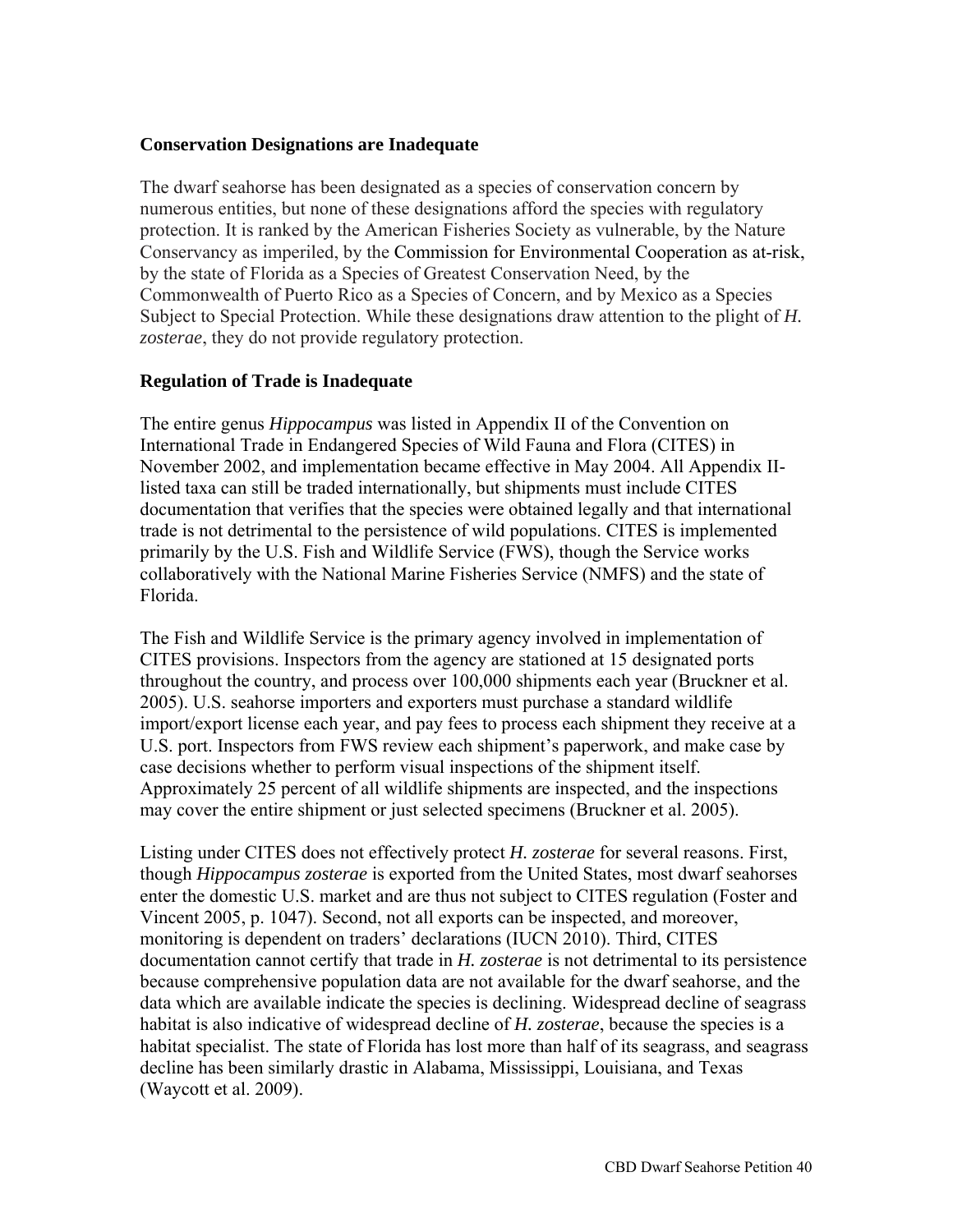### Conservation Designations are Inadequate

The dwarf seahorse has been designated as a species of conservation concern by numerous entities, but none of these designations afford the species with regulatory protection. It is ranked by the American Fisheries Society as vulnerable, by the Nature Conservancy as imperiled, by the Commission for Environmental Cooperation as at-risk, by the state of Florida as a Species of Greatest Conservation Need, by the Commonwealth of Puerto Rico as a Species of Concern, and by Mexico as a Species Subject to Special Protection. While these designations draw attention to the plight of *H. zosterae*, they do not provide regulatory protection.

### Regulation of Trade is Inadequate

The entire genus *Hippocampus* was listed in Appendix II of the Convention on International Trade in Endangered Species of Wild Fauna and Flora (CITES) in November 2002, and implementation became effective in May 2004. All Appendix II-listed taxa can still be traded internationally, but shipments must include CITES documentation that verifies that the species were obtained legally and that international trade is not detrimental to the persistence of wild populations. CITES is implemented primarily by the U.S. Fish and Wildlife Service (FWS), though the Service works collaboratively with the National Marine Fisheries Service (NMFS) and the state of Florida.

The Fish and Wildlife Service is the primary agency involved in implementation of CITES provisions. Inspectors from the agency are stationed at 15 designated ports throughout the country, and process over 100,000 shipments each year (Bruckner et al. 2005). U.S. seahorse importers and exporters must purchase a standard wildlife import/export license each year, and pay fees to process each shipment they receive at a U.S. port. Inspectors from FWS review each shipment's paperwork, and make case by case decisions whether to perform visual inspections of the shipment itself. Approximately 25 percent of all wildlife shipments are inspected, and the inspections may cover the entire shipment or just selected specimens (Bruckner et al. 2005).

Listing under CITES does not effectively protect *H. zosterae* for several reasons. First, though *Hippocampus zosterae* is exported from the United States, most dwarf seahorses enter the domestic U.S. market and are thus not subject to CITES regulation (Foster and Vincent 2005, p. 1047). Second, not all exports can be inspected, and moreover, monitoring is dependent on traders' declarations (IUCN 2010). Third, CITES documentation cannot certify that trade in *H. zosterae* is not detrimental to its persistence because comprehensive population data are not available for the dwarf seahorse, and the data which are available indicate the species is declining. Widespread decline of seagrass habitat is also indicative of widespread decline of *H. zosterae*, because the species is a habitat specialist. The state of Florida has lost more than half of its seagrass, and seagrass decline has been similarly drastic in Alabama, Mississippi, Louisiana, and Texas (Waycott et al. 2009).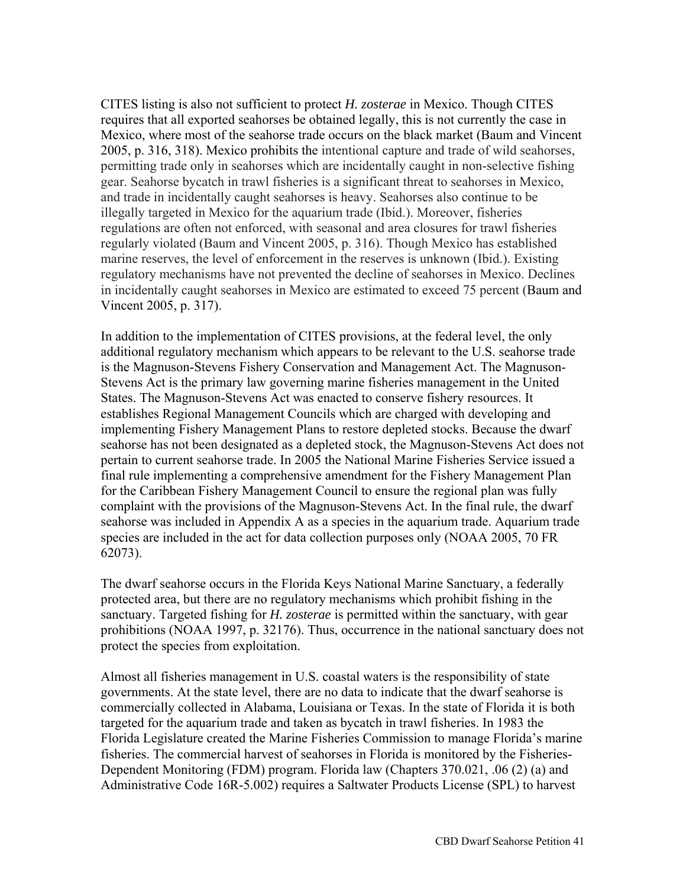CITES listing is also not sufficient to protect *H. zosterae* in Mexico. Though CITES requires that all exported seahorses be obtained legally, this is not currently the case in Mexico, where most of the seahorse trade occurs on the black market (Baum and Vincent 2005, p. 316, 318). Mexico prohibits the intentional capture and trade of wild seahorses, permitting trade only in seahorses which are incidentally caught in non-selective fishing gear. Seahorse bycatch in trawl fisheries is a significant threat to seahorses in Mexico, and trade in incidentally caught seahorses is heavy. Seahorses also continue to be illegally targeted in Mexico for the aquarium trade (Ibid.). Moreover, fisheries regulations are often not enforced, with seasonal and area closures for trawl fisheries regularly violated (Baum and Vincent 2005, p. 316). Though Mexico has established marine reserves, the level of enforcement in the reserves is unknown (Ibid.). Existing regulatory mechanisms have not prevented the decline of seahorses in Mexico. Declines in incidentally caught seahorses in Mexico are estimated to exceed 75 percent (Baum and Vincent 2005, p. 317).

In addition to the implementation of CITES provisions, at the federal level, the only additional regulatory mechanism which appears to be relevant to the U.S. seahorse trade is the Magnuson-Stevens Fishery Conservation and Management Act. The Magnuson-Stevens Act is the primary law governing marine fisheries management in the United States. The Magnuson-Stevens Act was enacted to conserve fishery resources. It establishes Regional Management Councils which are charged with developing and implementing Fishery Management Plans to restore depleted stocks. Because the dwarf seahorse has not been designated as a depleted stock, the Magnuson-Stevens Act does not pertain to current seahorse trade. In 2005 the National Marine Fisheries Service issued a final rule implementing a comprehensive amendment for the Fishery Management Plan for the Caribbean Fishery Management Council to ensure the regional plan was fully complaint with the provisions of the Magnuson-Stevens Act. In the final rule, the dwarf seahorse was included in Appendix A as a species in the aquarium trade. Aquarium trade species are included in the act for data collection purposes only (NOAA 2005, 70 FR 62073).

The dwarf seahorse occurs in the Florida Keys National Marine Sanctuary, a federally protected area, but there are no regulatory mechanisms which prohibit fishing in the sanctuary. Targeted fishing for *H. zosterae* is permitted within the sanctuary, with gear prohibitions (NOAA 1997, p. 32176). Thus, occurrence in the national sanctuary does not protect the species from exploitation.

Almost all fisheries management in U.S. coastal waters is the responsibility of state governments. At the state level, there are no data to indicate that the dwarf seahorse is commercially collected in Alabama, Louisiana or Texas. In the state of Florida it is both targeted for the aquarium trade and taken as bycatch in trawl fisheries. In 1983 the Florida Legislature created the Marine Fisheries Commission to manage Florida's marine fisheries. The commercial harvest of seahorses in Florida is monitored by the Fisheries-Dependent Monitoring (FDM) program. Florida law (Chapters 370.021, .06 (2) (a) and Administrative Code 16R-5.002) requires a Saltwater Products License (SPL) to harvest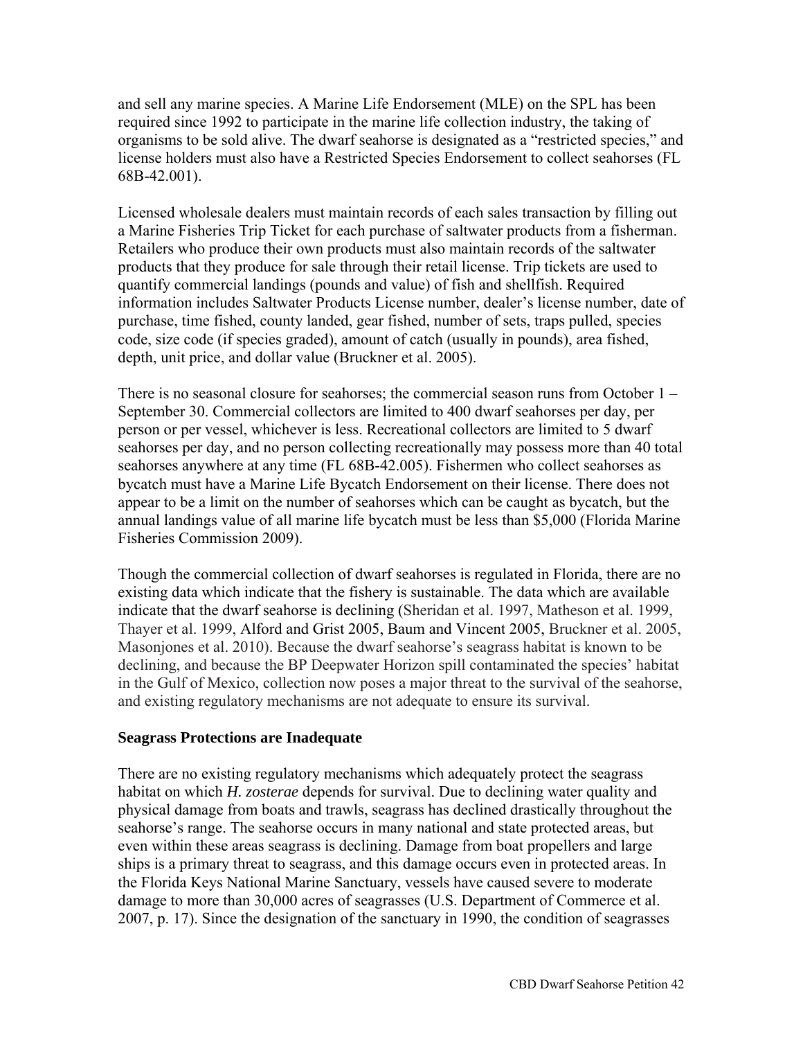and sell any marine species. A Marine Life Endorsement (MLE) on the SPL has been required since 1992 to participate in the marine life collection industry, the taking of organisms to be sold alive. The dwarf seahorse is designated as a "restricted species," and license holders must also have a Restricted Species Endorsement to collect seahorses (FL 68B-42.001).

Licensed wholesale dealers must maintain records of each sales transaction by filling out a Marine Fisheries Trip Ticket for each purchase of saltwater products from a fisherman. Retailers who produce their own products must also maintain records of the saltwater products that they produce for sale through their retail license. Trip tickets are used to quantify commercial landings (pounds and value) of fish and shellfish. Required information includes Saltwater Products License number, dealer's license number, date of purchase, time fished, county landed, gear fished, number of sets, traps pulled, species code, size code (if species graded), amount of catch (usually in pounds), area fished, depth, unit price, and dollar value (Bruckner et al. 2005).

There is no seasonal closure for seahorses; the commercial season runs from October 1 – September 30. Commercial collectors are limited to 400 dwarf seahorses per day, per person or per vessel, whichever is less. Recreational collectors are limited to 5 dwarf seahorses per day, and no person collecting recreationally may possess more than 40 total seahorses anywhere at any time (FL 68B-42.005). Fishermen who collect seahorses as bycatch must have a Marine Life Bycatch Endorsement on their license. There does not appear to be a limit on the number of seahorses which can be caught as bycatch, but the annual landings value of all marine life bycatch must be less than $5,000 (Florida Marine Fisheries Commission 2009).

Though the commercial collection of dwarf seahorses is regulated in Florida, there are no existing data which indicate that the fishery is sustainable. The data which are available indicate that the dwarf seahorse is declining (Sheridan et al. 1997, Matheson et al. 1999, Thayer et al. 1999, Alford and Grist 2005, Baum and Vincent 2005, Bruckner et al. 2005, Masonjones et al. 2010). Because the dwarf seahorse's seagrass habitat is known to be declining, and because the BP Deepwater Horizon spill contaminated the species' habitat in the Gulf of Mexico, collection now poses a major threat to the survival of the seahorse, and existing regulatory mechanisms are not adequate to ensure its survival.

**Seagrass Protections are Inadequate**

There are no existing regulatory mechanisms which adequately protect the seagrass habitat on which *H. zosterae* depends for survival. Due to declining water quality and physical damage from boats and trawls, seagrass has declined drastically throughout the seahorse's range. The seahorse occurs in many national and state protected areas, but even within these areas seagrass is declining. Damage from boat propellers and large ships is a primary threat to seagrass, and this damage occurs even in protected areas. In the Florida Keys National Marine Sanctuary, vessels have caused severe to moderate damage to more than 30,000 acres of seagrasses (U.S. Department of Commerce et al. 2007, p. 17). Since the designation of the sanctuary in 1990, the condition of seagrasses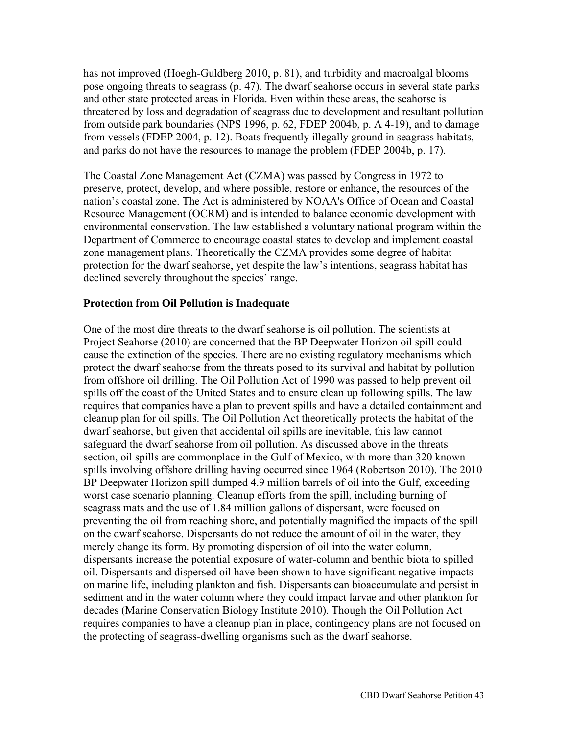has not improved (Hoegh-Guldberg 2010, p. 81), and turbidity and macroalgal blooms pose ongoing threats to seagrass (p. 47). The dwarf seahorse occurs in several state parks and other state protected areas in Florida. Even within these areas, the seahorse is threatened by loss and degradation of seagrass due to development and resultant pollution from outside park boundaries (NPS 1996, p. 62, FDEP 2004b, p. A 4-19), and to damage from vessels (FDEP 2004, p. 12). Boats frequently illegally ground in seagrass habitats, and parks do not have the resources to manage the problem (FDEP 2004b, p. 17).

The Coastal Zone Management Act (CZMA) was passed by Congress in 1972 to preserve, protect, develop, and where possible, restore or enhance, the resources of the nation's coastal zone. The Act is administered by NOAA's Office of Ocean and Coastal Resource Management (OCRM) and is intended to balance economic development with environmental conservation. The law established a voluntary national program within the Department of Commerce to encourage coastal states to develop and implement coastal zone management plans. Theoretically the CZMA provides some degree of habitat protection for the dwarf seahorse, yet despite the law's intentions, seagrass habitat has declined severely throughout the species' range.

**Protection from Oil Pollution is Inadequate**

One of the most dire threats to the dwarf seahorse is oil pollution. The scientists at Project Seahorse (2010) are concerned that the BP Deepwater Horizon oil spill could cause the extinction of the species. There are no existing regulatory mechanisms which protect the dwarf seahorse from the threats posed to its survival and habitat by pollution from offshore oil drilling. The Oil Pollution Act of 1990 was passed to help prevent oil spills off the coast of the United States and to ensure clean up following spills. The law requires that companies have a plan to prevent spills and have a detailed containment and cleanup plan for oil spills. The Oil Pollution Act theoretically protects the habitat of the dwarf seahorse, but given that accidental oil spills are inevitable, this law cannot safeguard the dwarf seahorse from oil pollution. As discussed above in the threats section, oil spills are commonplace in the Gulf of Mexico, with more than 320 known spills involving offshore drilling having occurred since 1964 (Robertson 2010). The 2010 BP Deepwater Horizon spill dumped 4.9 million barrels of oil into the Gulf, exceeding worst case scenario planning. Cleanup efforts from the spill, including burning of seagrass mats and the use of 1.84 million gallons of dispersant, were focused on preventing the oil from reaching shore, and potentially magnified the impacts of the spill on the dwarf seahorse. Dispersants do not reduce the amount of oil in the water, they merely change its form. By promoting dispersion of oil into the water column, dispersants increase the potential exposure of water-column and benthic biota to spilled oil. Dispersants and dispersed oil have been shown to have significant negative impacts on marine life, including plankton and fish. Dispersants can bioaccumulate and persist in sediment and in the water column where they could impact larvae and other plankton for decades (Marine Conservation Biology Institute 2010). Though the Oil Pollution Act requires companies to have a cleanup plan in place, contingency plans are not focused on the protecting of seagrass-dwelling organisms such as the dwarf seahorse.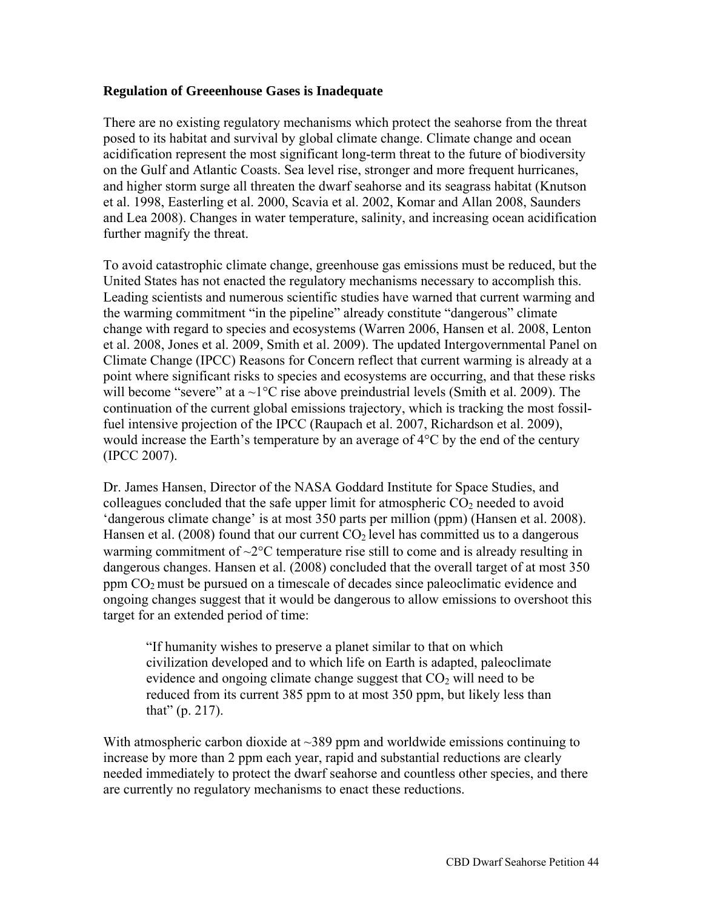**Regulation of Greeenhouse Gases is Inadequate**

There are no existing regulatory mechanisms which protect the seahorse from the threat posed to its habitat and survival by global climate change. Climate change and ocean acidification represent the most significant long-term threat to the future of biodiversity on the Gulf and Atlantic Coasts. Sea level rise, stronger and more frequent hurricanes, and higher storm surge all threaten the dwarf seahorse and its seagrass habitat (Knutson et al. 1998, Easterling et al. 2000, Scavia et al. 2002, Komar and Allan 2008, Saunders and Lea 2008). Changes in water temperature, salinity, and increasing ocean acidification further magnify the threat.

To avoid catastrophic climate change, greenhouse gas emissions must be reduced, but the United States has not enacted the regulatory mechanisms necessary to accomplish this. Leading scientists and numerous scientific studies have warned that current warming and the warming commitment "in the pipeline" already constitute "dangerous" climate change with regard to species and ecosystems (Warren 2006, Hansen et al. 2008, Lenton et al. 2008, Jones et al. 2009, Smith et al. 2009). The updated Intergovernmental Panel on Climate Change (IPCC) Reasons for Concern reflect that current warming is already at a point where significant risks to species and ecosystems are occurring, and that these risks will become "severe" at a ~1°C rise above preindustrial levels (Smith et al. 2009). The continuation of the current global emissions trajectory, which is tracking the most fossil-fuel intensive projection of the IPCC (Raupach et al. 2007, Richardson et al. 2009), would increase the Earth's temperature by an average of 4°C by the end of the century (IPCC 2007).

Dr. James Hansen, Director of the NASA Goddard Institute for Space Studies, and colleagues concluded that the safe upper limit for atmospheric $CO_2$ needed to avoid 'dangerous climate change' is at most 350 parts per million (ppm) (Hansen et al. 2008). Hansen et al. (2008) found that our current $CO_2$ level has committed us to a dangerous warming commitment of ~2°C temperature rise still to come and is already resulting in dangerous changes. Hansen et al. (2008) concluded that the overall target of at most 350 ppm $CO_2$ must be pursued on a timescale of decades since paleoclimatic evidence and ongoing changes suggest that it would be dangerous to allow emissions to overshoot this target for an extended period of time:

> "If humanity wishes to preserve a planet similar to that on which civilization developed and to which life on Earth is adapted, paleoclimate evidence and ongoing climate change suggest that $CO_2$ will need to be reduced from its current 385 ppm to at most 350 ppm, but likely less than that" (p. 217).

With atmospheric carbon dioxide at ~389 ppm and worldwide emissions continuing to increase by more than 2 ppm each year, rapid and substantial reductions are clearly needed immediately to protect the dwarf seahorse and countless other species, and there are currently no regulatory mechanisms to enact these reductions.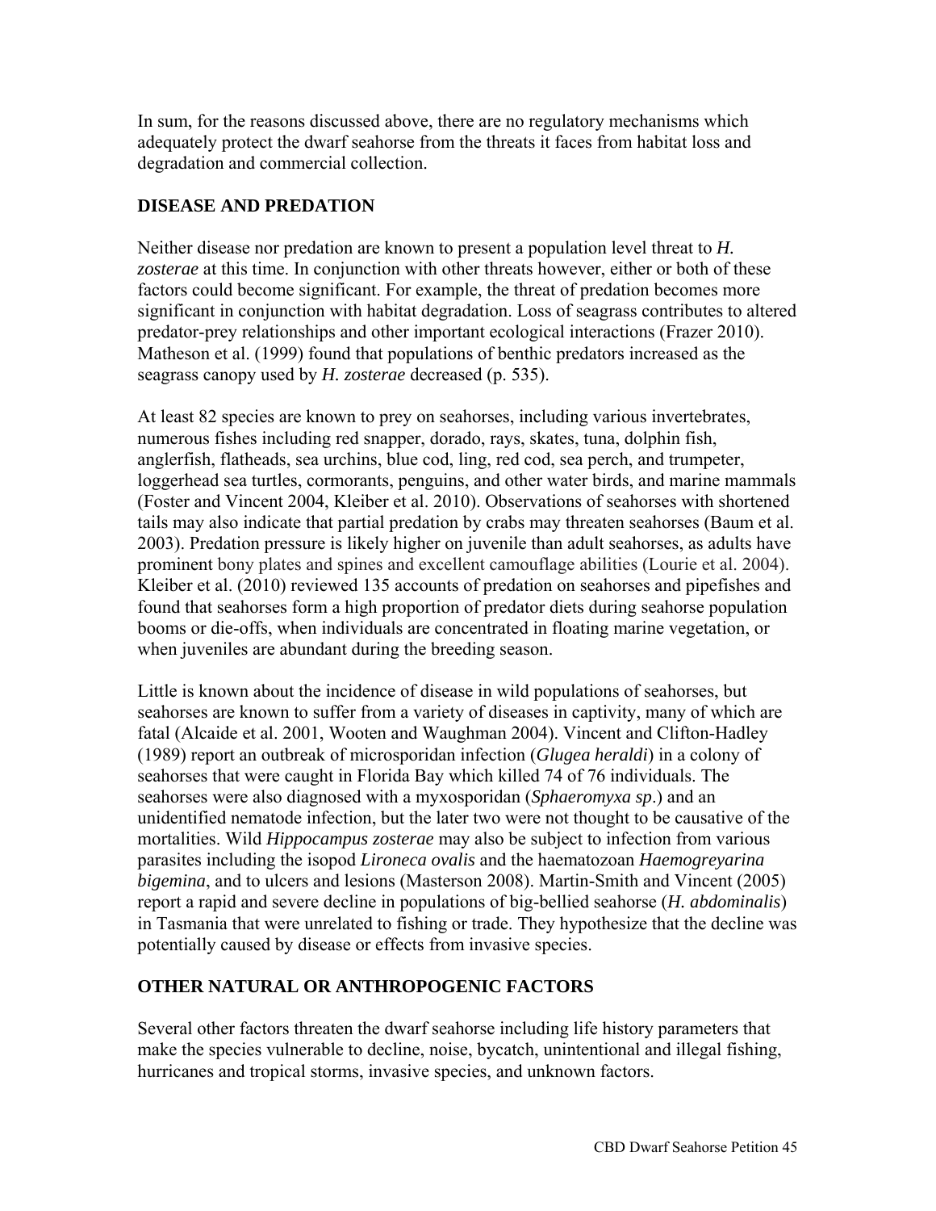In sum, for the reasons discussed above, there are no regulatory mechanisms which adequately protect the dwarf seahorse from the threats it faces from habitat loss and degradation and commercial collection.

## DISEASE AND PREDATION

Neither disease nor predation are known to present a population level threat to *H. zosterae* at this time. In conjunction with other threats however, either or both of these factors could become significant. For example, the threat of predation becomes more significant in conjunction with habitat degradation. Loss of seagrass contributes to altered predator-prey relationships and other important ecological interactions (Frazer 2010). Matheson et al. (1999) found that populations of benthic predators increased as the seagrass canopy used by *H. zosterae* decreased (p. 535).

At least 82 species are known to prey on seahorses, including various invertebrates, numerous fishes including red snapper, dorado, rays, skates, tuna, dolphin fish, anglerfish, flatheads, sea urchins, blue cod, ling, red cod, sea perch, and trumpeter, loggerhead sea turtles, cormorants, penguins, and other water birds, and marine mammals (Foster and Vincent 2004, Kleiber et al. 2010). Observations of seahorses with shortened tails may also indicate that partial predation by crabs may threaten seahorses (Baum et al. 2003). Predation pressure is likely higher on juvenile than adult seahorses, as adults have prominent bony plates and spines and excellent camouflage abilities (Lourie et al. 2004). Kleiber et al. (2010) reviewed 135 accounts of predation on seahorses and pipefishes and found that seahorses form a high proportion of predator diets during seahorse population booms or die-offs, when individuals are concentrated in floating marine vegetation, or when juveniles are abundant during the breeding season.

Little is known about the incidence of disease in wild populations of seahorses, but seahorses are known to suffer from a variety of diseases in captivity, many of which are fatal (Alcaide et al. 2001, Wooten and Waughman 2004). Vincent and Clifton-Hadley (1989) report an outbreak of microsporidan infection (*Glugea heraldi*) in a colony of seahorses that were caught in Florida Bay which killed 74 of 76 individuals. The seahorses were also diagnosed with a myxosporidan (*Sphaeromyxa sp*.) and an unidentified nematode infection, but the later two were not thought to be causative of the mortalities. Wild *Hippocampus zosterae* may also be subject to infection from various parasites including the isopod *Lironeca ovalis* and the haematozoan *Haemogreyarina bigemina*, and to ulcers and lesions (Masterson 2008). Martin-Smith and Vincent (2005) report a rapid and severe decline in populations of big-bellied seahorse (*H. abdominalis*) in Tasmania that were unrelated to fishing or trade. They hypothesize that the decline was potentially caused by disease or effects from invasive species.

## OTHER NATURAL OR ANTHROPOGENIC FACTORS

Several other factors threaten the dwarf seahorse including life history parameters that make the species vulnerable to decline, noise, bycatch, unintentional and illegal fishing, hurricanes and tropical storms, invasive species, and unknown factors.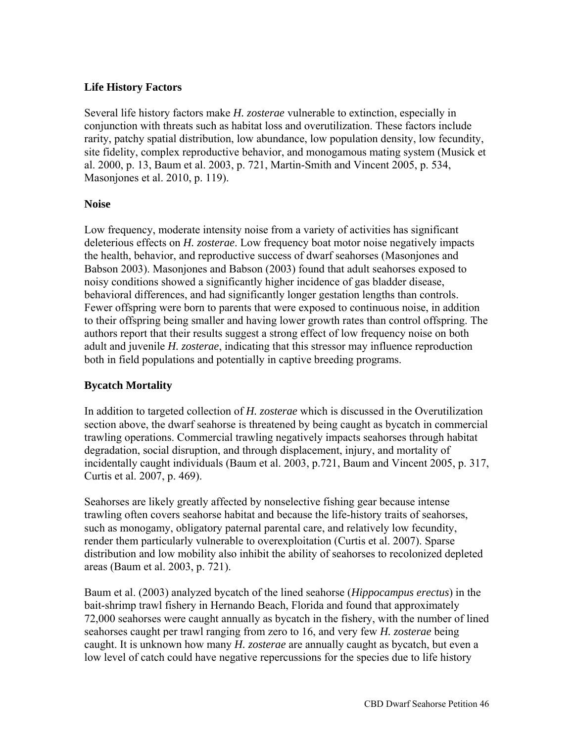**Life History Factors**

Several life history factors make *H. zosterae* vulnerable to extinction, especially in conjunction with threats such as habitat loss and overutilization. These factors include rarity, patchy spatial distribution, low abundance, low population density, low fecundity, site fidelity, complex reproductive behavior, and monogamous mating system (Musick et al. 2000, p. 13, Baum et al. 2003, p. 721, Martin-Smith and Vincent 2005, p. 534, Masonjones et al. 2010, p. 119).

**Noise**

Low frequency, moderate intensity noise from a variety of activities has significant deleterious effects on *H. zosterae*. Low frequency boat motor noise negatively impacts the health, behavior, and reproductive success of dwarf seahorses (Masonjones and Babson 2003). Masonjones and Babson (2003) found that adult seahorses exposed to noisy conditions showed a significantly higher incidence of gas bladder disease, behavioral differences, and had significantly longer gestation lengths than controls. Fewer offspring were born to parents that were exposed to continuous noise, in addition to their offspring being smaller and having lower growth rates than control offspring. The authors report that their results suggest a strong effect of low frequency noise on both adult and juvenile *H. zosterae*, indicating that this stressor may influence reproduction both in field populations and potentially in captive breeding programs.

**Bycatch Mortality**

In addition to targeted collection of *H. zosterae* which is discussed in the Overutilization section above, the dwarf seahorse is threatened by being caught as bycatch in commercial trawling operations. Commercial trawling negatively impacts seahorses through habitat degradation, social disruption, and through displacement, injury, and mortality of incidentally caught individuals (Baum et al. 2003, p.721, Baum and Vincent 2005, p. 317, Curtis et al. 2007, p. 469).

Seahorses are likely greatly affected by nonselective fishing gear because intense trawling often covers seahorse habitat and because the life-history traits of seahorses, such as monogamy, obligatory paternal parental care, and relatively low fecundity, render them particularly vulnerable to overexploitation (Curtis et al. 2007). Sparse distribution and low mobility also inhibit the ability of seahorses to recolonized depleted areas (Baum et al. 2003, p. 721).

Baum et al. (2003) analyzed bycatch of the lined seahorse (*Hippocampus erectus*) in the bait-shrimp trawl fishery in Hernando Beach, Florida and found that approximately 72,000 seahorses were caught annually as bycatch in the fishery, with the number of lined seahorses caught per trawl ranging from zero to 16, and very few *H. zosterae* being caught. It is unknown how many *H. zosterae* are annually caught as bycatch, but even a low level of catch could have negative repercussions for the species due to life history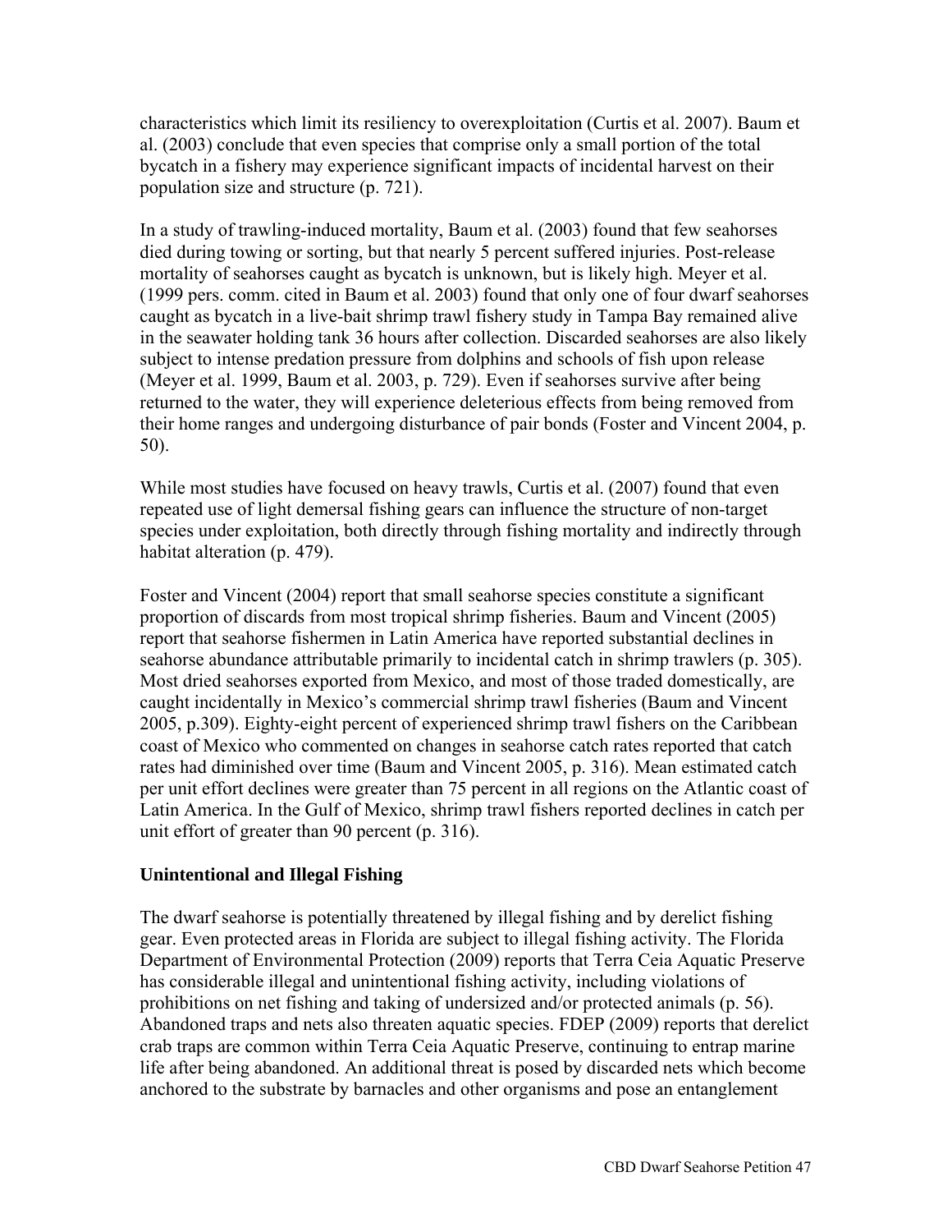characteristics which limit its resiliency to overexploitation (Curtis et al. 2007). Baum et al. (2003) conclude that even species that comprise only a small portion of the total bycatch in a fishery may experience significant impacts of incidental harvest on their population size and structure (p. 721).

In a study of trawling-induced mortality, Baum et al. (2003) found that few seahorses died during towing or sorting, but that nearly 5 percent suffered injuries. Post-release mortality of seahorses caught as bycatch is unknown, but is likely high. Meyer et al. (1999 pers. comm. cited in Baum et al. 2003) found that only one of four dwarf seahorses caught as bycatch in a live-bait shrimp trawl fishery study in Tampa Bay remained alive in the seawater holding tank 36 hours after collection. Discarded seahorses are also likely subject to intense predation pressure from dolphins and schools of fish upon release (Meyer et al. 1999, Baum et al. 2003, p. 729). Even if seahorses survive after being returned to the water, they will experience deleterious effects from being removed from their home ranges and undergoing disturbance of pair bonds (Foster and Vincent 2004, p. 50).

While most studies have focused on heavy trawls, Curtis et al. (2007) found that even repeated use of light demersal fishing gears can influence the structure of non-target species under exploitation, both directly through fishing mortality and indirectly through habitat alteration (p. 479).

Foster and Vincent (2004) report that small seahorse species constitute a significant proportion of discards from most tropical shrimp fisheries. Baum and Vincent (2005) report that seahorse fishermen in Latin America have reported substantial declines in seahorse abundance attributable primarily to incidental catch in shrimp trawlers (p. 305). Most dried seahorses exported from Mexico, and most of those traded domestically, are caught incidentally in Mexico's commercial shrimp trawl fisheries (Baum and Vincent 2005, p.309). Eighty-eight percent of experienced shrimp trawl fishers on the Caribbean coast of Mexico who commented on changes in seahorse catch rates reported that catch rates had diminished over time (Baum and Vincent 2005, p. 316). Mean estimated catch per unit effort declines were greater than 75 percent in all regions on the Atlantic coast of Latin America. In the Gulf of Mexico, shrimp trawl fishers reported declines in catch per unit effort of greater than 90 percent (p. 316).

**Unintentional and Illegal Fishing**

The dwarf seahorse is potentially threatened by illegal fishing and by derelict fishing gear. Even protected areas in Florida are subject to illegal fishing activity. The Florida Department of Environmental Protection (2009) reports that Terra Ceia Aquatic Preserve has considerable illegal and unintentional fishing activity, including violations of prohibitions on net fishing and taking of undersized and/or protected animals (p. 56). Abandoned traps and nets also threaten aquatic species. FDEP (2009) reports that derelict crab traps are common within Terra Ceia Aquatic Preserve, continuing to entrap marine life after being abandoned. An additional threat is posed by discarded nets which become anchored to the substrate by barnacles and other organisms and pose an entanglement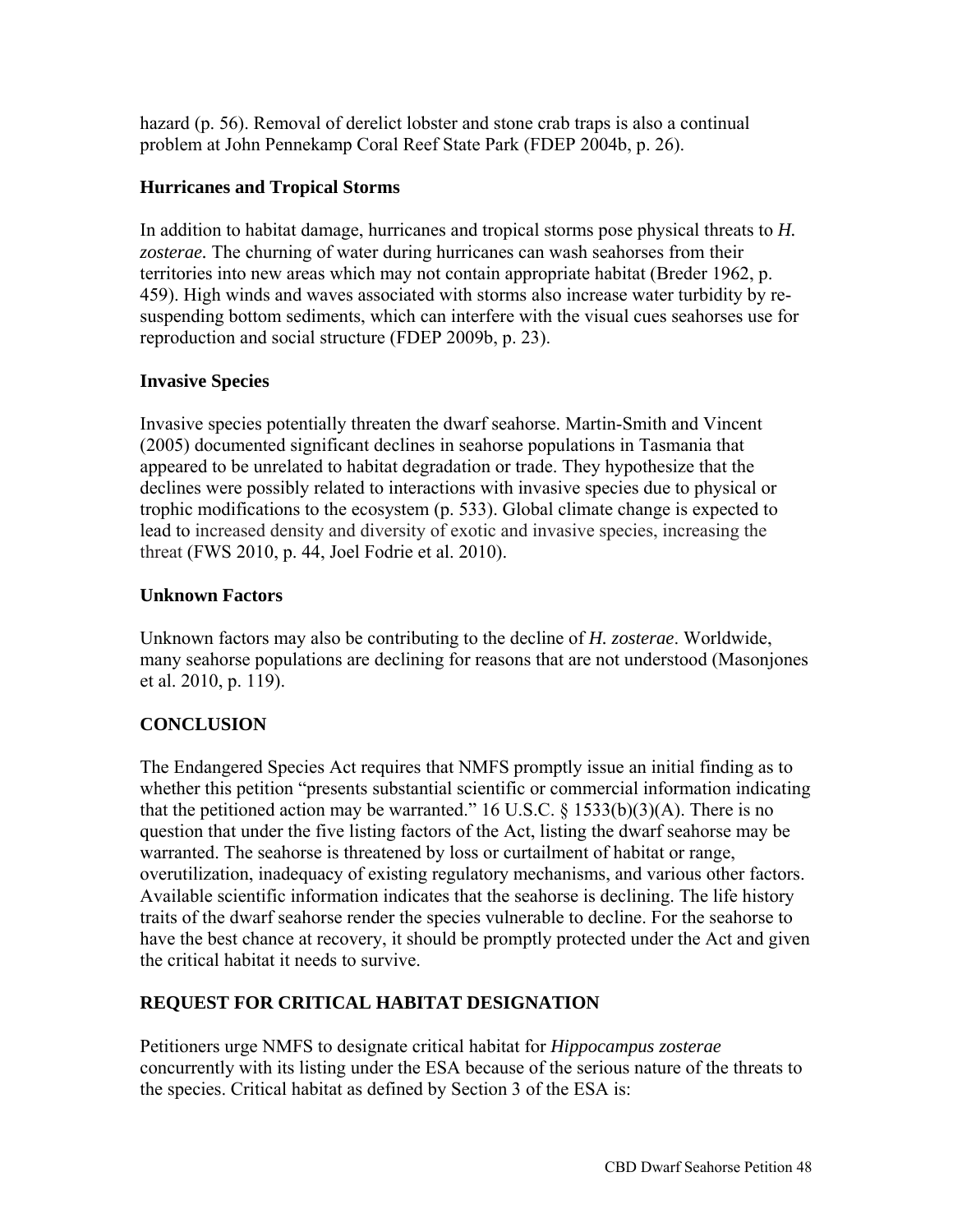hazard (p. 56). Removal of derelict lobster and stone crab traps is also a continual problem at John Pennekamp Coral Reef State Park (FDEP 2004b, p. 26).

### Hurricanes and Tropical Storms

In addition to habitat damage, hurricanes and tropical storms pose physical threats to *H. zosterae.* The churning of water during hurricanes can wash seahorses from their territories into new areas which may not contain appropriate habitat (Breder 1962, p. 459). High winds and waves associated with storms also increase water turbidity by re-suspending bottom sediments, which can interfere with the visual cues seahorses use for reproduction and social structure (FDEP 2009b, p. 23).

### Invasive Species

Invasive species potentially threaten the dwarf seahorse. Martin-Smith and Vincent (2005) documented significant declines in seahorse populations in Tasmania that appeared to be unrelated to habitat degradation or trade. They hypothesize that the declines were possibly related to interactions with invasive species due to physical or trophic modifications to the ecosystem (p. 533). Global climate change is expected to lead to increased density and diversity of exotic and invasive species, increasing the threat (FWS 2010, p. 44, Joel Fodrie et al. 2010).

### Unknown Factors

Unknown factors may also be contributing to the decline of *H. zosterae*. Worldwide, many seahorse populations are declining for reasons that are not understood (Masonjones et al. 2010, p. 119).

## CONCLUSION

The Endangered Species Act requires that NMFS promptly issue an initial finding as to whether this petition "presents substantial scientific or commercial information indicating that the petitioned action may be warranted." 16 U.S.C. § 1533(b)(3)(A). There is no question that under the five listing factors of the Act, listing the dwarf seahorse may be warranted. The seahorse is threatened by loss or curtailment of habitat or range, overutilization, inadequacy of existing regulatory mechanisms, and various other factors. Available scientific information indicates that the seahorse is declining. The life history traits of the dwarf seahorse render the species vulnerable to decline. For the seahorse to have the best chance at recovery, it should be promptly protected under the Act and given the critical habitat it needs to survive.

## REQUEST FOR CRITICAL HABITAT DESIGNATION

Petitioners urge NMFS to designate critical habitat for *Hippocampus zosterae* concurrently with its listing under the ESA because of the serious nature of the threats to the species. Critical habitat as defined by Section 3 of the ESA is: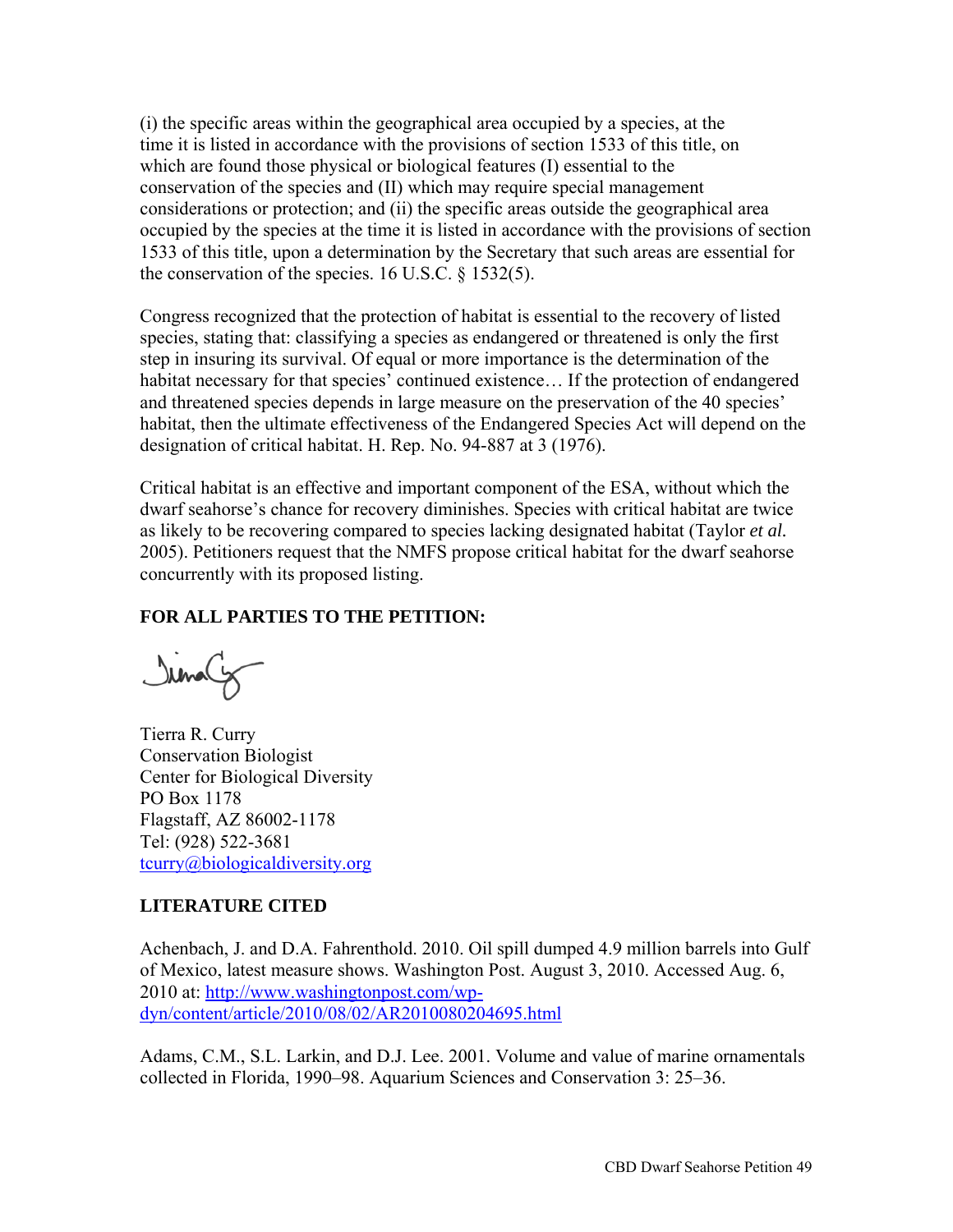(i) the specific areas within the geographical area occupied by a species, at the time it is listed in accordance with the provisions of section 1533 of this title, on which are found those physical or biological features (I) essential to the conservation of the species and (II) which may require special management considerations or protection; and (ii) the specific areas outside the geographical area occupied by the species at the time it is listed in accordance with the provisions of section 1533 of this title, upon a determination by the Secretary that such areas are essential for the conservation of the species. 16 U.S.C. § 1532(5).

Congress recognized that the protection of habitat is essential to the recovery of listed species, stating that: classifying a species as endangered or threatened is only the first step in insuring its survival. Of equal or more importance is the determination of the habitat necessary for that species' continued existence… If the protection of endangered and threatened species depends in large measure on the preservation of the 40 species' habitat, then the ultimate effectiveness of the Endangered Species Act will depend on the designation of critical habitat. H. Rep. No. 94-887 at 3 (1976).

Critical habitat is an effective and important component of the ESA, without which the dwarf seahorse's chance for recovery diminishes. Species with critical habitat are twice as likely to be recovering compared to species lacking designated habitat (Taylor *et al.* 2005). Petitioners request that the NMFS propose critical habitat for the dwarf seahorse concurrently with its proposed listing.

**FOR ALL PARTIES TO THE PETITION:**

Tierra R. Curry
Conservation Biologist
Center for Biological Diversity
PO Box 1178
Flagstaff, AZ 86002-1178
Tel: (928) 522-3681
tcurry@biologicaldiversity.org

**LITERATURE CITED**

Achenbach, J. and D.A. Fahrenthold. 2010. Oil spill dumped 4.9 million barrels into Gulf of Mexico, latest measure shows. Washington Post. August 3, 2010. Accessed Aug. 6, 2010 at: http://www.washingtonpost.com/wp-dyn/content/article/2010/08/02/AR2010080204695.html

Adams, C.M., S.L. Larkin, and D.J. Lee. 2001. Volume and value of marine ornamentals collected in Florida, 1990–98. Aquarium Sciences and Conservation 3: 25–36.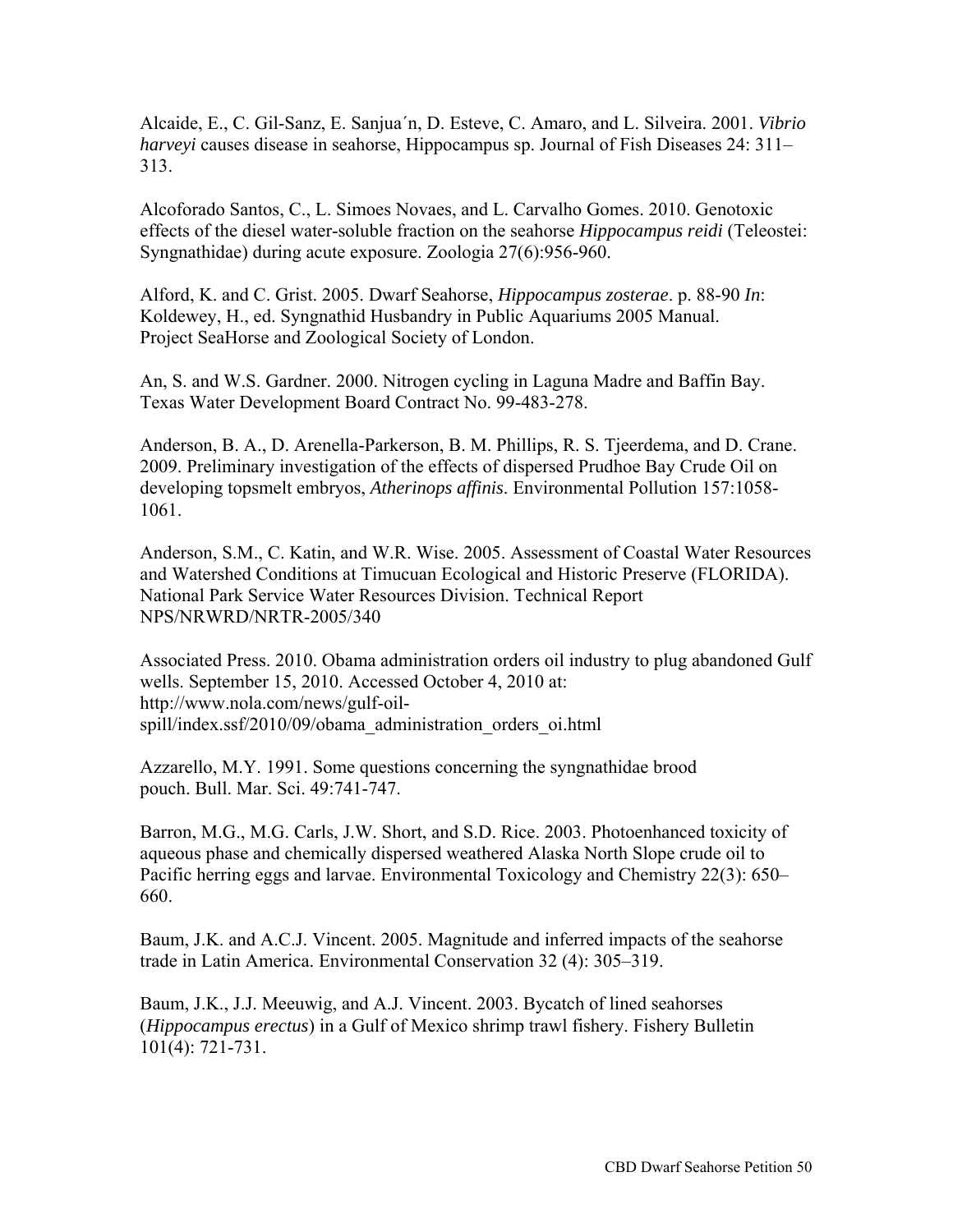Alcaide, E., C. Gil-Sanz, E. Sanjua´n, D. Esteve, C. Amaro, and L. Silveira. 2001. *Vibrio harveyi* causes disease in seahorse, Hippocampus sp. Journal of Fish Diseases 24: 311–313.

Alcoforado Santos, C., L. Simoes Novaes, and L. Carvalho Gomes. 2010. Genotoxic effects of the diesel water-soluble fraction on the seahorse *Hippocampus reidi* (Teleostei: Syngnathidae) during acute exposure. Zoologia 27(6):956-960.

Alford, K. and C. Grist. 2005. Dwarf Seahorse, *Hippocampus zosterae*. p. 88-90 *In*: Koldewey, H., ed. Syngnathid Husbandry in Public Aquariums 2005 Manual. Project SeaHorse and Zoological Society of London.

An, S. and W.S. Gardner. 2000. Nitrogen cycling in Laguna Madre and Baffin Bay. Texas Water Development Board Contract No. 99-483-278.

Anderson, B. A., D. Arenella-Parkerson, B. M. Phillips, R. S. Tjeerdema, and D. Crane. 2009. Preliminary investigation of the effects of dispersed Prudhoe Bay Crude Oil on developing topsmelt embryos, *Atherinops affinis*. Environmental Pollution 157:1058-1061.

Anderson, S.M., C. Katin, and W.R. Wise. 2005. Assessment of Coastal Water Resources and Watershed Conditions at Timucuan Ecological and Historic Preserve (FLORIDA). National Park Service Water Resources Division. Technical Report NPS/NRWRD/NRTR-2005/340

Associated Press. 2010. Obama administration orders oil industry to plug abandoned Gulf wells. September 15, 2010. Accessed October 4, 2010 at: http://www.nola.com/news/gulf-oil-spill/index.ssf/2010/09/obama_administration_orders_oi.html

Azzarello, M.Y. 1991. Some questions concerning the syngnathidae brood pouch. Bull. Mar. Sci. 49:741-747.

Barron, M.G., M.G. Carls, J.W. Short, and S.D. Rice. 2003. Photoenhanced toxicity of aqueous phase and chemically dispersed weathered Alaska North Slope crude oil to Pacific herring eggs and larvae. Environmental Toxicology and Chemistry 22(3): 650–660.

Baum, J.K. and A.C.J. Vincent. 2005. Magnitude and inferred impacts of the seahorse trade in Latin America. Environmental Conservation 32 (4): 305–319.

Baum, J.K., J.J. Meeuwig, and A.J. Vincent. 2003. Bycatch of lined seahorses (*Hippocampus erectus*) in a Gulf of Mexico shrimp trawl fishery. Fishery Bulletin 101(4): 721-731.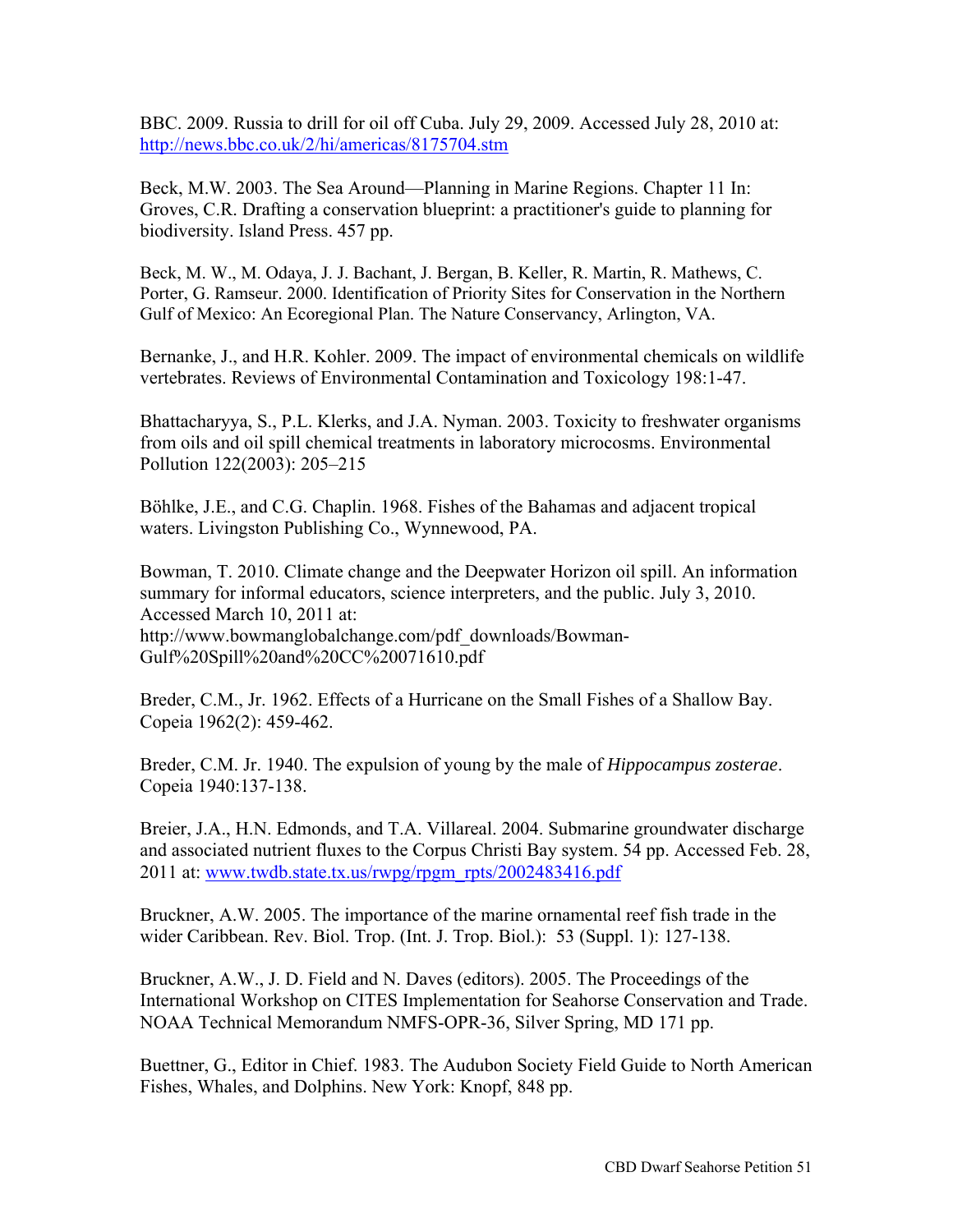BBC. 2009. Russia to drill for oil off Cuba. July 29, 2009. Accessed July 28, 2010 at: http://news.bbc.co.uk/2/hi/americas/8175704.stm

Beck, M.W. 2003. The Sea Around—Planning in Marine Regions. Chapter 11 In: Groves, C.R. Drafting a conservation blueprint: a practitioner's guide to planning for biodiversity. Island Press. 457 pp.

Beck, M. W., M. Odaya, J. J. Bachant, J. Bergan, B. Keller, R. Martin, R. Mathews, C. Porter, G. Ramseur. 2000. Identification of Priority Sites for Conservation in the Northern Gulf of Mexico: An Ecoregional Plan. The Nature Conservancy, Arlington, VA.

Bernanke, J., and H.R. Kohler. 2009. The impact of environmental chemicals on wildlife vertebrates. Reviews of Environmental Contamination and Toxicology 198:1-47.

Bhattacharyya, S., P.L. Klerks, and J.A. Nyman. 2003. Toxicity to freshwater organisms from oils and oil spill chemical treatments in laboratory microcosms. Environmental Pollution 122(2003): 205–215

Böhlke, J.E., and C.G. Chaplin. 1968. Fishes of the Bahamas and adjacent tropical waters. Livingston Publishing Co., Wynnewood, PA.

Bowman, T. 2010. Climate change and the Deepwater Horizon oil spill. An information summary for informal educators, science interpreters, and the public. July 3, 2010. Accessed March 10, 2011 at: http://www.bowmanglobalchange.com/pdf_downloads/Bowman-Gulf%20Spill%20and%20CC%20071610.pdf

Breder, C.M., Jr. 1962. Effects of a Hurricane on the Small Fishes of a Shallow Bay. Copeia 1962(2): 459-462.

Breder, C.M. Jr. 1940. The expulsion of young by the male of *Hippocampus zosterae*. Copeia 1940:137-138.

Breier, J.A., H.N. Edmonds, and T.A. Villareal. 2004. Submarine groundwater discharge and associated nutrient fluxes to the Corpus Christi Bay system. 54 pp. Accessed Feb. 28, 2011 at: www.twdb.state.tx.us/rwpg/rpgm_rpts/2002483416.pdf

Bruckner, A.W. 2005. The importance of the marine ornamental reef fish trade in the wider Caribbean. Rev. Biol. Trop. (Int. J. Trop. Biol.): 53 (Suppl. 1): 127-138.

Bruckner, A.W., J. D. Field and N. Daves (editors). 2005. The Proceedings of the International Workshop on CITES Implementation for Seahorse Conservation and Trade. NOAA Technical Memorandum NMFS-OPR-36, Silver Spring, MD 171 pp.

Buettner, G., Editor in Chief. 1983. The Audubon Society Field Guide to North American Fishes, Whales, and Dolphins. New York: Knopf, 848 pp.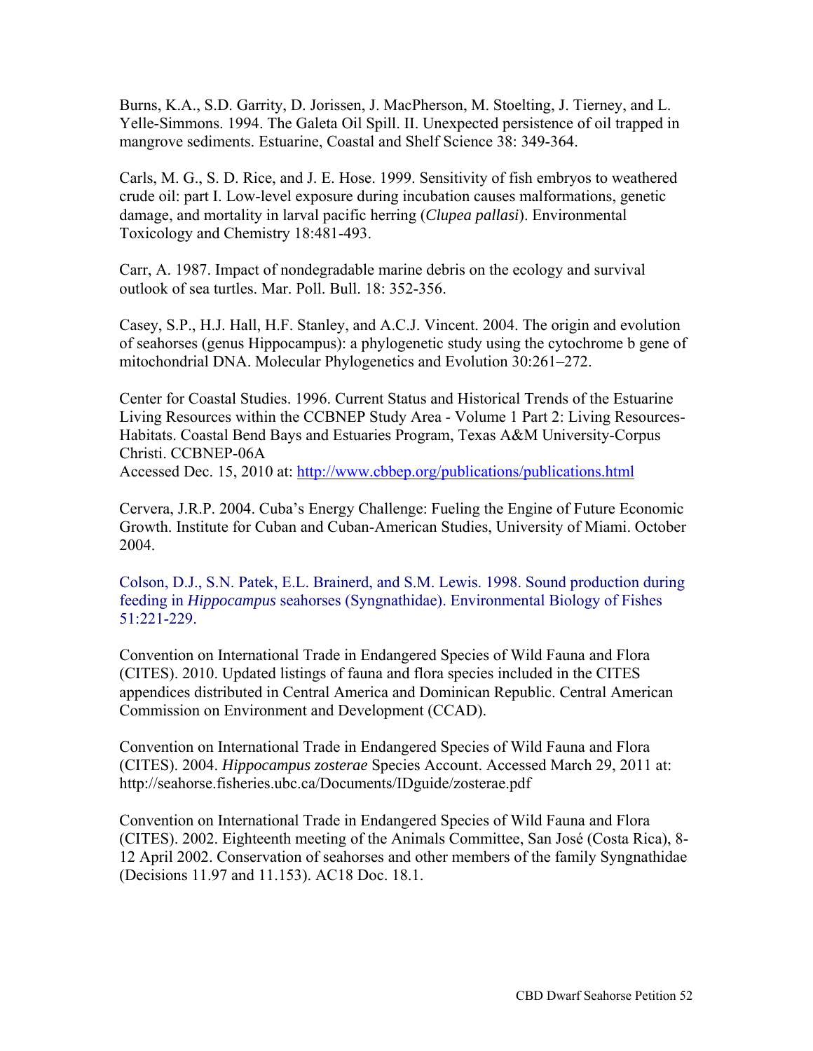Burns, K.A., S.D. Garrity, D. Jorissen, J. MacPherson, M. Stoelting, J. Tierney, and L. Yelle-Simmons. 1994. The Galeta Oil Spill. II. Unexpected persistence of oil trapped in mangrove sediments. Estuarine, Coastal and Shelf Science 38: 349-364.

Carls, M. G., S. D. Rice, and J. E. Hose. 1999. Sensitivity of fish embryos to weathered crude oil: part I. Low-level exposure during incubation causes malformations, genetic damage, and mortality in larval pacific herring (*Clupea pallasi*). Environmental Toxicology and Chemistry 18:481-493.

Carr, A. 1987. Impact of nondegradable marine debris on the ecology and survival outlook of sea turtles. Mar. Poll. Bull. 18: 352-356.

Casey, S.P., H.J. Hall, H.F. Stanley, and A.C.J. Vincent. 2004. The origin and evolution of seahorses (genus Hippocampus): a phylogenetic study using the cytochrome b gene of mitochondrial DNA. Molecular Phylogenetics and Evolution 30:261–272.

Center for Coastal Studies. 1996. Current Status and Historical Trends of the Estuarine Living Resources within the CCBNEP Study Area - Volume 1 Part 2: Living Resources-Habitats. Coastal Bend Bays and Estuaries Program, Texas A&M University-Corpus Christi. CCBNEP-06A
Accessed Dec. 15, 2010 at: http://www.cbbep.org/publications/publications.html

Cervera, J.R.P. 2004. Cuba's Energy Challenge: Fueling the Engine of Future Economic Growth. Institute for Cuban and Cuban-American Studies, University of Miami. October 2004.

Colson, D.J., S.N. Patek, E.L. Brainerd, and S.M. Lewis. 1998. Sound production during feeding in *Hippocampus* seahorses (Syngnathidae). Environmental Biology of Fishes 51:221-229.

Convention on International Trade in Endangered Species of Wild Fauna and Flora (CITES). 2010. Updated listings of fauna and flora species included in the CITES appendices distributed in Central America and Dominican Republic. Central American Commission on Environment and Development (CCAD).

Convention on International Trade in Endangered Species of Wild Fauna and Flora (CITES). 2004. *Hippocampus zosterae* Species Account. Accessed March 29, 2011 at: http://seahorse.fisheries.ubc.ca/Documents/IDguide/zosterae.pdf

Convention on International Trade in Endangered Species of Wild Fauna and Flora (CITES). 2002. Eighteenth meeting of the Animals Committee, San José (Costa Rica), 8-12 April 2002. Conservation of seahorses and other members of the family Syngnathidae (Decisions 11.97 and 11.153). AC18 Doc. 18.1.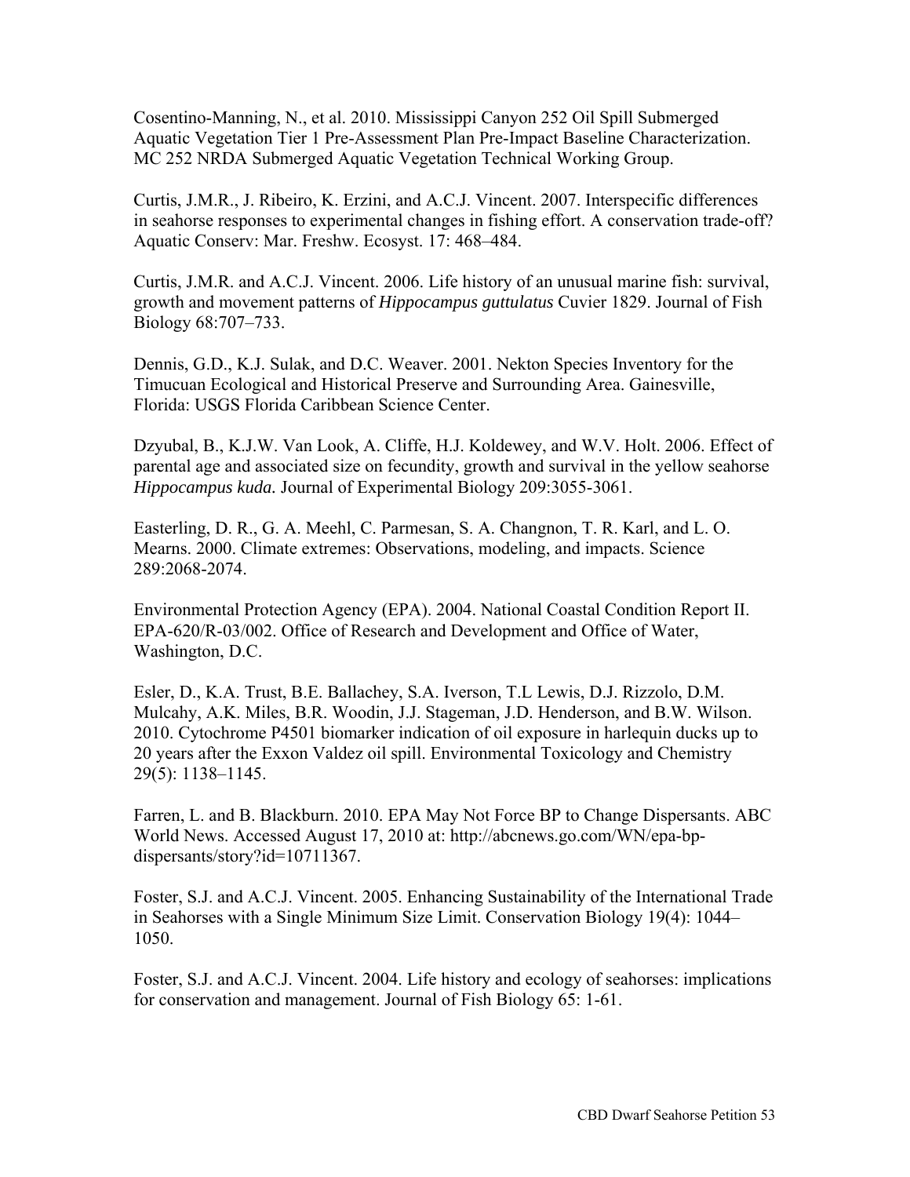Cosentino-Manning, N., et al. 2010. Mississippi Canyon 252 Oil Spill Submerged Aquatic Vegetation Tier 1 Pre-Assessment Plan Pre-Impact Baseline Characterization. MC 252 NRDA Submerged Aquatic Vegetation Technical Working Group.

Curtis, J.M.R., J. Ribeiro, K. Erzini, and A.C.J. Vincent. 2007. Interspecific differences in seahorse responses to experimental changes in fishing effort. A conservation trade-off? Aquatic Conserv: Mar. Freshw. Ecosyst. 17: 468–484.

Curtis, J.M.R. and A.C.J. Vincent. 2006. Life history of an unusual marine fish: survival, growth and movement patterns of *Hippocampus guttulatus* Cuvier 1829. Journal of Fish Biology 68:707–733.

Dennis, G.D., K.J. Sulak, and D.C. Weaver. 2001. Nekton Species Inventory for the Timucuan Ecological and Historical Preserve and Surrounding Area. Gainesville, Florida: USGS Florida Caribbean Science Center.

Dzyubal, B., K.J.W. Van Look, A. Cliffe, H.J. Koldewey, and W.V. Holt. 2006. Effect of parental age and associated size on fecundity, growth and survival in the yellow seahorse *Hippocampus kuda.* Journal of Experimental Biology 209:3055-3061.

Easterling, D. R., G. A. Meehl, C. Parmesan, S. A. Changnon, T. R. Karl, and L. O. Mearns. 2000. Climate extremes: Observations, modeling, and impacts. Science 289:2068-2074.

Environmental Protection Agency (EPA). 2004. National Coastal Condition Report II. EPA-620/R-03/002. Office of Research and Development and Office of Water, Washington, D.C.

Esler, D., K.A. Trust, B.E. Ballachey, S.A. Iverson, T.L Lewis, D.J. Rizzolo, D.M. Mulcahy, A.K. Miles, B.R. Woodin, J.J. Stageman, J.D. Henderson, and B.W. Wilson. 2010. Cytochrome P4501 biomarker indication of oil exposure in harlequin ducks up to 20 years after the Exxon Valdez oil spill. Environmental Toxicology and Chemistry 29(5): 1138–1145.

Farren, L. and B. Blackburn. 2010. EPA May Not Force BP to Change Dispersants. ABC World News. Accessed August 17, 2010 at: http://abcnews.go.com/WN/epa-bp-dispersants/story?id=10711367.

Foster, S.J. and A.C.J. Vincent. 2005. Enhancing Sustainability of the International Trade in Seahorses with a Single Minimum Size Limit. Conservation Biology 19(4): 1044–1050.

Foster, S.J. and A.C.J. Vincent. 2004. Life history and ecology of seahorses: implications for conservation and management. Journal of Fish Biology 65: 1-61.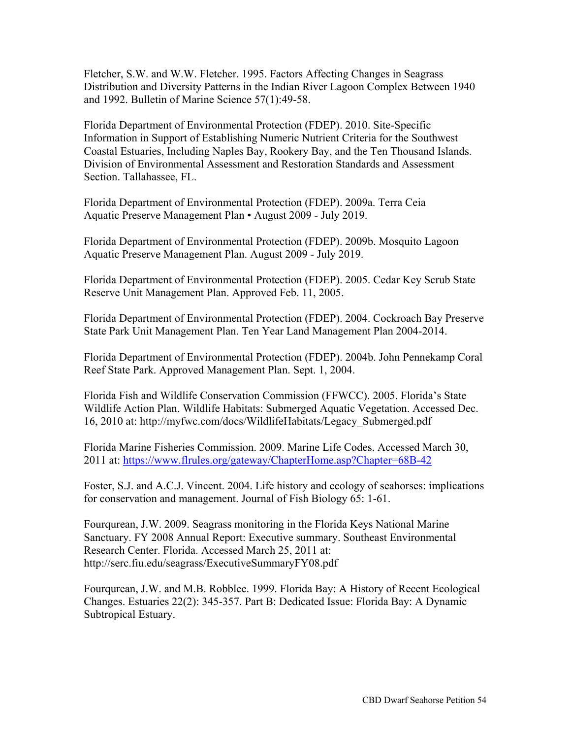Fletcher, S.W. and W.W. Fletcher. 1995. Factors Affecting Changes in Seagrass Distribution and Diversity Patterns in the Indian River Lagoon Complex Between 1940 and 1992. Bulletin of Marine Science 57(1):49-58.

Florida Department of Environmental Protection (FDEP). 2010. Site-Specific Information in Support of Establishing Numeric Nutrient Criteria for the Southwest Coastal Estuaries, Including Naples Bay, Rookery Bay, and the Ten Thousand Islands. Division of Environmental Assessment and Restoration Standards and Assessment Section. Tallahassee, FL.

Florida Department of Environmental Protection (FDEP). 2009a. Terra Ceia Aquatic Preserve Management Plan • August 2009 - July 2019.

Florida Department of Environmental Protection (FDEP). 2009b. Mosquito Lagoon Aquatic Preserve Management Plan. August 2009 - July 2019.

Florida Department of Environmental Protection (FDEP). 2005. Cedar Key Scrub State Reserve Unit Management Plan. Approved Feb. 11, 2005.

Florida Department of Environmental Protection (FDEP). 2004. Cockroach Bay Preserve State Park Unit Management Plan. Ten Year Land Management Plan 2004-2014.

Florida Department of Environmental Protection (FDEP). 2004b. John Pennekamp Coral Reef State Park. Approved Management Plan. Sept. 1, 2004.

Florida Fish and Wildlife Conservation Commission (FFWCC). 2005. Florida's State Wildlife Action Plan. Wildlife Habitats: Submerged Aquatic Vegetation. Accessed Dec. 16, 2010 at: http://myfwc.com/docs/WildlifeHabitats/Legacy_Submerged.pdf

Florida Marine Fisheries Commission. 2009. Marine Life Codes. Accessed March 30, 2011 at: https://www.flrules.org/gateway/ChapterHome.asp?Chapter=68B-42

Foster, S.J. and A.C.J. Vincent. 2004. Life history and ecology of seahorses: implications for conservation and management. Journal of Fish Biology 65: 1-61.

Fourqurean, J.W. 2009. Seagrass monitoring in the Florida Keys National Marine Sanctuary. FY 2008 Annual Report: Executive summary. Southeast Environmental Research Center. Florida. Accessed March 25, 2011 at: http://serc.fiu.edu/seagrass/ExecutiveSummaryFY08.pdf

Fourqurean, J.W. and M.B. Robblee. 1999. Florida Bay: A History of Recent Ecological Changes. Estuaries 22(2): 345-357. Part B: Dedicated Issue: Florida Bay: A Dynamic Subtropical Estuary.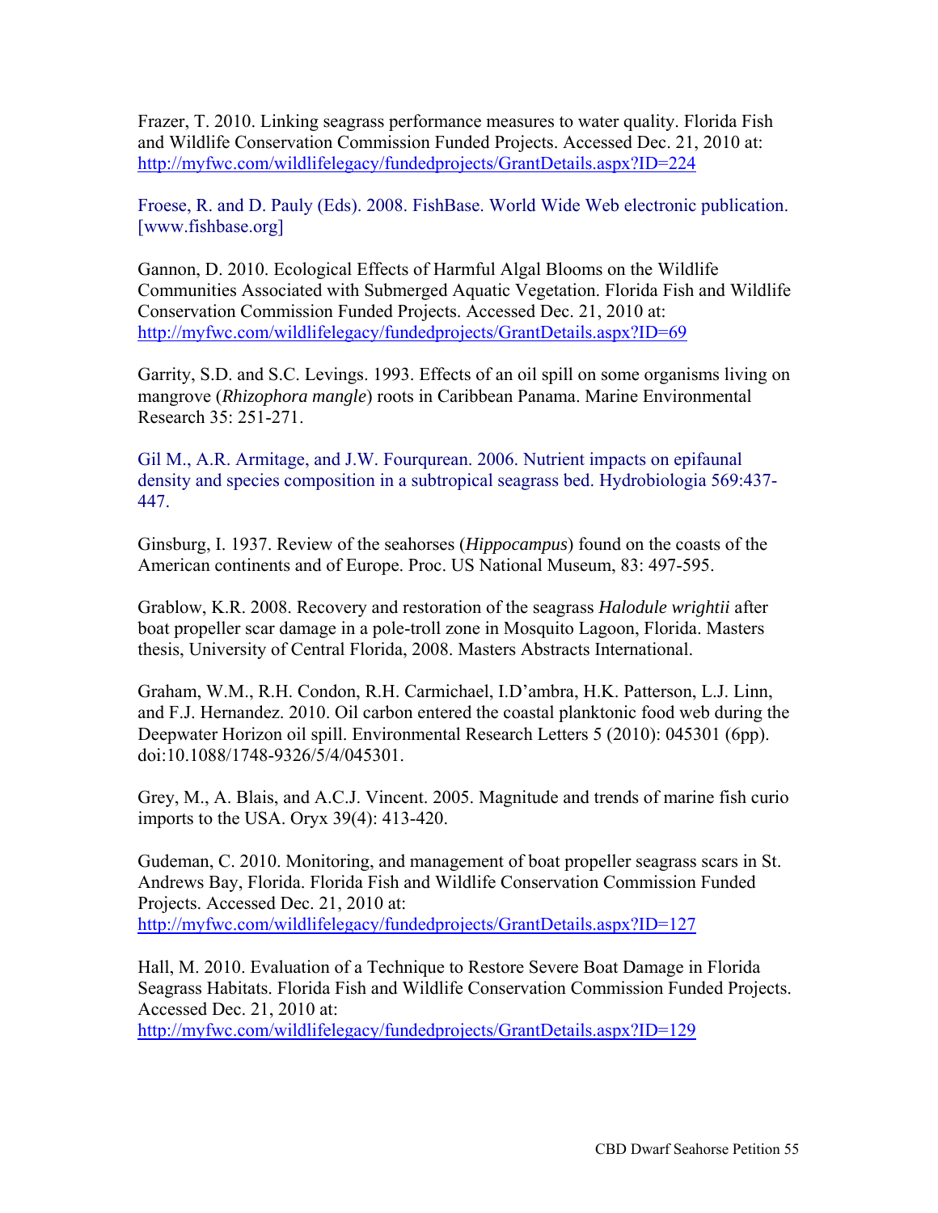Frazer, T. 2010. Linking seagrass performance measures to water quality. Florida Fish and Wildlife Conservation Commission Funded Projects. Accessed Dec. 21, 2010 at: http://myfwc.com/wildlifelegacy/fundedprojects/GrantDetails.aspx?ID=224

Froese, R. and D. Pauly (Eds). 2008. FishBase. World Wide Web electronic publication. [www.fishbase.org]

Gannon, D. 2010. Ecological Effects of Harmful Algal Blooms on the Wildlife Communities Associated with Submerged Aquatic Vegetation. Florida Fish and Wildlife Conservation Commission Funded Projects. Accessed Dec. 21, 2010 at: http://myfwc.com/wildlifelegacy/fundedprojects/GrantDetails.aspx?ID=69

Garrity, S.D. and S.C. Levings. 1993. Effects of an oil spill on some organisms living on mangrove (*Rhizophora mangle*) roots in Caribbean Panama. Marine Environmental Research 35: 251-271.

Gil M., A.R. Armitage, and J.W. Fourqurean. 2006. Nutrient impacts on epifaunal density and species composition in a subtropical seagrass bed. Hydrobiologia 569:437-447.

Ginsburg, I. 1937. Review of the seahorses (*Hippocampus*) found on the coasts of the American continents and of Europe. Proc. US National Museum, 83: 497-595.

Grablow, K.R. 2008. Recovery and restoration of the seagrass *Halodule wrightii* after boat propeller scar damage in a pole-troll zone in Mosquito Lagoon, Florida. Masters thesis, University of Central Florida, 2008. Masters Abstracts International.

Graham, W.M., R.H. Condon, R.H. Carmichael, I.D'ambra, H.K. Patterson, L.J. Linn, and F.J. Hernandez. 2010. Oil carbon entered the coastal planktonic food web during the Deepwater Horizon oil spill. Environmental Research Letters 5 (2010): 045301 (6pp). doi:10.1088/1748-9326/5/4/045301.

Grey, M., A. Blais, and A.C.J. Vincent. 2005. Magnitude and trends of marine fish curio imports to the USA. Oryx 39(4): 413-420.

Gudeman, C. 2010. Monitoring, and management of boat propeller seagrass scars in St. Andrews Bay, Florida. Florida Fish and Wildlife Conservation Commission Funded Projects. Accessed Dec. 21, 2010 at: http://myfwc.com/wildlifelegacy/fundedprojects/GrantDetails.aspx?ID=127

Hall, M. 2010. Evaluation of a Technique to Restore Severe Boat Damage in Florida Seagrass Habitats. Florida Fish and Wildlife Conservation Commission Funded Projects. Accessed Dec. 21, 2010 at: http://myfwc.com/wildlifelegacy/fundedprojects/GrantDetails.aspx?ID=129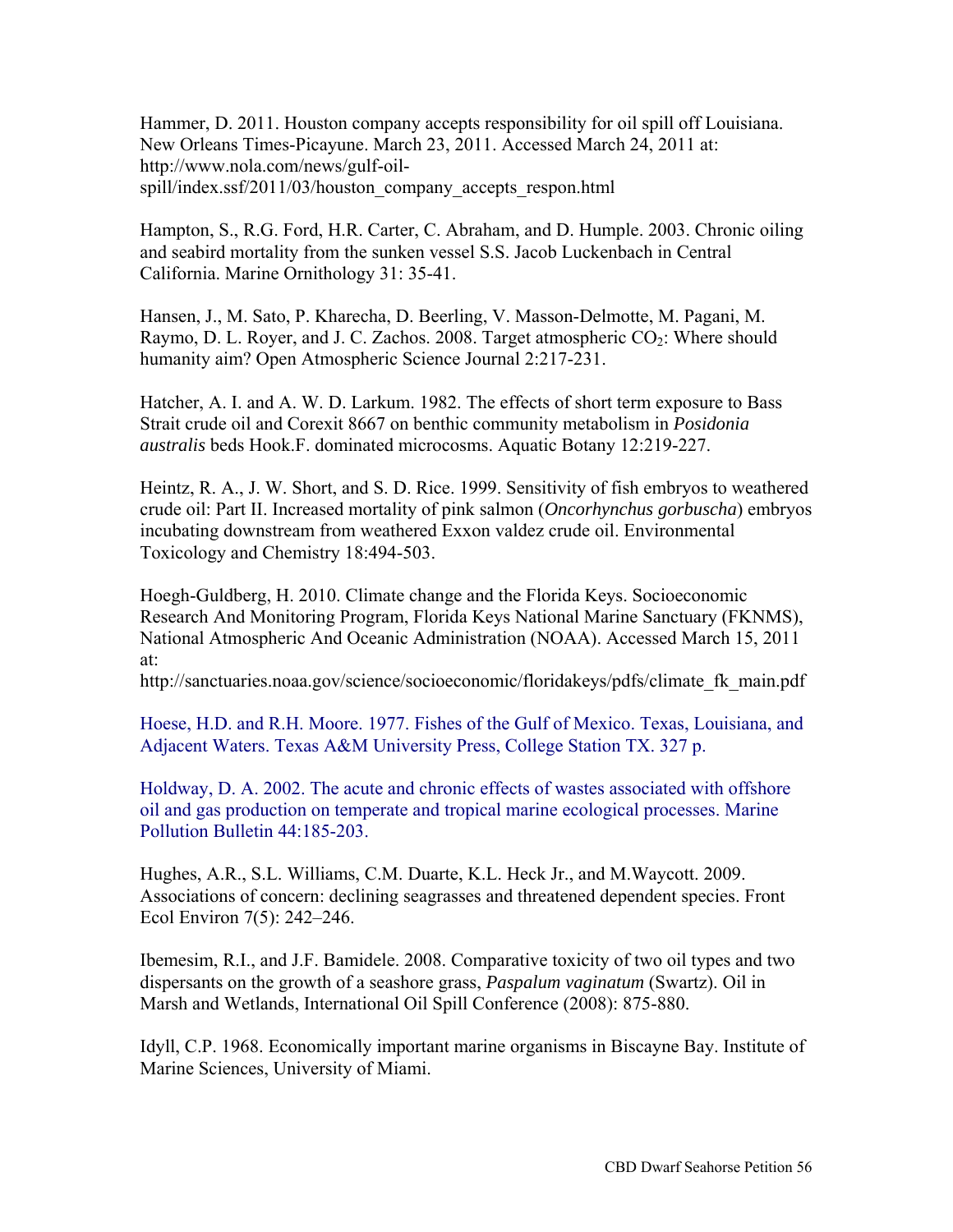Hammer, D. 2011. Houston company accepts responsibility for oil spill off Louisiana. New Orleans Times-Picayune. March 23, 2011. Accessed March 24, 2011 at: http://www.nola.com/news/gulf-oil-spill/index.ssf/2011/03/houston_company_accepts_respon.html

Hampton, S., R.G. Ford, H.R. Carter, C. Abraham, and D. Humple. 2003. Chronic oiling and seabird mortality from the sunken vessel S.S. Jacob Luckenbach in Central California. Marine Ornithology 31: 35-41.

Hansen, J., M. Sato, P. Kharecha, D. Beerling, V. Masson-Delmotte, M. Pagani, M. Raymo, D. L. Royer, and J. C. Zachos. 2008. Target atmospheric $CO_2$: Where should humanity aim? Open Atmospheric Science Journal 2:217-231.

Hatcher, A. I. and A. W. D. Larkum. 1982. The effects of short term exposure to Bass Strait crude oil and Corexit 8667 on benthic community metabolism in *Posidonia australis* beds Hook.F. dominated microcosms. Aquatic Botany 12:219-227.

Heintz, R. A., J. W. Short, and S. D. Rice. 1999. Sensitivity of fish embryos to weathered crude oil: Part II. Increased mortality of pink salmon (*Oncorhynchus gorbuscha*) embryos incubating downstream from weathered Exxon valdez crude oil. Environmental Toxicology and Chemistry 18:494-503.

Hoegh-Guldberg, H. 2010. Climate change and the Florida Keys. Socioeconomic Research And Monitoring Program, Florida Keys National Marine Sanctuary (FKNMS), National Atmospheric And Oceanic Administration (NOAA). Accessed March 15, 2011 at:
http://sanctuaries.noaa.gov/science/socioeconomic/floridakeys/pdfs/climate_fk_main.pdf

Hoese, H.D. and R.H. Moore. 1977. Fishes of the Gulf of Mexico. Texas, Louisiana, and Adjacent Waters. Texas A&M University Press, College Station TX. 327 p.

Holdway, D. A. 2002. The acute and chronic effects of wastes associated with offshore oil and gas production on temperate and tropical marine ecological processes. Marine Pollution Bulletin 44:185-203.

Hughes, A.R., S.L. Williams, C.M. Duarte, K.L. Heck Jr., and M.Waycott. 2009. Associations of concern: declining seagrasses and threatened dependent species. Front Ecol Environ 7(5): 242–246.

Ibemesim, R.I., and J.F. Bamidele. 2008. Comparative toxicity of two oil types and two dispersants on the growth of a seashore grass, *Paspalum vaginatum* (Swartz). Oil in Marsh and Wetlands, International Oil Spill Conference (2008): 875-880.

Idyll, C.P. 1968. Economically important marine organisms in Biscayne Bay. Institute of Marine Sciences, University of Miami.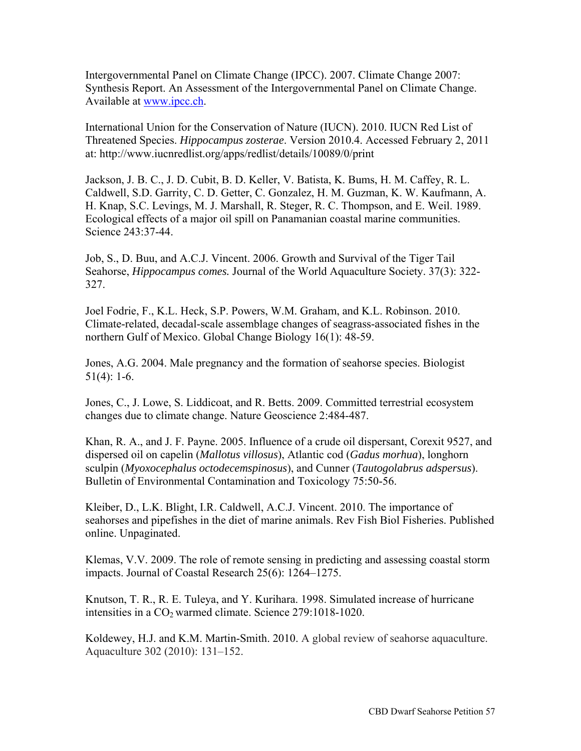Intergovernmental Panel on Climate Change (IPCC). 2007. Climate Change 2007: Synthesis Report. An Assessment of the Intergovernmental Panel on Climate Change. Available at [www.ipcc.ch](http://www.ipcc.ch).

International Union for the Conservation of Nature (IUCN). 2010. IUCN Red List of Threatened Species. *Hippocampus zosterae*. Version 2010.4. Accessed February 2, 2011 at: http://www.iucnredlist.org/apps/redlist/details/10089/0/print

Jackson, J. B. C., J. D. Cubit, B. D. Keller, V. Batista, K. Bums, H. M. Caffey, R. L. Caldwell, S.D. Garrity, C. D. Getter, C. Gonzalez, H. M. Guzman, K. W. Kaufmann, A. H. Knap, S.C. Levings, M. J. Marshall, R. Steger, R. C. Thompson, and E. Weil. 1989. Ecological effects of a major oil spill on Panamanian coastal marine communities. Science 243:37-44.

Job, S., D. Buu, and A.C.J. Vincent. 2006. Growth and Survival of the Tiger Tail Seahorse, *Hippocampus comes.* Journal of the World Aquaculture Society. 37(3): 322-327.

Joel Fodrie, F., K.L. Heck, S.P. Powers, W.M. Graham, and K.L. Robinson. 2010. Climate-related, decadal-scale assemblage changes of seagrass-associated fishes in the northern Gulf of Mexico. Global Change Biology 16(1): 48-59.

Jones, A.G. 2004. Male pregnancy and the formation of seahorse species. Biologist 51(4): 1-6.

Jones, C., J. Lowe, S. Liddicoat, and R. Betts. 2009. Committed terrestrial ecosystem changes due to climate change. Nature Geoscience 2:484-487.

Khan, R. A., and J. F. Payne. 2005. Influence of a crude oil dispersant, Corexit 9527, and dispersed oil on capelin (*Mallotus villosus*), Atlantic cod (*Gadus morhua*), longhorn sculpin (*Myoxocephalus octodecemspinosus*), and Cunner (*Tautogolabrus adspersus*). Bulletin of Environmental Contamination and Toxicology 75:50-56.

Kleiber, D., L.K. Blight, I.R. Caldwell, A.C.J. Vincent. 2010. The importance of seahorses and pipefishes in the diet of marine animals. Rev Fish Biol Fisheries. Published online. Unpaginated.

Klemas, V.V. 2009. The role of remote sensing in predicting and assessing coastal storm impacts. Journal of Coastal Research 25(6): 1264–1275.

Knutson, T. R., R. E. Tuleya, and Y. Kurihara. 1998. Simulated increase of hurricane intensities in a $CO_2$ warmed climate. Science 279:1018-1020.

Koldewey, H.J. and K.M. Martin-Smith. 2010. A global review of seahorse aquaculture. Aquaculture 302 (2010): 131–152.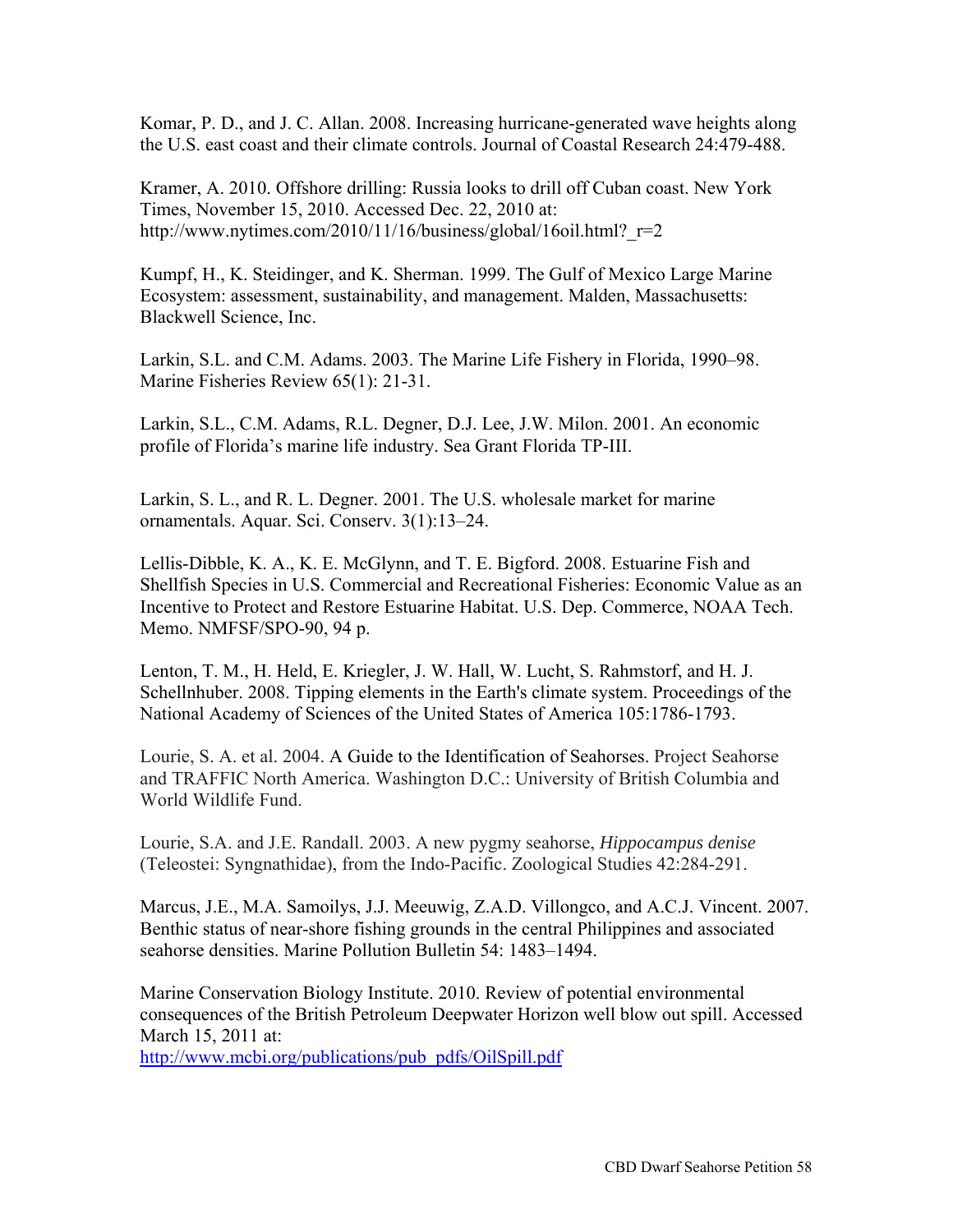Komar, P. D., and J. C. Allan. 2008. Increasing hurricane-generated wave heights along the U.S. east coast and their climate controls. Journal of Coastal Research 24:479-488.

Kramer, A. 2010. Offshore drilling: Russia looks to drill off Cuban coast. New York Times, November 15, 2010. Accessed Dec. 22, 2010 at: http://www.nytimes.com/2010/11/16/business/global/16oil.html?_r=2

Kumpf, H., K. Steidinger, and K. Sherman. 1999. The Gulf of Mexico Large Marine Ecosystem: assessment, sustainability, and management. Malden, Massachusetts: Blackwell Science, Inc.

Larkin, S.L. and C.M. Adams. 2003. The Marine Life Fishery in Florida, 1990–98. Marine Fisheries Review 65(1): 21-31.

Larkin, S.L., C.M. Adams, R.L. Degner, D.J. Lee, J.W. Milon. 2001. An economic profile of Florida's marine life industry. Sea Grant Florida TP-III.

Larkin, S. L., and R. L. Degner. 2001. The U.S. wholesale market for marine ornamentals. Aquar. Sci. Conserv. 3(1):13–24.

Lellis-Dibble, K. A., K. E. McGlynn, and T. E. Bigford. 2008. Estuarine Fish and Shellfish Species in U.S. Commercial and Recreational Fisheries: Economic Value as an Incentive to Protect and Restore Estuarine Habitat. U.S. Dep. Commerce, NOAA Tech. Memo. NMFSF/SPO-90, 94 p.

Lenton, T. M., H. Held, E. Kriegler, J. W. Hall, W. Lucht, S. Rahmstorf, and H. J. Schellnhuber. 2008. Tipping elements in the Earth's climate system. Proceedings of the National Academy of Sciences of the United States of America 105:1786-1793.

Lourie, S. A. et al. 2004. A Guide to the Identification of Seahorses. Project Seahorse and TRAFFIC North America. Washington D.C.: University of British Columbia and World Wildlife Fund.

Lourie, S.A. and J.E. Randall. 2003. A new pygmy seahorse, *Hippocampus denise* (Teleostei: Syngnathidae), from the Indo-Pacific. Zoological Studies 42:284-291.

Marcus, J.E., M.A. Samoilys, J.J. Meeuwig, Z.A.D. Villongco, and A.C.J. Vincent. 2007. Benthic status of near-shore fishing grounds in the central Philippines and associated seahorse densities. Marine Pollution Bulletin 54: 1483–1494.

Marine Conservation Biology Institute. 2010. Review of potential environmental consequences of the British Petroleum Deepwater Horizon well blow out spill. Accessed March 15, 2011 at:
http://www.mcbi.org/publications/pub_pdfs/OilSpill.pdf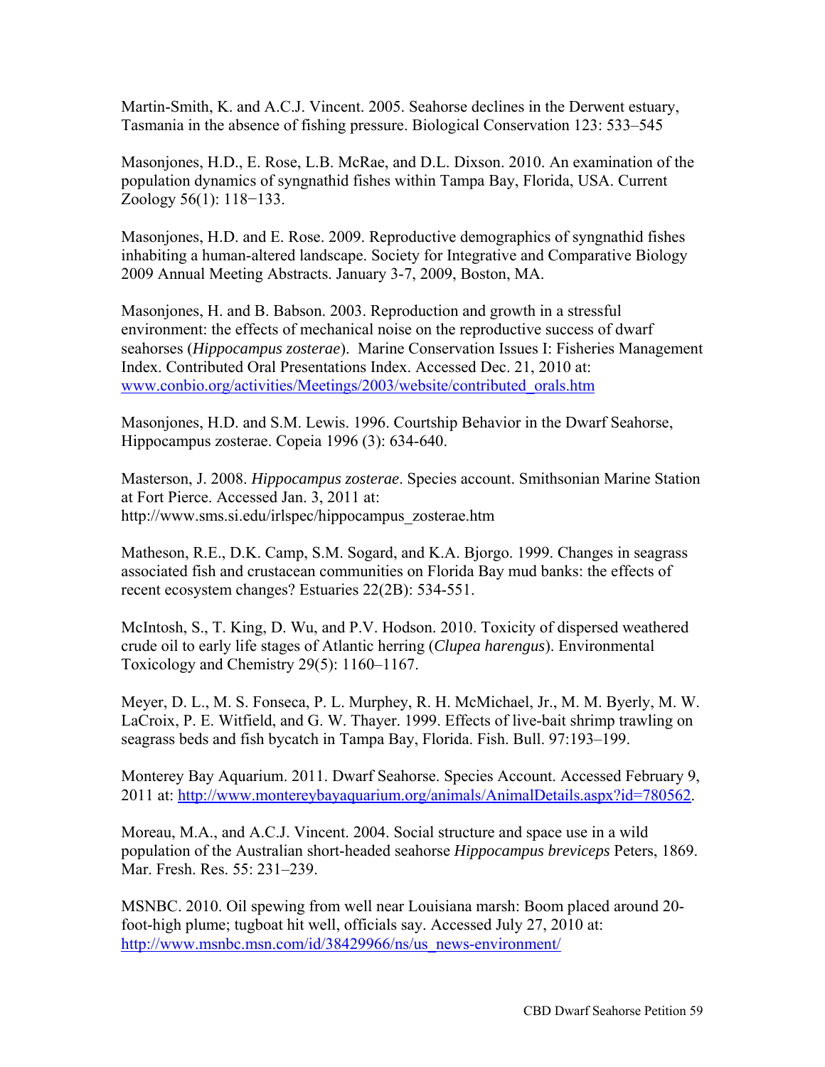Martin-Smith, K. and A.C.J. Vincent. 2005. Seahorse declines in the Derwent estuary, Tasmania in the absence of fishing pressure. Biological Conservation 123: 533–545

Masonjones, H.D., E. Rose, L.B. McRae, and D.L. Dixson. 2010. An examination of the population dynamics of syngnathid fishes within Tampa Bay, Florida, USA. Current Zoology 56(1): 118−133.

Masonjones, H.D. and E. Rose. 2009. Reproductive demographics of syngnathid fishes inhabiting a human-altered landscape. Society for Integrative and Comparative Biology 2009 Annual Meeting Abstracts. January 3-7, 2009, Boston, MA.

Masonjones, H. and B. Babson. 2003. Reproduction and growth in a stressful environment: the effects of mechanical noise on the reproductive success of dwarf seahorses (*Hippocampus zosterae*). Marine Conservation Issues I: Fisheries Management Index. Contributed Oral Presentations Index. Accessed Dec. 21, 2010 at: www.conbio.org/activities/Meetings/2003/website/contributed_orals.htm

Masonjones, H.D. and S.M. Lewis. 1996. Courtship Behavior in the Dwarf Seahorse, Hippocampus zosterae. Copeia 1996 (3): 634-640.

Masterson, J. 2008. *Hippocampus zosterae*. Species account. Smithsonian Marine Station at Fort Pierce. Accessed Jan. 3, 2011 at: http://www.sms.si.edu/irlspec/hippocampus_zosterae.htm

Matheson, R.E., D.K. Camp, S.M. Sogard, and K.A. Bjorgo. 1999. Changes in seagrass associated fish and crustacean communities on Florida Bay mud banks: the effects of recent ecosystem changes? Estuaries 22(2B): 534-551.

McIntosh, S., T. King, D. Wu, and P.V. Hodson. 2010. Toxicity of dispersed weathered crude oil to early life stages of Atlantic herring (*Clupea harengus*). Environmental Toxicology and Chemistry 29(5): 1160–1167.

Meyer, D. L., M. S. Fonseca, P. L. Murphey, R. H. McMichael, Jr., M. M. Byerly, M. W. LaCroix, P. E. Witfield, and G. W. Thayer. 1999. Effects of live-bait shrimp trawling on seagrass beds and fish bycatch in Tampa Bay, Florida. Fish. Bull. 97:193–199.

Monterey Bay Aquarium. 2011. Dwarf Seahorse. Species Account. Accessed February 9, 2011 at: http://www.montereybayaquarium.org/animals/AnimalDetails.aspx?id=780562.

Moreau, M.A., and A.C.J. Vincent. 2004. Social structure and space use in a wild population of the Australian short-headed seahorse *Hippocampus breviceps* Peters, 1869. Mar. Fresh. Res. 55: 231–239.

MSNBC. 2010. Oil spewing from well near Louisiana marsh: Boom placed around 20-foot-high plume; tugboat hit well, officials say. Accessed July 27, 2010 at: http://www.msnbc.msn.com/id/38429966/ns/us_news-environment/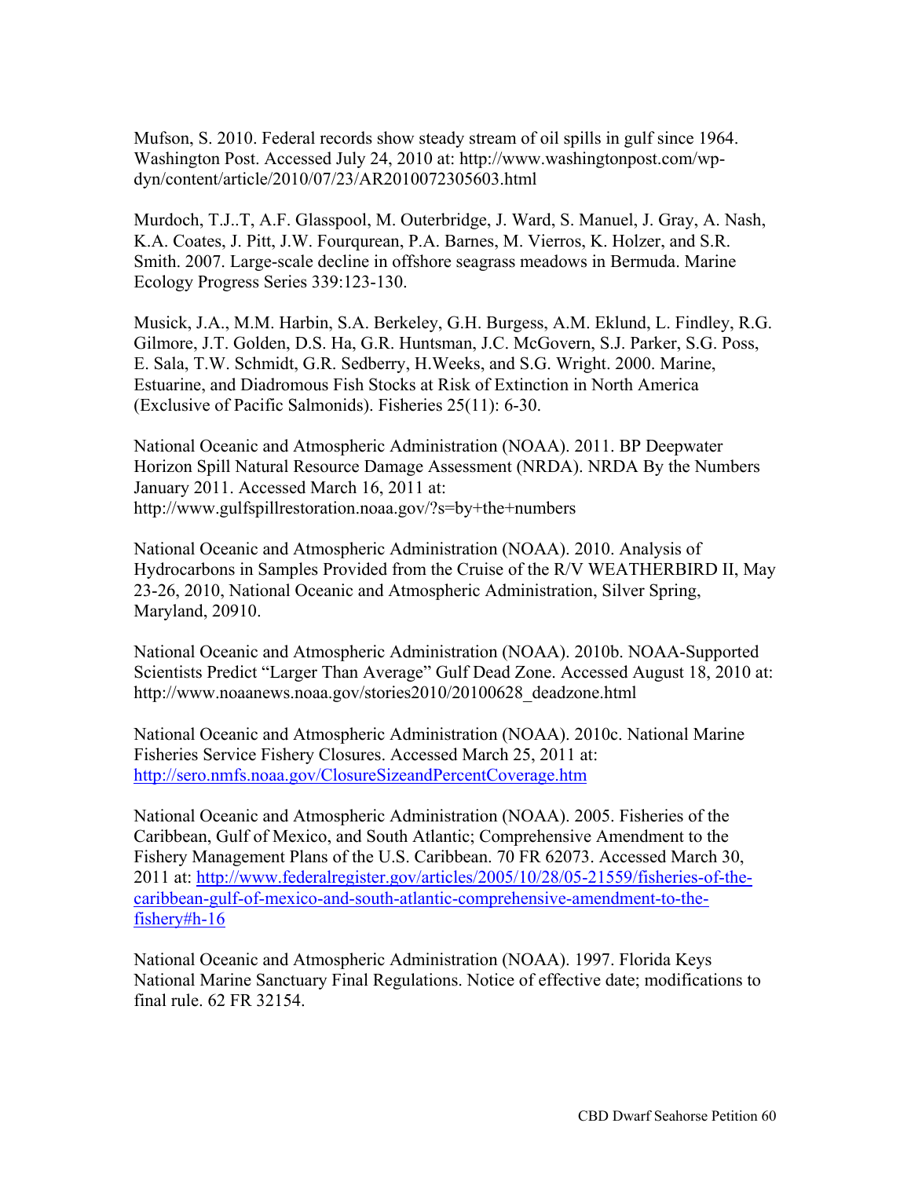Mufson, S. 2010. Federal records show steady stream of oil spills in gulf since 1964. Washington Post. Accessed July 24, 2010 at: http://www.washingtonpost.com/wp-dyn/content/article/2010/07/23/AR2010072305603.html

Murdoch, T.J..T, A.F. Glasspool, M. Outerbridge, J. Ward, S. Manuel, J. Gray, A. Nash, K.A. Coates, J. Pitt, J.W. Fourqurean, P.A. Barnes, M. Vierros, K. Holzer, and S.R. Smith. 2007. Large-scale decline in offshore seagrass meadows in Bermuda. Marine Ecology Progress Series 339:123-130.

Musick, J.A., M.M. Harbin, S.A. Berkeley, G.H. Burgess, A.M. Eklund, L. Findley, R.G. Gilmore, J.T. Golden, D.S. Ha, G.R. Huntsman, J.C. McGovern, S.J. Parker, S.G. Poss, E. Sala, T.W. Schmidt, G.R. Sedberry, H.Weeks, and S.G. Wright. 2000. Marine, Estuarine, and Diadromous Fish Stocks at Risk of Extinction in North America (Exclusive of Pacific Salmonids). Fisheries 25(11): 6-30.

National Oceanic and Atmospheric Administration (NOAA). 2011. BP Deepwater Horizon Spill Natural Resource Damage Assessment (NRDA). NRDA By the Numbers January 2011. Accessed March 16, 2011 at: http://www.gulfspillrestoration.noaa.gov/?s=by+the+numbers

National Oceanic and Atmospheric Administration (NOAA). 2010. Analysis of Hydrocarbons in Samples Provided from the Cruise of the R/V WEATHERBIRD II, May 23-26, 2010, National Oceanic and Atmospheric Administration, Silver Spring, Maryland, 20910.

National Oceanic and Atmospheric Administration (NOAA). 2010b. NOAA-Supported Scientists Predict "Larger Than Average" Gulf Dead Zone. Accessed August 18, 2010 at: http://www.noaanews.noaa.gov/stories2010/20100628_deadzone.html

National Oceanic and Atmospheric Administration (NOAA). 2010c. National Marine Fisheries Service Fishery Closures. Accessed March 25, 2011 at: http://sero.nmfs.noaa.gov/ClosureSizeandPercentCoverage.htm

National Oceanic and Atmospheric Administration (NOAA). 2005. Fisheries of the Caribbean, Gulf of Mexico, and South Atlantic; Comprehensive Amendment to the Fishery Management Plans of the U.S. Caribbean. 70 FR 62073. Accessed March 30, 2011 at: http://www.federalregister.gov/articles/2005/10/28/05-21559/fisheries-of-the-caribbean-gulf-of-mexico-and-south-atlantic-comprehensive-amendment-to-the-fishery#h-16

National Oceanic and Atmospheric Administration (NOAA). 1997. Florida Keys National Marine Sanctuary Final Regulations. Notice of effective date; modifications to final rule. 62 FR 32154.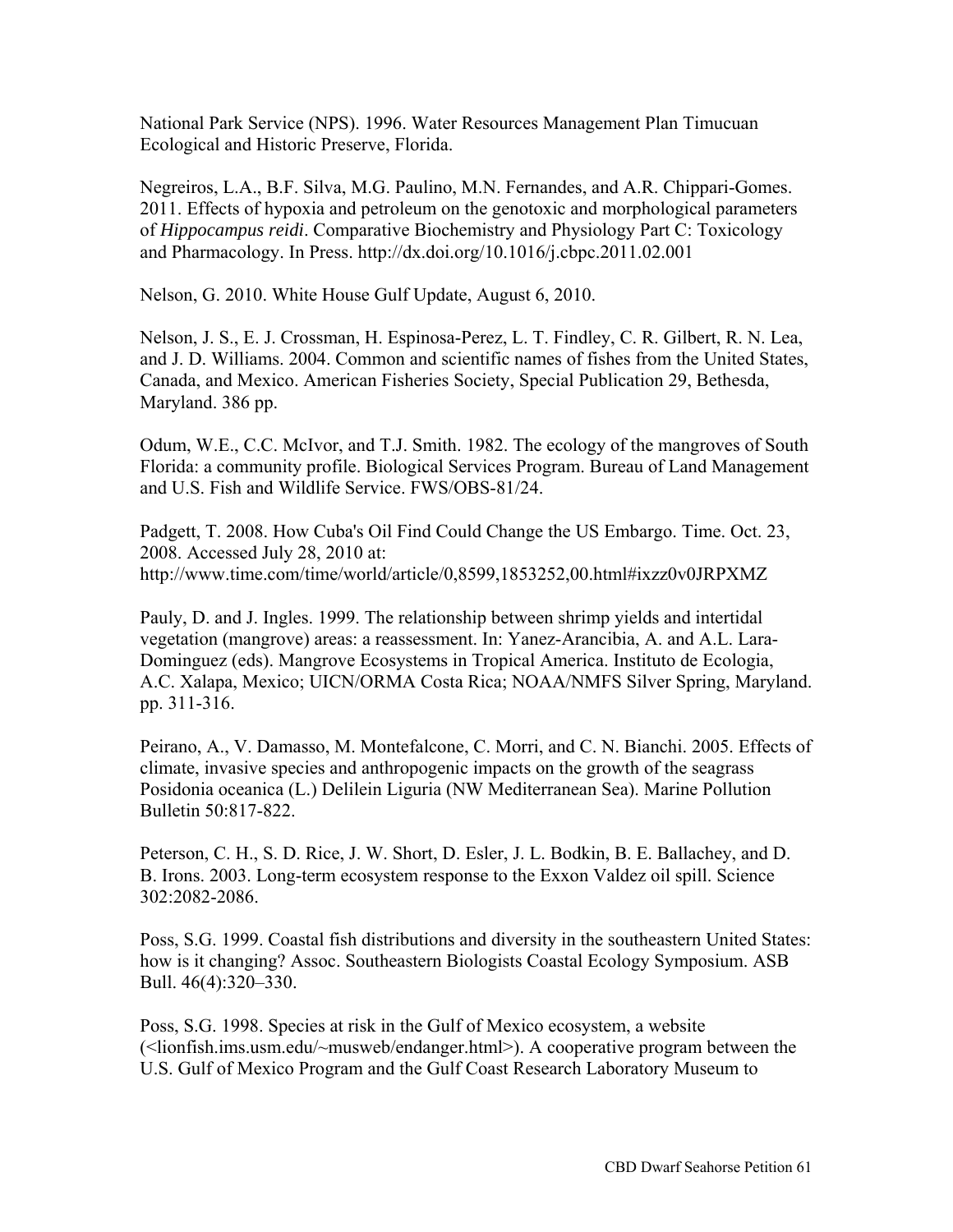National Park Service (NPS). 1996. Water Resources Management Plan Timucuan Ecological and Historic Preserve, Florida.

Negreiros, L.A., B.F. Silva, M.G. Paulino, M.N. Fernandes, and A.R. Chippari-Gomes. 2011. Effects of hypoxia and petroleum on the genotoxic and morphological parameters of *Hippocampus reidi*. Comparative Biochemistry and Physiology Part C: Toxicology and Pharmacology. In Press. http://dx.doi.org/10.1016/j.cbpc.2011.02.001

Nelson, G. 2010. White House Gulf Update, August 6, 2010.

Nelson, J. S., E. J. Crossman, H. Espinosa-Perez, L. T. Findley, C. R. Gilbert, R. N. Lea, and J. D. Williams. 2004. Common and scientific names of fishes from the United States, Canada, and Mexico. American Fisheries Society, Special Publication 29, Bethesda, Maryland. 386 pp.

Odum, W.E., C.C. McIvor, and T.J. Smith. 1982. The ecology of the mangroves of South Florida: a community profile. Biological Services Program. Bureau of Land Management and U.S. Fish and Wildlife Service. FWS/OBS-81/24.

Padgett, T. 2008. How Cuba's Oil Find Could Change the US Embargo. Time. Oct. 23, 2008. Accessed July 28, 2010 at: http://www.time.com/time/world/article/0,8599,1853252,00.html#ixzz0v0JRPXMZ

Pauly, D. and J. Ingles. 1999. The relationship between shrimp yields and intertidal vegetation (mangrove) areas: a reassessment. In: Yanez-Arancibia, A. and A.L. Lara-Dominguez (eds). Mangrove Ecosystems in Tropical America. Instituto de Ecologia, A.C. Xalapa, Mexico; UICN/ORMA Costa Rica; NOAA/NMFS Silver Spring, Maryland. pp. 311-316.

Peirano, A., V. Damasso, M. Montefalcone, C. Morri, and C. N. Bianchi. 2005. Effects of climate, invasive species and anthropogenic impacts on the growth of the seagrass Posidonia oceanica (L.) Delilein Liguria (NW Mediterranean Sea). Marine Pollution Bulletin 50:817-822.

Peterson, C. H., S. D. Rice, J. W. Short, D. Esler, J. L. Bodkin, B. E. Ballachey, and D. B. Irons. 2003. Long-term ecosystem response to the Exxon Valdez oil spill. Science 302:2082-2086.

Poss, S.G. 1999. Coastal fish distributions and diversity in the southeastern United States: how is it changing? Assoc. Southeastern Biologists Coastal Ecology Symposium. ASB Bull. 46(4):320–330.

Poss, S.G. 1998. Species at risk in the Gulf of Mexico ecosystem, a website (<lionfish.ims.usm.edu/~musweb/endanger.html>). A cooperative program between the U.S. Gulf of Mexico Program and the Gulf Coast Research Laboratory Museum to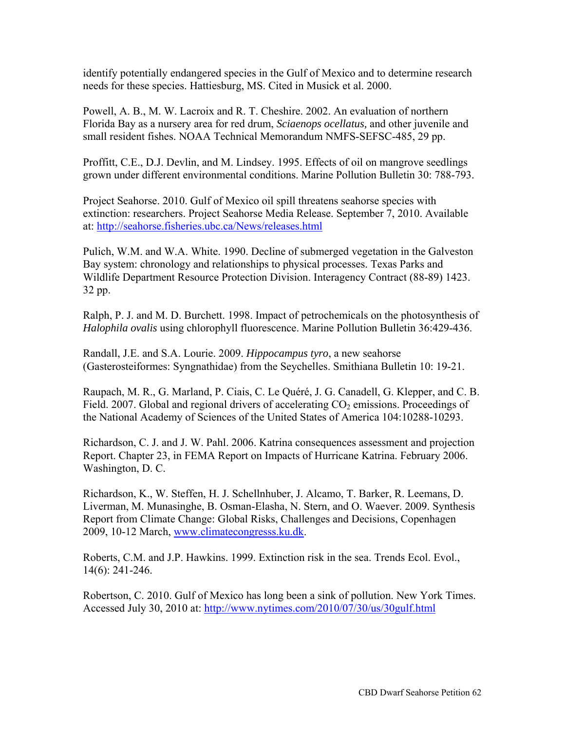identify potentially endangered species in the Gulf of Mexico and to determine research needs for these species. Hattiesburg, MS. Cited in Musick et al. 2000.

Powell, A. B., M. W. Lacroix and R. T. Cheshire. 2002. An evaluation of northern Florida Bay as a nursery area for red drum, *Sciaenops ocellatus,* and other juvenile and small resident fishes. NOAA Technical Memorandum NMFS-SEFSC-485, 29 pp.

Proffitt, C.E., D.J. Devlin, and M. Lindsey. 1995. Effects of oil on mangrove seedlings grown under different environmental conditions. Marine Pollution Bulletin 30: 788-793.

Project Seahorse. 2010. Gulf of Mexico oil spill threatens seahorse species with extinction: researchers. Project Seahorse Media Release. September 7, 2010. Available at: http://seahorse.fisheries.ubc.ca/News/releases.html

Pulich, W.M. and W.A. White. 1990. Decline of submerged vegetation in the Galveston Bay system: chronology and relationships to physical processes. Texas Parks and Wildlife Department Resource Protection Division. Interagency Contract (88-89) 1423. 32 pp.

Ralph, P. J. and M. D. Burchett. 1998. Impact of petrochemicals on the photosynthesis of *Halophila ovalis* using chlorophyll fluorescence. Marine Pollution Bulletin 36:429-436.

Randall, J.E. and S.A. Lourie. 2009. *Hippocampus tyro*, a new seahorse (Gasterosteiformes: Syngnathidae) from the Seychelles. Smithiana Bulletin 10: 19-21.

Raupach, M. R., G. Marland, P. Ciais, C. Le Quéré, J. G. Canadell, G. Klepper, and C. B. Field. 2007. Global and regional drivers of accelerating $CO_2$ emissions. Proceedings of the National Academy of Sciences of the United States of America 104:10288-10293.

Richardson, C. J. and J. W. Pahl. 2006. Katrina consequences assessment and projection Report. Chapter 23, in FEMA Report on Impacts of Hurricane Katrina. February 2006. Washington, D. C.

Richardson, K., W. Steffen, H. J. Schellnhuber, J. Alcamo, T. Barker, R. Leemans, D. Liverman, M. Munasinghe, B. Osman-Elasha, N. Stern, and O. Waever. 2009. Synthesis Report from Climate Change: Global Risks, Challenges and Decisions, Copenhagen 2009, 10-12 March, www.climatecongresss.ku.dk.

Roberts, C.M. and J.P. Hawkins. 1999. Extinction risk in the sea. Trends Ecol. Evol., 14(6): 241-246.

Robertson, C. 2010. Gulf of Mexico has long been a sink of pollution. New York Times. Accessed July 30, 2010 at: http://www.nytimes.com/2010/07/30/us/30gulf.html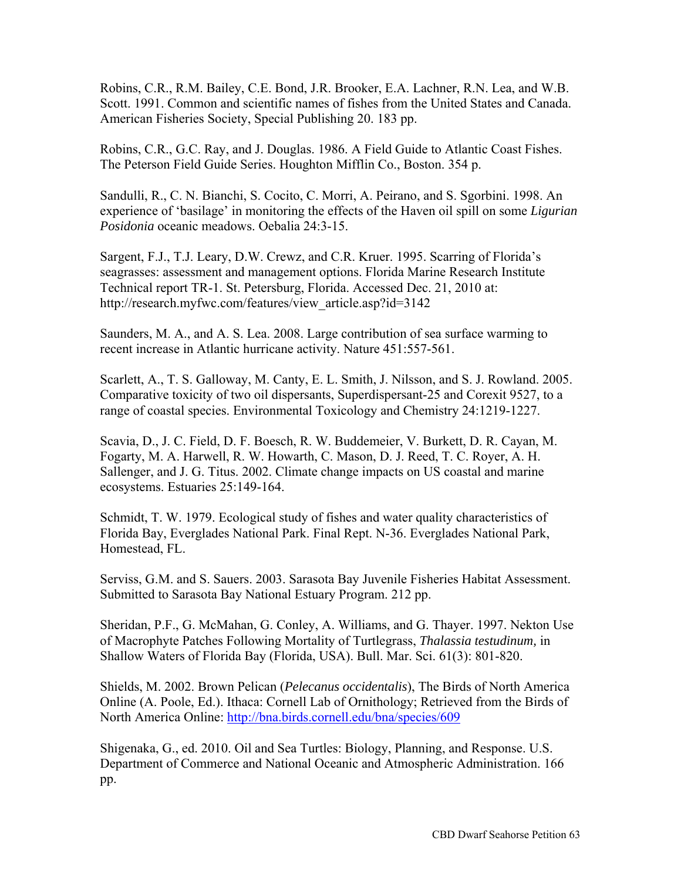Robins, C.R., R.M. Bailey, C.E. Bond, J.R. Brooker, E.A. Lachner, R.N. Lea, and W.B. Scott. 1991. Common and scientific names of fishes from the United States and Canada. American Fisheries Society, Special Publishing 20. 183 pp.

Robins, C.R., G.C. Ray, and J. Douglas. 1986. A Field Guide to Atlantic Coast Fishes. The Peterson Field Guide Series. Houghton Mifflin Co., Boston. 354 p.

Sandulli, R., C. N. Bianchi, S. Cocito, C. Morri, A. Peirano, and S. Sgorbini. 1998. An experience of 'basilage' in monitoring the effects of the Haven oil spill on some *Ligurian Posidonia* oceanic meadows. Oebalia 24:3-15.

Sargent, F.J., T.J. Leary, D.W. Crewz, and C.R. Kruer. 1995. Scarring of Florida's seagrasses: assessment and management options. Florida Marine Research Institute Technical report TR-1. St. Petersburg, Florida. Accessed Dec. 21, 2010 at: http://research.myfwc.com/features/view_article.asp?id=3142

Saunders, M. A., and A. S. Lea. 2008. Large contribution of sea surface warming to recent increase in Atlantic hurricane activity. Nature 451:557-561.

Scarlett, A., T. S. Galloway, M. Canty, E. L. Smith, J. Nilsson, and S. J. Rowland. 2005. Comparative toxicity of two oil dispersants, Superdispersant-25 and Corexit 9527, to a range of coastal species. Environmental Toxicology and Chemistry 24:1219-1227.

Scavia, D., J. C. Field, D. F. Boesch, R. W. Buddemeier, V. Burkett, D. R. Cayan, M. Fogarty, M. A. Harwell, R. W. Howarth, C. Mason, D. J. Reed, T. C. Royer, A. H. Sallenger, and J. G. Titus. 2002. Climate change impacts on US coastal and marine ecosystems. Estuaries 25:149-164.

Schmidt, T. W. 1979. Ecological study of fishes and water quality characteristics of Florida Bay, Everglades National Park. Final Rept. N-36. Everglades National Park, Homestead, FL.

Serviss, G.M. and S. Sauers. 2003. Sarasota Bay Juvenile Fisheries Habitat Assessment. Submitted to Sarasota Bay National Estuary Program. 212 pp.

Sheridan, P.F., G. McMahan, G. Conley, A. Williams, and G. Thayer. 1997. Nekton Use of Macrophyte Patches Following Mortality of Turtlegrass, *Thalassia testudinum,* in Shallow Waters of Florida Bay (Florida, USA). Bull. Mar. Sci. 61(3): 801-820.

Shields, M. 2002. Brown Pelican (*Pelecanus occidentalis*), The Birds of North America Online (A. Poole, Ed.). Ithaca: Cornell Lab of Ornithology; Retrieved from the Birds of North America Online: http://bna.birds.cornell.edu/bna/species/609

Shigenaka, G., ed. 2010. Oil and Sea Turtles: Biology, Planning, and Response. U.S. Department of Commerce and National Oceanic and Atmospheric Administration. 166 pp.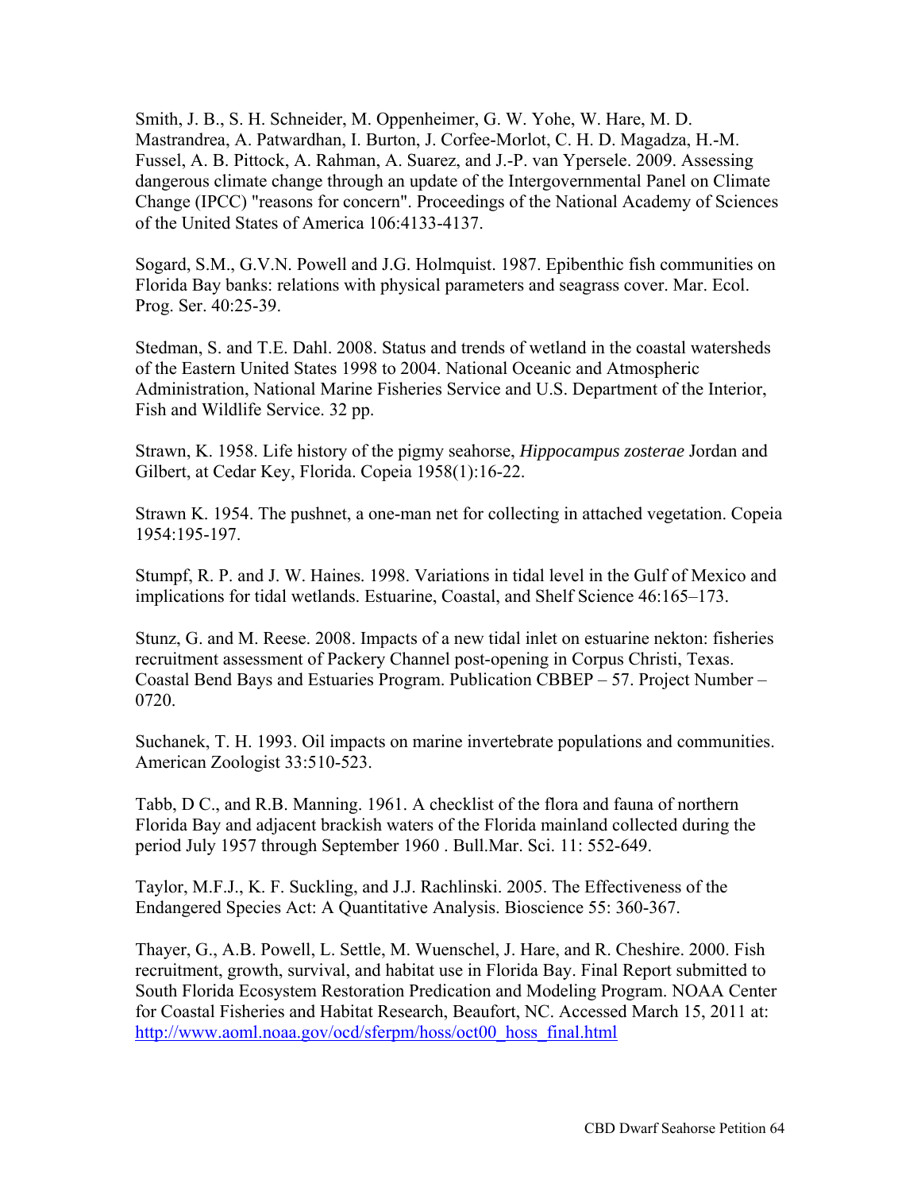Smith, J. B., S. H. Schneider, M. Oppenheimer, G. W. Yohe, W. Hare, M. D. Mastrandrea, A. Patwardhan, I. Burton, J. Corfee-Morlot, C. H. D. Magadza, H.-M. Fussel, A. B. Pittock, A. Rahman, A. Suarez, and J.-P. van Ypersele. 2009. Assessing dangerous climate change through an update of the Intergovernmental Panel on Climate Change (IPCC) "reasons for concern". Proceedings of the National Academy of Sciences of the United States of America 106:4133-4137.

Sogard, S.M., G.V.N. Powell and J.G. Holmquist. 1987. Epibenthic fish communities on Florida Bay banks: relations with physical parameters and seagrass cover. Mar. Ecol. Prog. Ser. 40:25-39.

Stedman, S. and T.E. Dahl. 2008. Status and trends of wetland in the coastal watersheds of the Eastern United States 1998 to 2004. National Oceanic and Atmospheric Administration, National Marine Fisheries Service and U.S. Department of the Interior, Fish and Wildlife Service. 32 pp.

Strawn, K. 1958. Life history of the pigmy seahorse, *Hippocampus zosterae* Jordan and Gilbert, at Cedar Key, Florida. Copeia 1958(1):16-22.

Strawn K. 1954. The pushnet, a one-man net for collecting in attached vegetation. Copeia 1954:195-197.

Stumpf, R. P. and J. W. Haines. 1998. Variations in tidal level in the Gulf of Mexico and implications for tidal wetlands. Estuarine, Coastal, and Shelf Science 46:165–173.

Stunz, G. and M. Reese. 2008. Impacts of a new tidal inlet on estuarine nekton: fisheries recruitment assessment of Packery Channel post-opening in Corpus Christi, Texas. Coastal Bend Bays and Estuaries Program. Publication CBBEP – 57. Project Number – 0720.

Suchanek, T. H. 1993. Oil impacts on marine invertebrate populations and communities. American Zoologist 33:510-523.

Tabb, D C., and R.B. Manning. 1961. A checklist of the flora and fauna of northern Florida Bay and adjacent brackish waters of the Florida mainland collected during the period July 1957 through September 1960 . Bull.Mar. Sci. 11: 552-649.

Taylor, M.F.J., K. F. Suckling, and J.J. Rachlinski. 2005. The Effectiveness of the Endangered Species Act: A Quantitative Analysis. Bioscience 55: 360-367.

Thayer, G., A.B. Powell, L. Settle, M. Wuenschel, J. Hare, and R. Cheshire. 2000. Fish recruitment, growth, survival, and habitat use in Florida Bay. Final Report submitted to South Florida Ecosystem Restoration Predication and Modeling Program. NOAA Center for Coastal Fisheries and Habitat Research, Beaufort, NC. Accessed March 15, 2011 at: http://www.aoml.noaa.gov/ocd/sferpm/hoss/oct00_hoss_final.html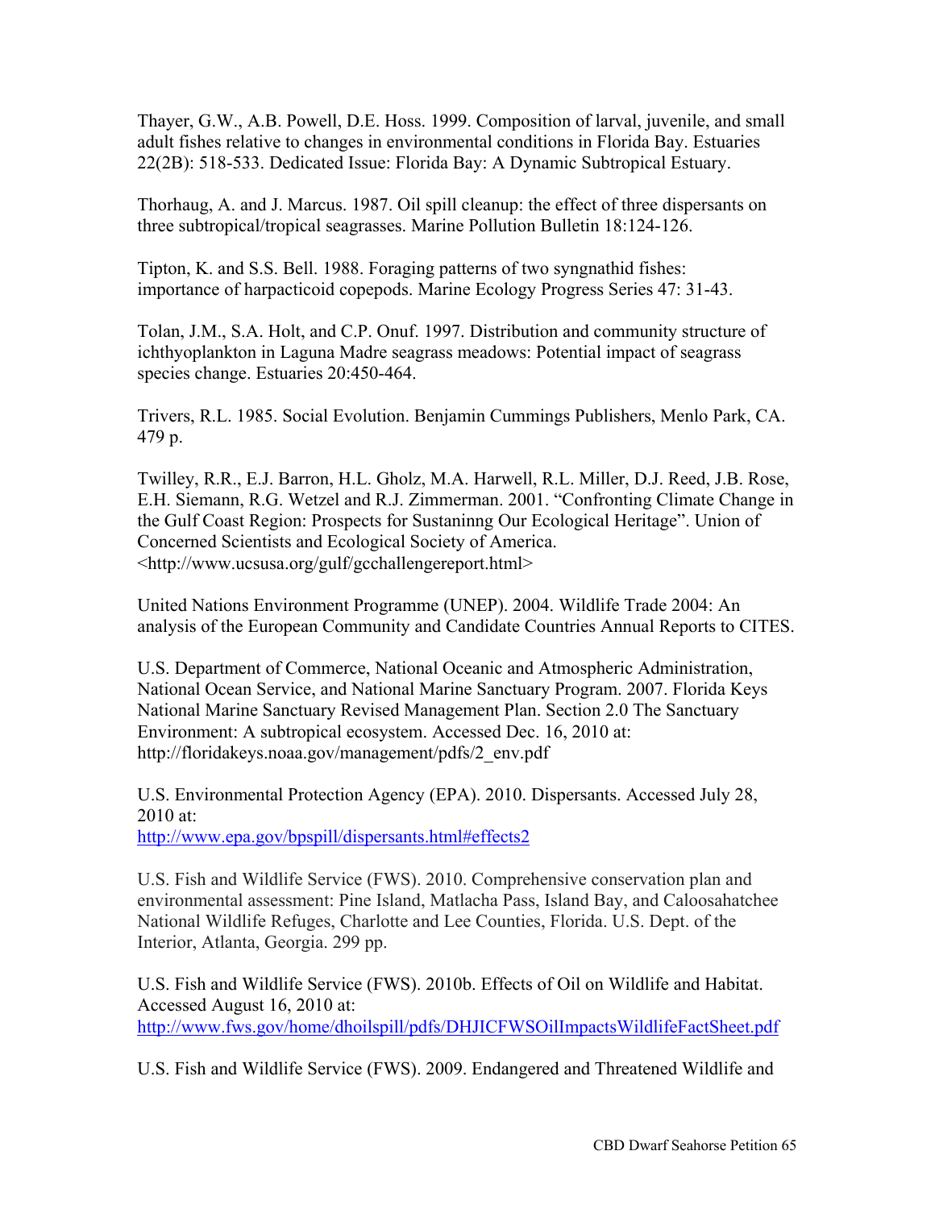Thayer, G.W., A.B. Powell, D.E. Hoss. 1999. Composition of larval, juvenile, and small adult fishes relative to changes in environmental conditions in Florida Bay. Estuaries 22(2B): 518-533. Dedicated Issue: Florida Bay: A Dynamic Subtropical Estuary.

Thorhaug, A. and J. Marcus. 1987. Oil spill cleanup: the effect of three dispersants on three subtropical/tropical seagrasses. Marine Pollution Bulletin 18:124-126.

Tipton, K. and S.S. Bell. 1988. Foraging patterns of two syngnathid fishes: importance of harpacticoid copepods. Marine Ecology Progress Series 47: 31-43.

Tolan, J.M., S.A. Holt, and C.P. Onuf. 1997. Distribution and community structure of ichthyoplankton in Laguna Madre seagrass meadows: Potential impact of seagrass species change. Estuaries 20:450-464.

Trivers, R.L. 1985. Social Evolution. Benjamin Cummings Publishers, Menlo Park, CA. 479 p.

Twilley, R.R., E.J. Barron, H.L. Gholz, M.A. Harwell, R.L. Miller, D.J. Reed, J.B. Rose, E.H. Siemann, R.G. Wetzel and R.J. Zimmerman. 2001. "Confronting Climate Change in the Gulf Coast Region: Prospects for Sustaninng Our Ecological Heritage". Union of Concerned Scientists and Ecological Society of America. <http://www.ucsusa.org/gulf/gcchallengereport.html>

United Nations Environment Programme (UNEP). 2004. Wildlife Trade 2004: An analysis of the European Community and Candidate Countries Annual Reports to CITES.

U.S. Department of Commerce, National Oceanic and Atmospheric Administration, National Ocean Service, and National Marine Sanctuary Program. 2007. Florida Keys National Marine Sanctuary Revised Management Plan. Section 2.0 The Sanctuary Environment: A subtropical ecosystem. Accessed Dec. 16, 2010 at: http://floridakeys.noaa.gov/management/pdfs/2_env.pdf

U.S. Environmental Protection Agency (EPA). 2010. Dispersants. Accessed July 28, 2010 at:
http://www.epa.gov/bpspill/dispersants.html#effects2

U.S. Fish and Wildlife Service (FWS). 2010. Comprehensive conservation plan and environmental assessment: Pine Island, Matlacha Pass, Island Bay, and Caloosahatchee National Wildlife Refuges, Charlotte and Lee Counties, Florida. U.S. Dept. of the Interior, Atlanta, Georgia. 299 pp.

U.S. Fish and Wildlife Service (FWS). 2010b. Effects of Oil on Wildlife and Habitat. Accessed August 16, 2010 at:
http://www.fws.gov/home/dhoilspill/pdfs/DHJICFWSOilImpactsWildlifeFactSheet.pdf

U.S. Fish and Wildlife Service (FWS). 2009. Endangered and Threatened Wildlife and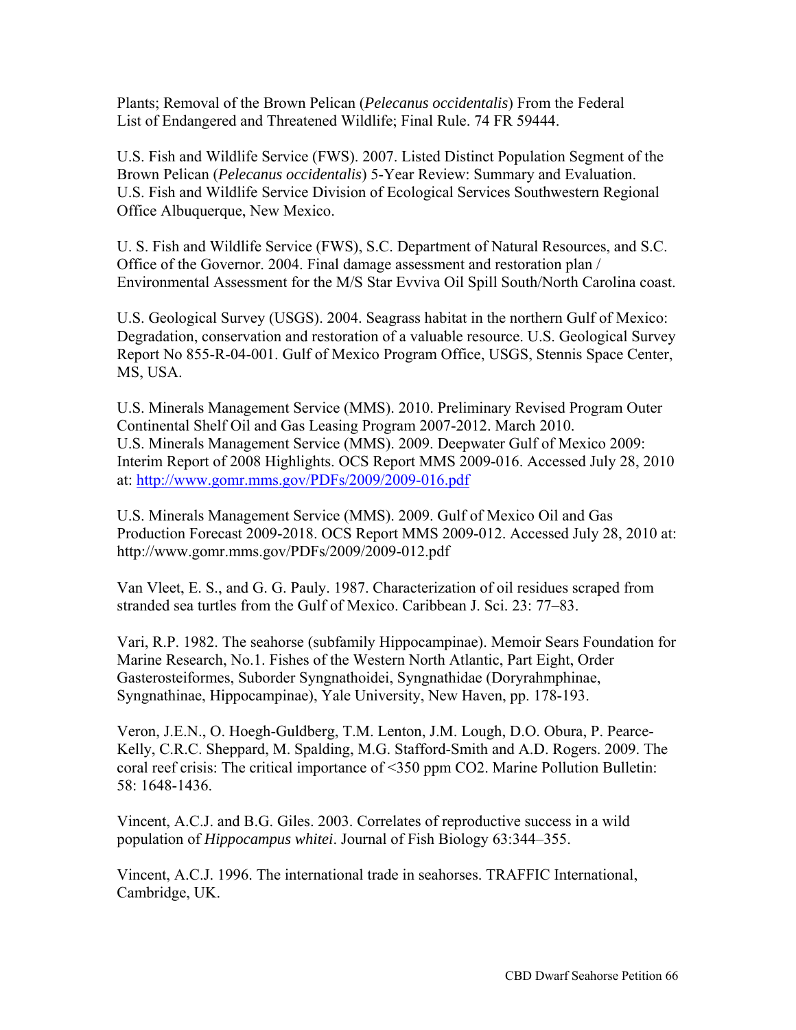Plants; Removal of the Brown Pelican (*Pelecanus occidentalis*) From the Federal List of Endangered and Threatened Wildlife; Final Rule. 74 FR 59444.

U.S. Fish and Wildlife Service (FWS). 2007. Listed Distinct Population Segment of the Brown Pelican (*Pelecanus occidentalis*) 5-Year Review: Summary and Evaluation. U.S. Fish and Wildlife Service Division of Ecological Services Southwestern Regional Office Albuquerque, New Mexico.

U. S. Fish and Wildlife Service (FWS), S.C. Department of Natural Resources, and S.C. Office of the Governor. 2004. Final damage assessment and restoration plan / Environmental Assessment for the M/S Star Evviva Oil Spill South/North Carolina coast.

U.S. Geological Survey (USGS). 2004. Seagrass habitat in the northern Gulf of Mexico: Degradation, conservation and restoration of a valuable resource. U.S. Geological Survey Report No 855-R-04-001. Gulf of Mexico Program Office, USGS, Stennis Space Center, MS, USA.

U.S. Minerals Management Service (MMS). 2010. Preliminary Revised Program Outer Continental Shelf Oil and Gas Leasing Program 2007-2012. March 2010.
U.S. Minerals Management Service (MMS). 2009. Deepwater Gulf of Mexico 2009: Interim Report of 2008 Highlights. OCS Report MMS 2009-016. Accessed July 28, 2010 at: [http://www.gomr.mms.gov/PDFs/2009/2009-016.pdf](http://www.gomr.mms.gov/PDFs/2009/2009-016.pdf)

U.S. Minerals Management Service (MMS). 2009. Gulf of Mexico Oil and Gas Production Forecast 2009-2018. OCS Report MMS 2009-012. Accessed July 28, 2010 at: http://www.gomr.mms.gov/PDFs/2009/2009-012.pdf

Van Vleet, E. S., and G. G. Pauly. 1987. Characterization of oil residues scraped from stranded sea turtles from the Gulf of Mexico. Caribbean J. Sci. 23: 77–83.

Vari, R.P. 1982. The seahorse (subfamily Hippocampinae). Memoir Sears Foundation for Marine Research, No.1. Fishes of the Western North Atlantic, Part Eight, Order Gasterosteiformes, Suborder Syngnathoidei, Syngnathidae (Doryrahmphinae, Syngnathinae, Hippocampinae), Yale University, New Haven, pp. 178-193.

Veron, J.E.N., O. Hoegh-Guldberg, T.M. Lenton, J.M. Lough, D.O. Obura, P. Pearce-Kelly, C.R.C. Sheppard, M. Spalding, M.G. Stafford-Smith and A.D. Rogers. 2009. The coral reef crisis: The critical importance of <350 ppm $CO_2$. Marine Pollution Bulletin: 58: 1648-1436.

Vincent, A.C.J. and B.G. Giles. 2003. Correlates of reproductive success in a wild population of *Hippocampus whitei*. Journal of Fish Biology 63:344–355.

Vincent, A.C.J. 1996. The international trade in seahorses. TRAFFIC International, Cambridge, UK.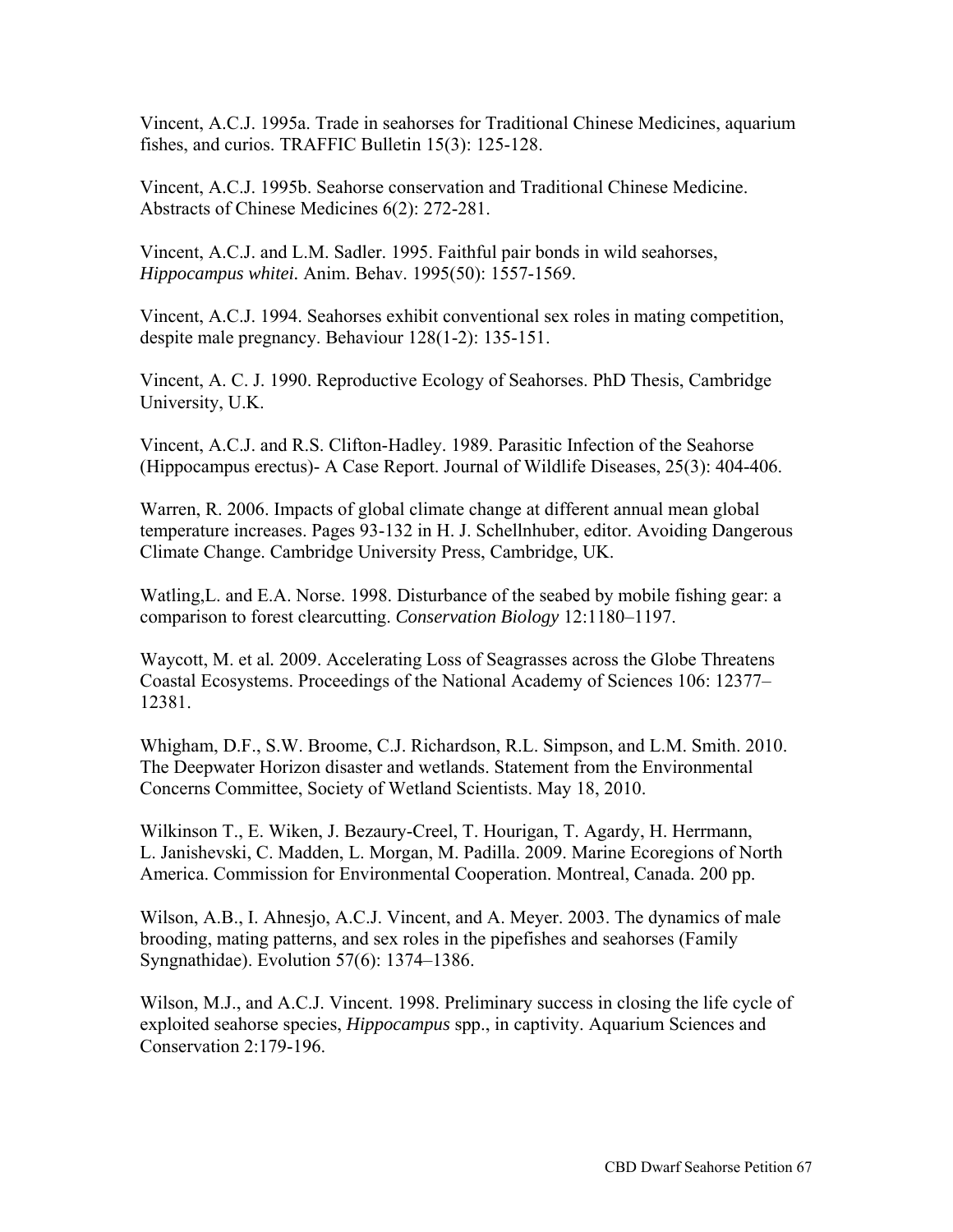Vincent, A.C.J. 1995a. Trade in seahorses for Traditional Chinese Medicines, aquarium fishes, and curios. TRAFFIC Bulletin 15(3): 125-128.

Vincent, A.C.J. 1995b. Seahorse conservation and Traditional Chinese Medicine. Abstracts of Chinese Medicines 6(2): 272-281.

Vincent, A.C.J. and L.M. Sadler. 1995. Faithful pair bonds in wild seahorses, *Hippocampus whitei.* Anim. Behav. 1995(50): 1557-1569.

Vincent, A.C.J. 1994. Seahorses exhibit conventional sex roles in mating competition, despite male pregnancy. Behaviour 128(1-2): 135-151.

Vincent, A. C. J. 1990. Reproductive Ecology of Seahorses. PhD Thesis, Cambridge University, U.K.

Vincent, A.C.J. and R.S. Clifton-Hadley. 1989. Parasitic Infection of the Seahorse (Hippocampus erectus)- A Case Report. Journal of Wildlife Diseases, 25(3): 404-406.

Warren, R. 2006. Impacts of global climate change at different annual mean global temperature increases. Pages 93-132 in H. J. Schellnhuber, editor. Avoiding Dangerous Climate Change. Cambridge University Press, Cambridge, UK.

Watling,L. and E.A. Norse. 1998. Disturbance of the seabed by mobile fishing gear: a comparison to forest clearcutting. *Conservation Biology* 12:1180–1197.

Waycott, M. et al*.* 2009. Accelerating Loss of Seagrasses across the Globe Threatens Coastal Ecosystems. Proceedings of the National Academy of Sciences 106: 12377–12381.

Whigham, D.F., S.W. Broome, C.J. Richardson, R.L. Simpson, and L.M. Smith. 2010. The Deepwater Horizon disaster and wetlands. Statement from the Environmental Concerns Committee, Society of Wetland Scientists. May 18, 2010.

Wilkinson T., E. Wiken, J. Bezaury-Creel, T. Hourigan, T. Agardy, H. Herrmann, L. Janishevski, C. Madden, L. Morgan, M. Padilla. 2009. Marine Ecoregions of North America. Commission for Environmental Cooperation. Montreal, Canada. 200 pp.

Wilson, A.B., I. Ahnesjo, A.C.J. Vincent, and A. Meyer. 2003. The dynamics of male brooding, mating patterns, and sex roles in the pipefishes and seahorses (Family Syngnathidae). Evolution 57(6): 1374–1386.

Wilson, M.J., and A.C.J. Vincent. 1998. Preliminary success in closing the life cycle of exploited seahorse species, *Hippocampus* spp., in captivity. Aquarium Sciences and Conservation 2:179-196.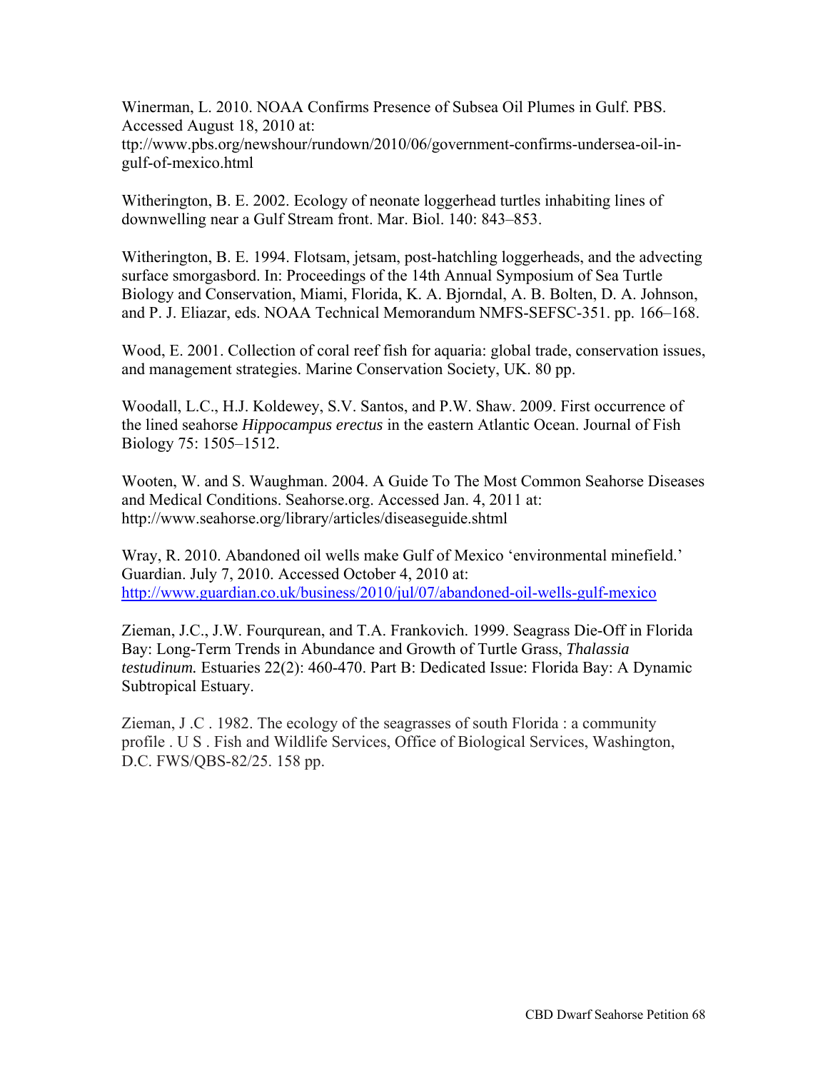Winerman, L. 2010. NOAA Confirms Presence of Subsea Oil Plumes in Gulf. PBS. Accessed August 18, 2010 at: ttp://www.pbs.org/newshour/rundown/2010/06/government-confirms-undersea-oil-in-gulf-of-mexico.html

Witherington, B. E. 2002. Ecology of neonate loggerhead turtles inhabiting lines of downwelling near a Gulf Stream front. Mar. Biol. 140: 843–853.

Witherington, B. E. 1994. Flotsam, jetsam, post-hatchling loggerheads, and the advecting surface smorgasbord. In: Proceedings of the 14th Annual Symposium of Sea Turtle Biology and Conservation, Miami, Florida, K. A. Bjorndal, A. B. Bolten, D. A. Johnson, and P. J. Eliazar, eds. NOAA Technical Memorandum NMFS-SEFSC-351. pp. 166–168.

Wood, E. 2001. Collection of coral reef fish for aquaria: global trade, conservation issues, and management strategies. Marine Conservation Society, UK. 80 pp.

Woodall, L.C., H.J. Koldewey, S.V. Santos, and P.W. Shaw. 2009. First occurrence of the lined seahorse *Hippocampus erectus* in the eastern Atlantic Ocean. Journal of Fish Biology 75: 1505–1512.

Wooten, W. and S. Waughman. 2004. A Guide To The Most Common Seahorse Diseases and Medical Conditions. Seahorse.org. Accessed Jan. 4, 2011 at: http://www.seahorse.org/library/articles/diseaseguide.shtml

Wray, R. 2010. Abandoned oil wells make Gulf of Mexico 'environmental minefield.' Guardian. July 7, 2010. Accessed October 4, 2010 at: http://www.guardian.co.uk/business/2010/jul/07/abandoned-oil-wells-gulf-mexico

Zieman, J.C., J.W. Fourqurean, and T.A. Frankovich. 1999. Seagrass Die-Off in Florida Bay: Long-Term Trends in Abundance and Growth of Turtle Grass, *Thalassia testudinum.* Estuaries 22(2): 460-470. Part B: Dedicated Issue: Florida Bay: A Dynamic Subtropical Estuary.

Zieman, J .C . 1982. The ecology of the seagrasses of south Florida : a community profile . U S . Fish and Wildlife Services, Office of Biological Services, Washington, D.C. FWS/QBS-82/25. 158 pp.